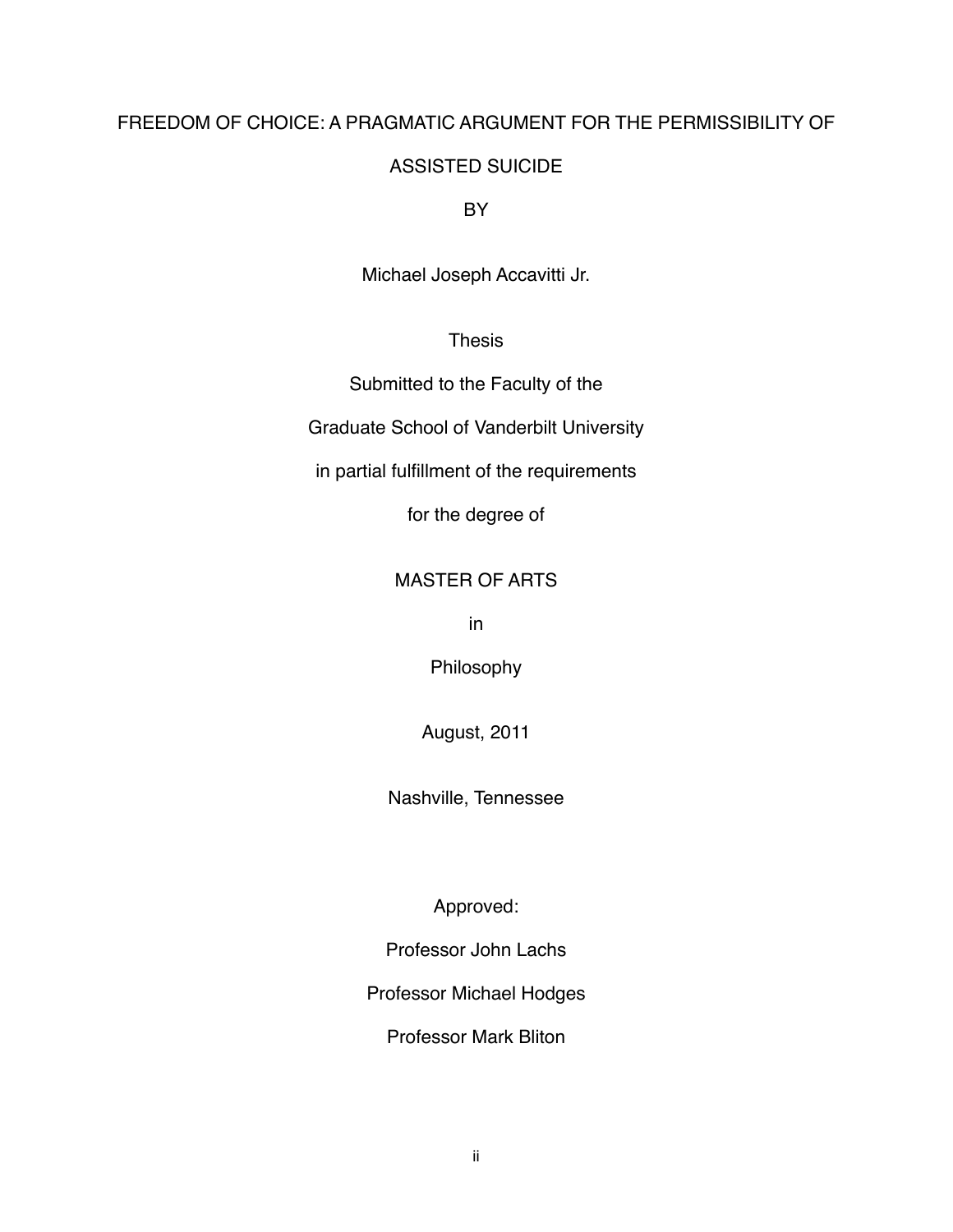# FREEDOM OF CHOICE: A PRAGMATIC ARGUMENT FOR THE PERMISSIBILITY OF ASSISTED SUICIDE

BY

Michael Joseph Accavitti Jr.

Thesis

Submitted to the Faculty of the

Graduate School of Vanderbilt University

in partial fulfillment of the requirements

for the degree of

MASTER OF ARTS

in

Philosophy

August, 2011

Nashville, Tennessee

Approved:

Professor John Lachs

Professor Michael Hodges

Professor Mark Bliton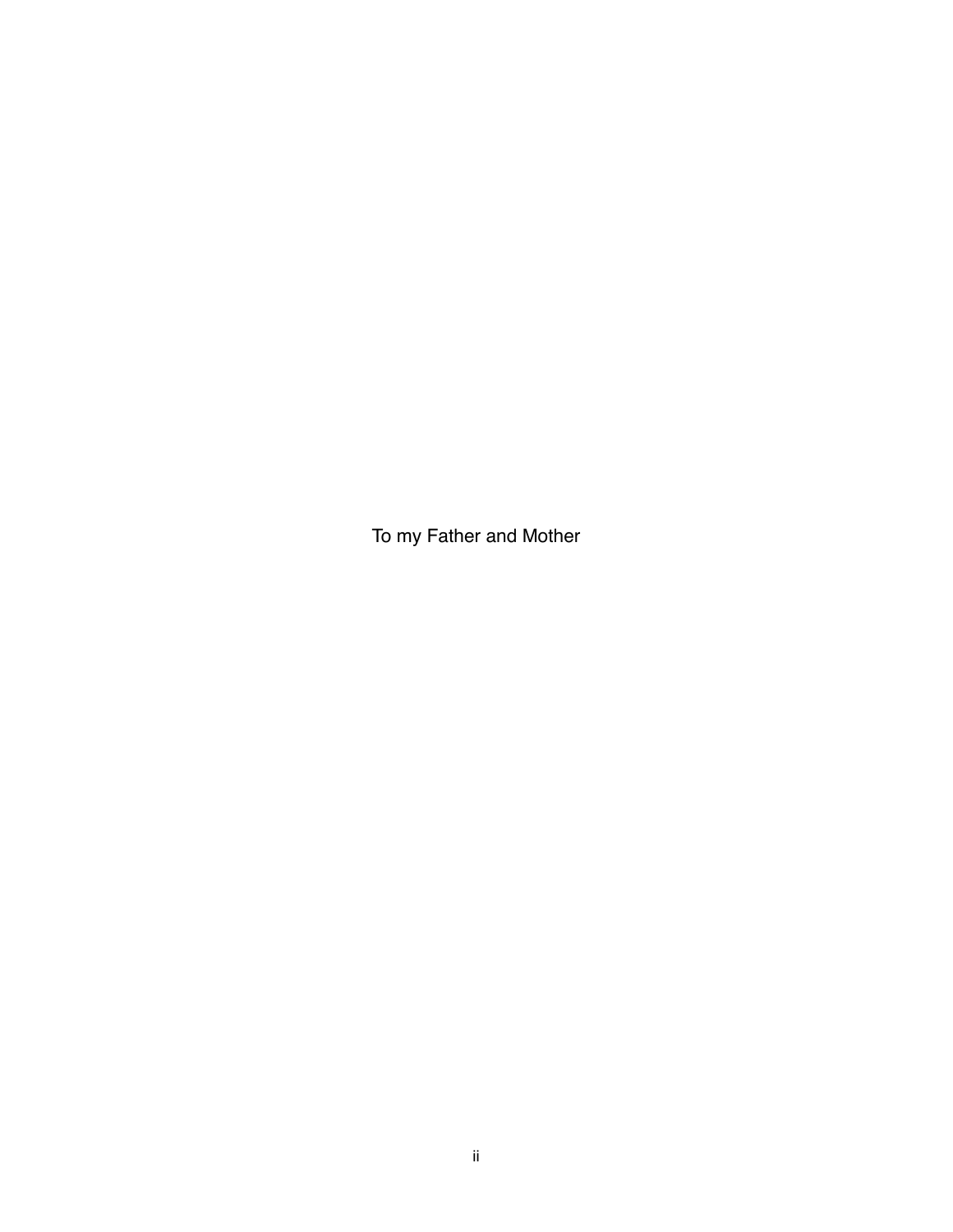To my Father and Mother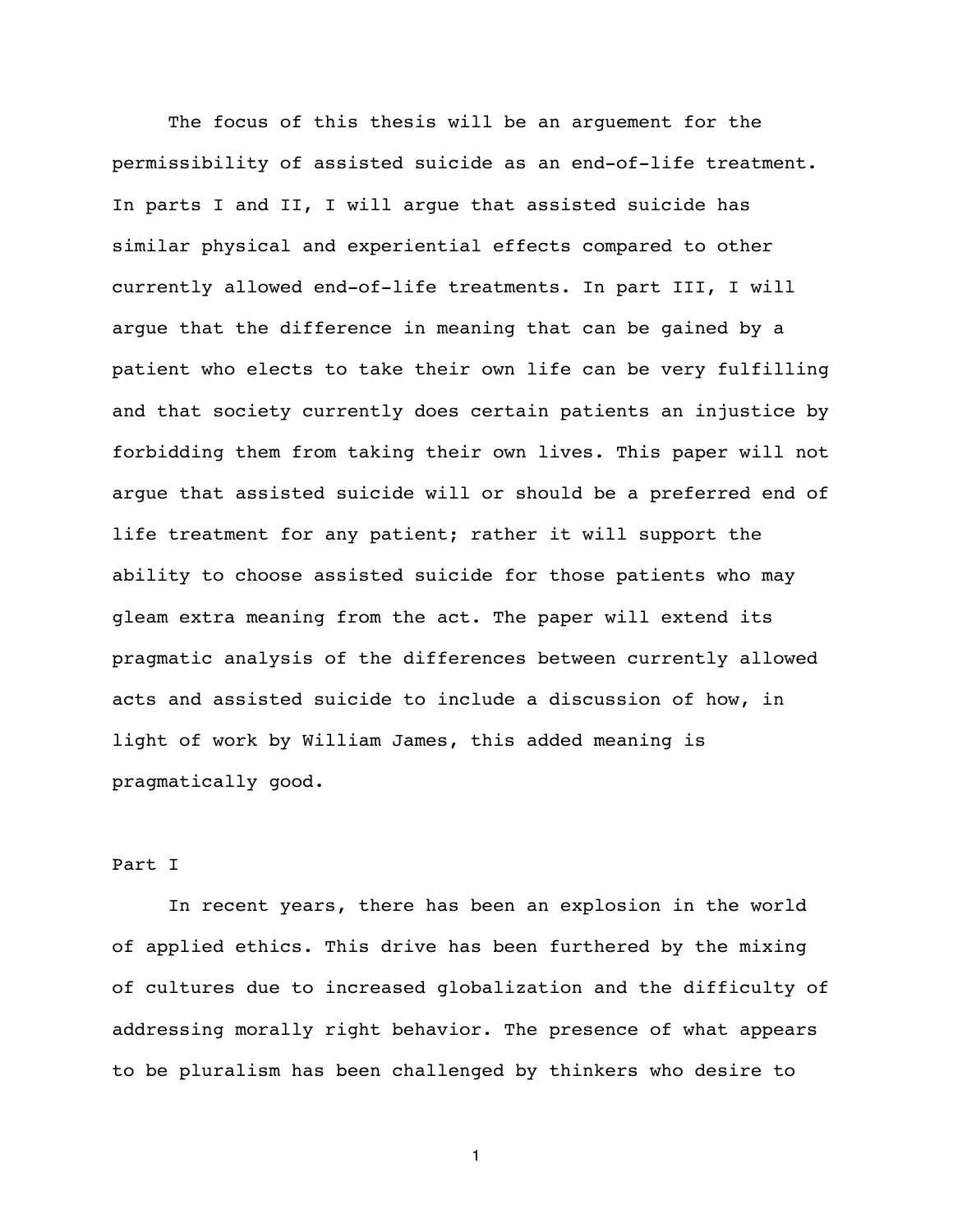The focus of this thesis will be an arguement for the permissibility of assisted suicide as an end-of-life treatment. In parts I and II, I will argue that assisted suicide has similar physical and experiential effects compared to other currently allowed end-of-life treatments. In part III, I will argue that the difference in meaning that can be gained by a patient who elects to take their own life can be very fulfilling and that society currently does certain patients an injustice by forbidding them from taking their own lives. This paper will not argue that assisted suicide will or should be a preferred end of life treatment for any patient; rather it will support the ability to choose assisted suicide for those patients who may gleam extra meaning from the act. The paper will extend its pragmatic analysis of the differences between currently allowed acts and assisted suicide to include a discussion of how, in light of work by William James, this added meaning is pragmatically good.

## Part I

In recent years, there has been an explosion in the world of applied ethics. This drive has been furthered by the mixing of cultures due to increased globalization and the difficulty of addressing morally right behavior. The presence of what appears to be pluralism has been challenged by thinkers who desire to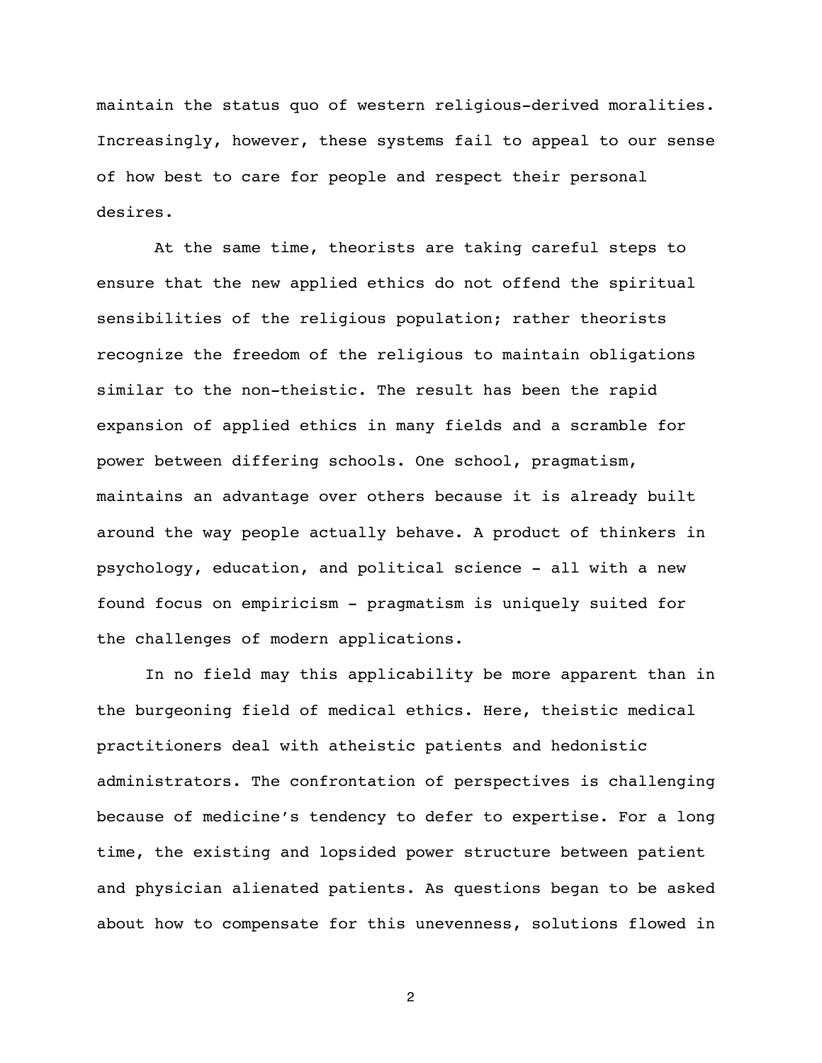maintain the status quo of western religious-derived moralities. Increasingly, however, these systems fail to appeal to our sense of how best to care for people and respect their personal desires.

At the same time, theorists are taking careful steps to ensure that the new applied ethics do not offend the spiritual sensibilities of the religious population; rather theorists recognize the freedom of the religious to maintain obligations similar to the non-theistic. The result has been the rapid expansion of applied ethics in many fields and a scramble for power between differing schools. One school, pragmatism, maintains an advantage over others because it is already built around the way people actually behave. A product of thinkers in psychology, education, and political science - all with a new found focus on empiricism - pragmatism is uniquely suited for the challenges of modern applications.

In no field may this applicability be more apparent than in the burgeoning field of medical ethics. Here, theistic medical practitioners deal with atheistic patients and hedonistic administrators. The confrontation of perspectives is challenging because of medicine's tendency to defer to expertise. For a long time, the existing and lopsided power structure between patient and physician alienated patients. As questions began to be asked about how to compensate for this unevenness, solutions flowed in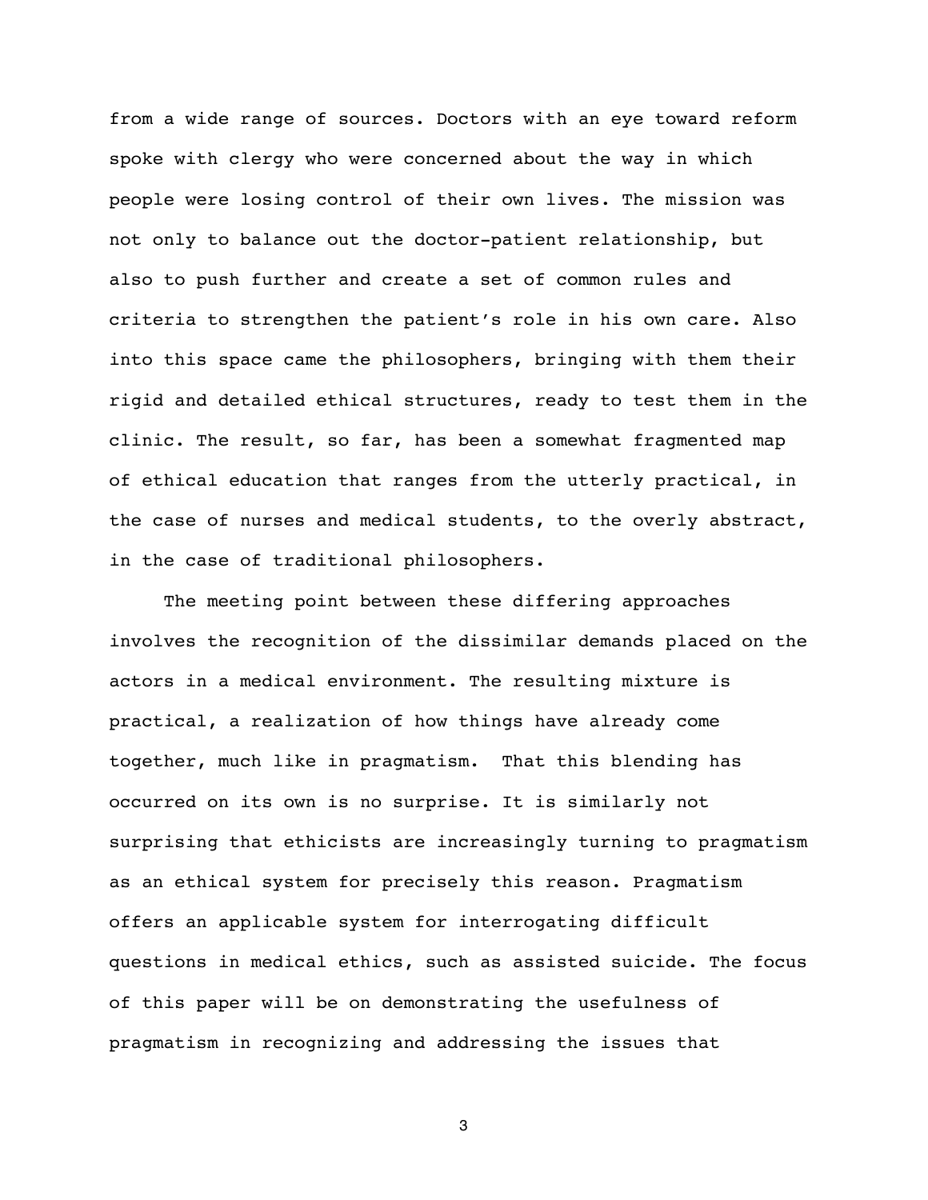from a wide range of sources. Doctors with an eye toward reform spoke with clergy who were concerned about the way in which people were losing control of their own lives. The mission was not only to balance out the doctor-patient relationship, but also to push further and create a set of common rules and criteria to strengthen the patient's role in his own care. Also into this space came the philosophers, bringing with them their rigid and detailed ethical structures, ready to test them in the clinic. The result, so far, has been a somewhat fragmented map of ethical education that ranges from the utterly practical, in the case of nurses and medical students, to the overly abstract, in the case of traditional philosophers.

The meeting point between these differing approaches involves the recognition of the dissimilar demands placed on the actors in a medical environment. The resulting mixture is practical, a realization of how things have already come together, much like in pragmatism. That this blending has occurred on its own is no surprise. It is similarly not surprising that ethicists are increasingly turning to pragmatism as an ethical system for precisely this reason. Pragmatism offers an applicable system for interrogating difficult questions in medical ethics, such as assisted suicide. The focus of this paper will be on demonstrating the usefulness of pragmatism in recognizing and addressing the issues that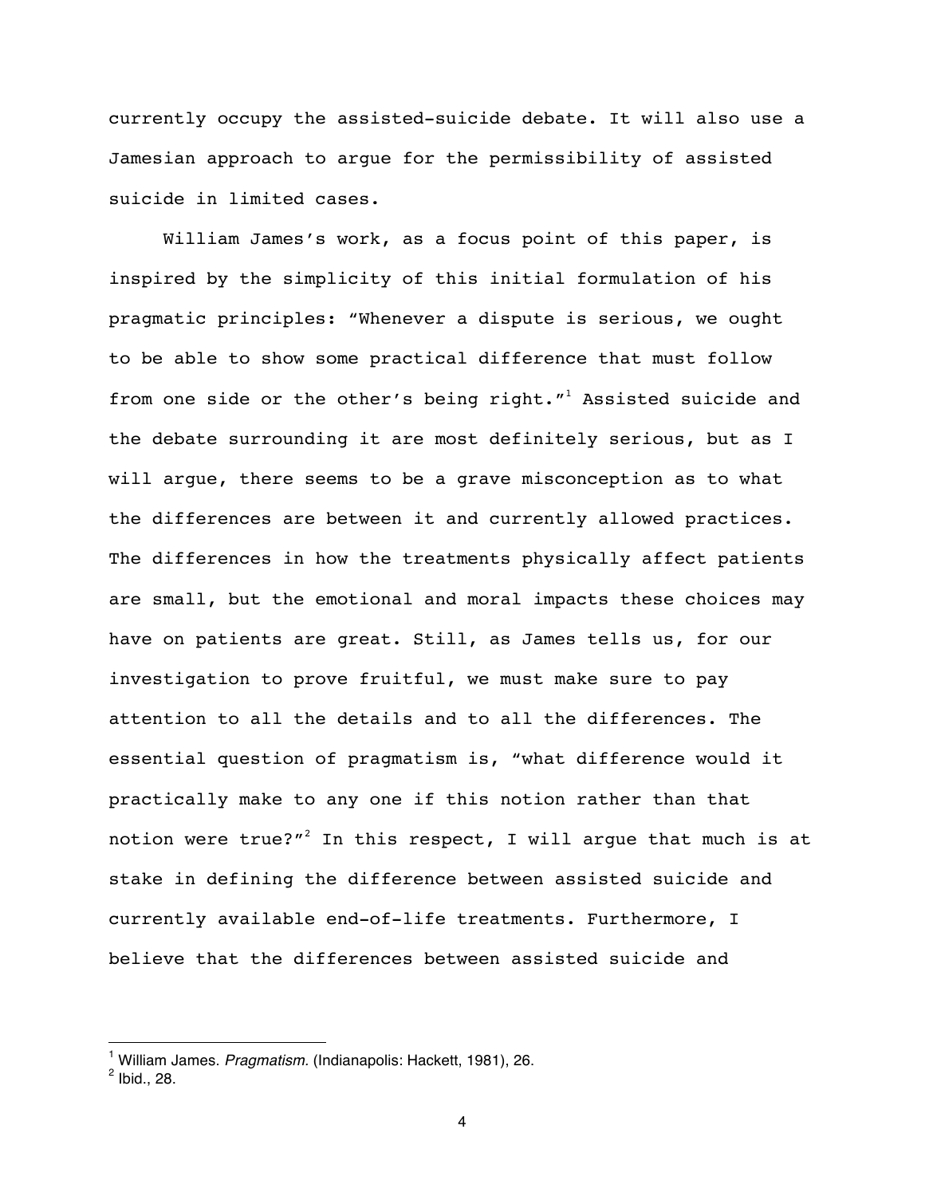currently occupy the assisted-suicide debate. It will also use a Jamesian approach to argue for the permissibility of assisted suicide in limited cases.

William James's work, as a focus point of this paper, is inspired by the simplicity of this initial formulation of his pragmatic principles: "Whenever a dispute is serious, we ought to be able to show some practical difference that must follow from one side or the other's being right."[1] Assisted suicide and the debate surrounding it are most definitely serious, but as I will argue, there seems to be a grave misconception as to what the differences are between it and currently allowed practices. The differences in how the treatments physically affect patients are small, but the emotional and moral impacts these choices may have on patients are great. Still, as James tells us, for our investigation to prove fruitful, we must make sure to pay attention to all the details and to all the differences. The essential question of pragmatism is, "what difference would it practically make to any one if this notion rather than that notion were true?"[2] In this respect, I will argue that much is at stake in defining the difference between assisted suicide and currently available end-of-life treatments. Furthermore, I believe that the differences between assisted suicide and

---

[1] William James. *Pragmatism.* (Indianapolis: Hackett, 1981), 26.

[2] Ibid., 28.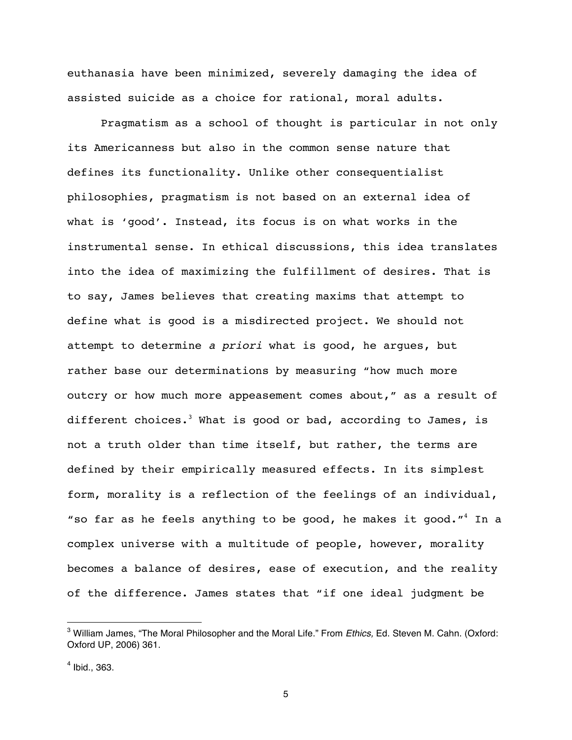euthanasia have been minimized, severely damaging the idea of assisted suicide as a choice for rational, moral adults.

Pragmatism as a school of thought is particular in not only its Americanness but also in the common sense nature that defines its functionality. Unlike other consequentialist philosophies, pragmatism is not based on an external idea of what is 'good'. Instead, its focus is on what works in the instrumental sense. In ethical discussions, this idea translates into the idea of maximizing the fulfillment of desires. That is to say, James believes that creating maxims that attempt to define what is good is a misdirected project. We should not attempt to determine *a priori* what is good, he argues, but rather base our determinations by measuring "how much more outcry or how much more appeasement comes about," as a result of different choices.[3] What is good or bad, according to James, is not a truth older than time itself, but rather, the terms are defined by their empirically measured effects. In its simplest form, morality is a reflection of the feelings of an individual, "so far as he feels anything to be good, he makes it good."[4] In a complex universe with a multitude of people, however, morality becomes a balance of desires, ease of execution, and the reality of the difference. James states that "if one ideal judgment be

---

[3] William James, "The Moral Philosopher and the Moral Life." From *Ethics,* Ed. Steven M. Cahn. (Oxford: Oxford UP, 2006) 361.

[4] Ibid., 363.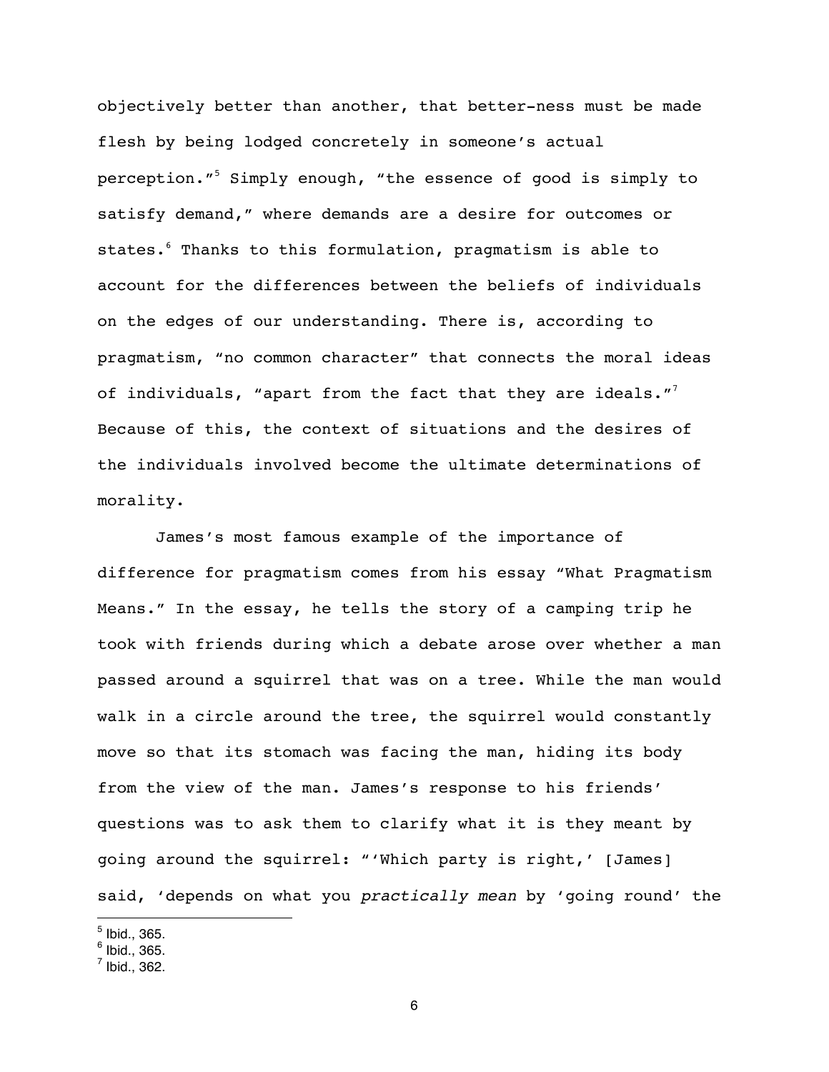objectively better than another, that better-ness must be made flesh by being lodged concretely in someone's actual perception."[5] Simply enough, "the essence of good is simply to satisfy demand," where demands are a desire for outcomes or states.[6] Thanks to this formulation, pragmatism is able to account for the differences between the beliefs of individuals on the edges of our understanding. There is, according to pragmatism, "no common character" that connects the moral ideas of individuals, "apart from the fact that they are ideals."[7] Because of this, the context of situations and the desires of the individuals involved become the ultimate determinations of morality.

James's most famous example of the importance of difference for pragmatism comes from his essay "What Pragmatism Means." In the essay, he tells the story of a camping trip he took with friends during which a debate arose over whether a man passed around a squirrel that was on a tree. While the man would walk in a circle around the tree, the squirrel would constantly move so that its stomach was facing the man, hiding its body from the view of the man. James's response to his friends' questions was to ask them to clarify what it is they meant by going around the squirrel: "'Which party is right,' [James] said, 'depends on what you *practically mean* by 'going round' the

---

[5] Ibid., 365.
[6] Ibid., 365.
[7] Ibid., 362.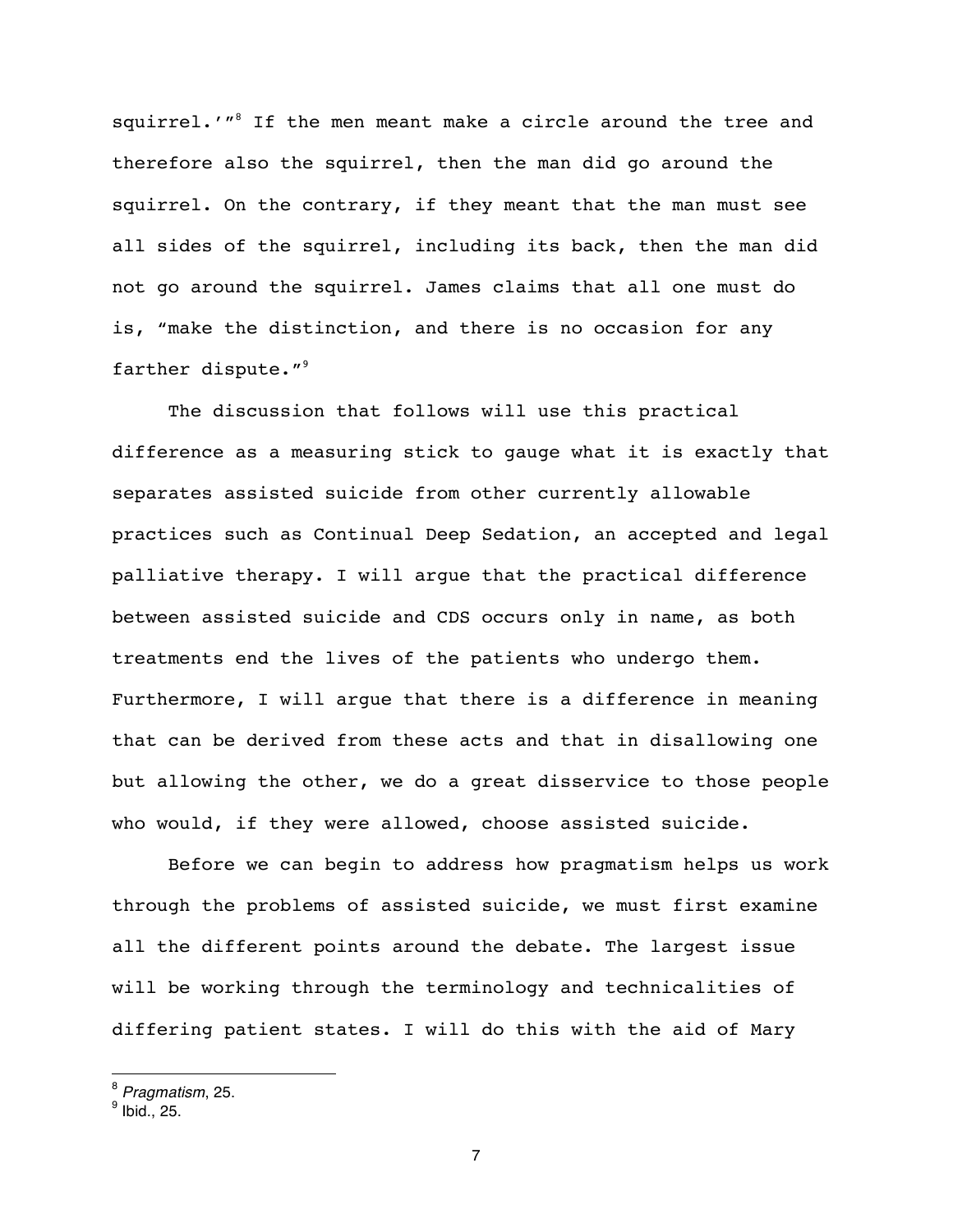squirrel.'"[8] If the men meant make a circle around the tree and therefore also the squirrel, then the man did go around the squirrel. On the contrary, if they meant that the man must see all sides of the squirrel, including its back, then the man did not go around the squirrel. James claims that all one must do is, "make the distinction, and there is no occasion for any farther dispute."[9]

The discussion that follows will use this practical difference as a measuring stick to gauge what it is exactly that separates assisted suicide from other currently allowable practices such as Continual Deep Sedation, an accepted and legal palliative therapy. I will argue that the practical difference between assisted suicide and CDS occurs only in name, as both treatments end the lives of the patients who undergo them. Furthermore, I will argue that there is a difference in meaning that can be derived from these acts and that in disallowing one but allowing the other, we do a great disservice to those people who would, if they were allowed, choose assisted suicide.

Before we can begin to address how pragmatism helps us work through the problems of assisted suicide, we must first examine all the different points around the debate. The largest issue will be working through the terminology and technicalities of differing patient states. I will do this with the aid of Mary

---

[8] *Pragmatism*, 25.

[9] Ibid., 25.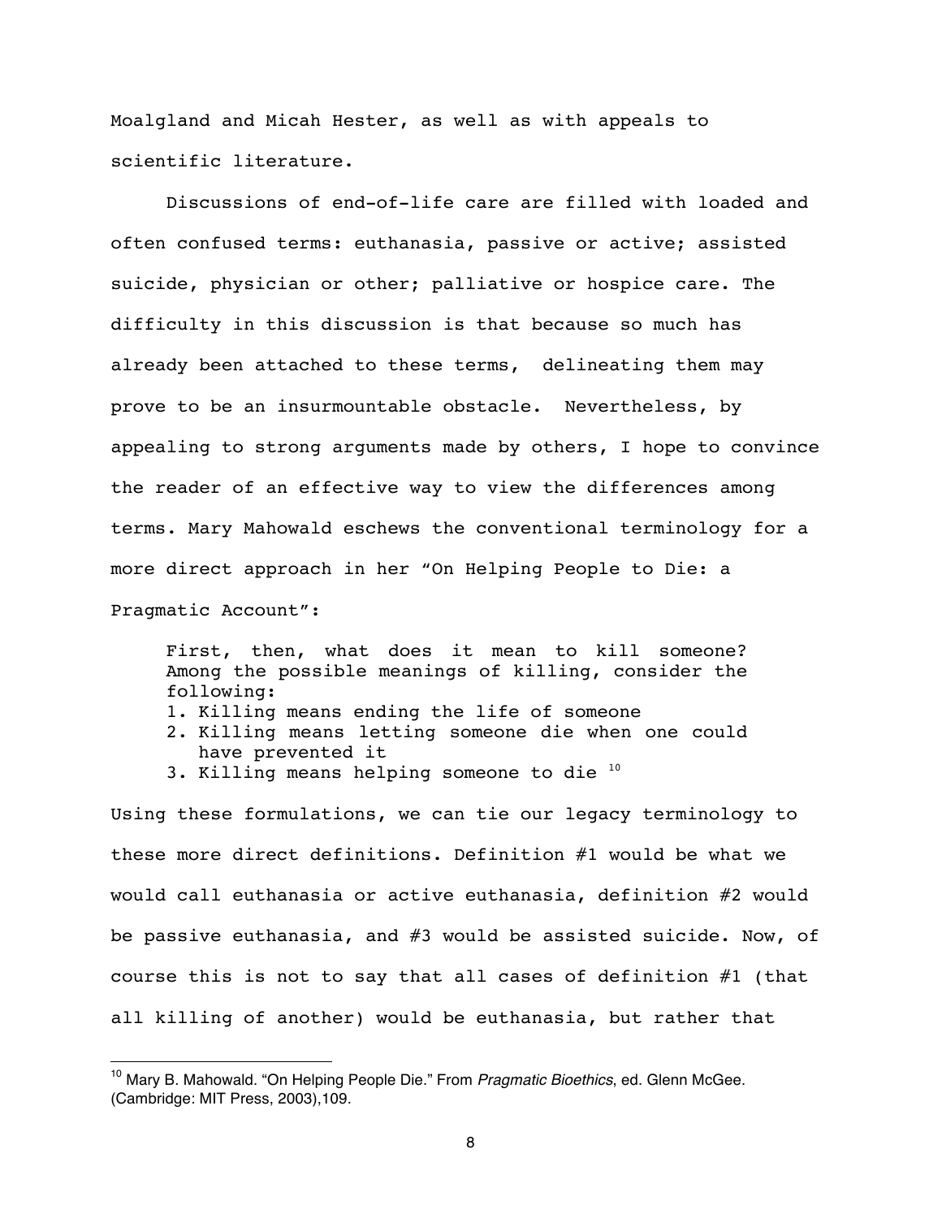Moalgland and Micah Hester, as well as with appeals to scientific literature.

Discussions of end-of-life care are filled with loaded and often confused terms: euthanasia, passive or active; assisted suicide, physician or other; palliative or hospice care. The difficulty in this discussion is that because so much has already been attached to these terms, delineating them may prove to be an insurmountable obstacle. Nevertheless, by appealing to strong arguments made by others, I hope to convince the reader of an effective way to view the differences among terms. Mary Mahowald eschews the conventional terminology for a more direct approach in her "On Helping People to Die: a Pragmatic Account":

> First, then, what does it mean to kill someone? Among the possible meanings of killing, consider the following:
>
> 1. Killing means ending the life of someone
> 2. Killing means letting someone die when one could have prevented it
> 3. Killing means helping someone to die [10]

Using these formulations, we can tie our legacy terminology to these more direct definitions. Definition #1 would be what we would call euthanasia or active euthanasia, definition #2 would be passive euthanasia, and #3 would be assisted suicide. Now, of course this is not to say that all cases of definition #1 (that all killing of another) would be euthanasia, but rather that

---

[10] Mary B. Mahowald. "On Helping People Die." From *Pragmatic Bioethics*, ed. Glenn McGee. (Cambridge: MIT Press, 2003),109.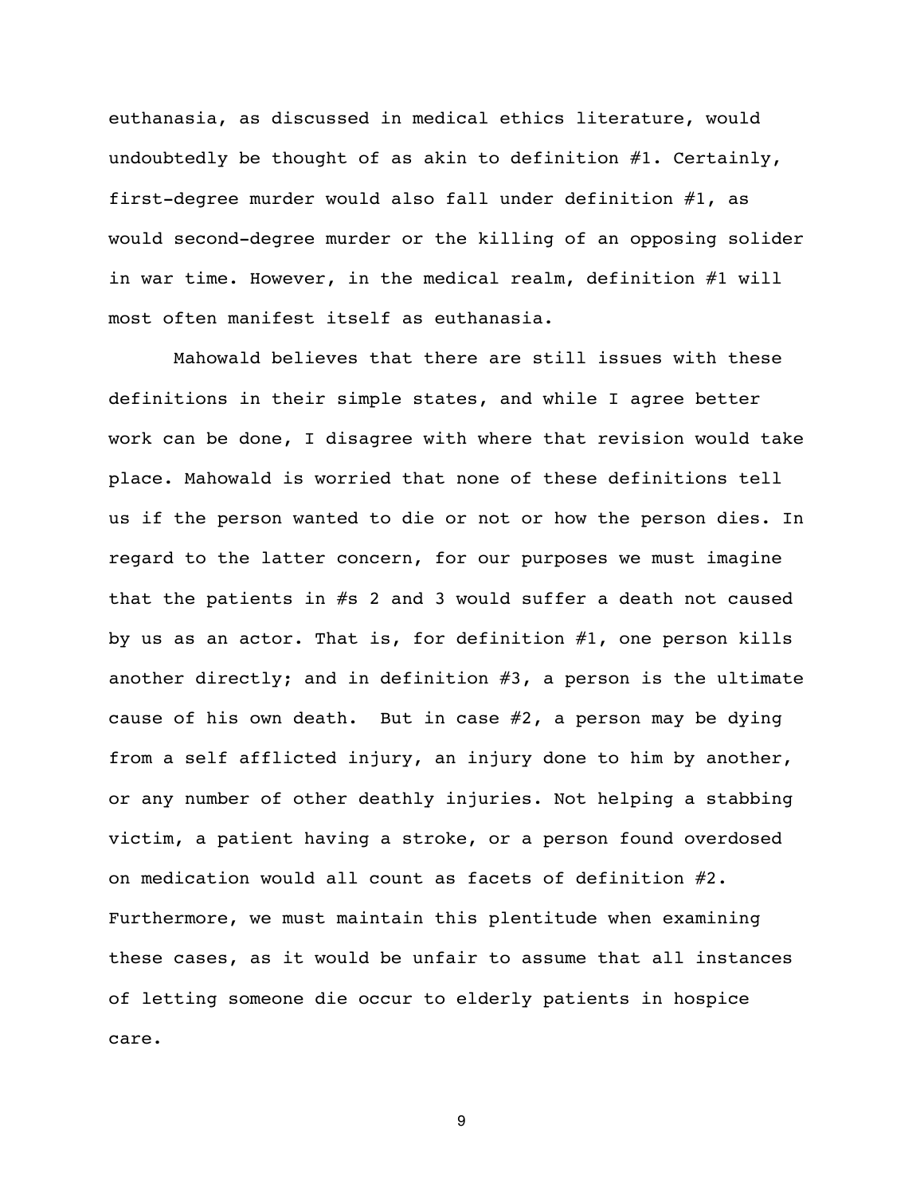euthanasia, as discussed in medical ethics literature, would undoubtedly be thought of as akin to definition #1. Certainly, first-degree murder would also fall under definition #1, as would second-degree murder or the killing of an opposing solider in war time. However, in the medical realm, definition #1 will most often manifest itself as euthanasia.

Mahowald believes that there are still issues with these definitions in their simple states, and while I agree better work can be done, I disagree with where that revision would take place. Mahowald is worried that none of these definitions tell us if the person wanted to die or not or how the person dies. In regard to the latter concern, for our purposes we must imagine that the patients in #s 2 and 3 would suffer a death not caused by us as an actor. That is, for definition #1, one person kills another directly; and in definition #3, a person is the ultimate cause of his own death. But in case #2, a person may be dying from a self afflicted injury, an injury done to him by another, or any number of other deathly injuries. Not helping a stabbing victim, a patient having a stroke, or a person found overdosed on medication would all count as facets of definition #2. Furthermore, we must maintain this plentitude when examining these cases, as it would be unfair to assume that all instances of letting someone die occur to elderly patients in hospice care.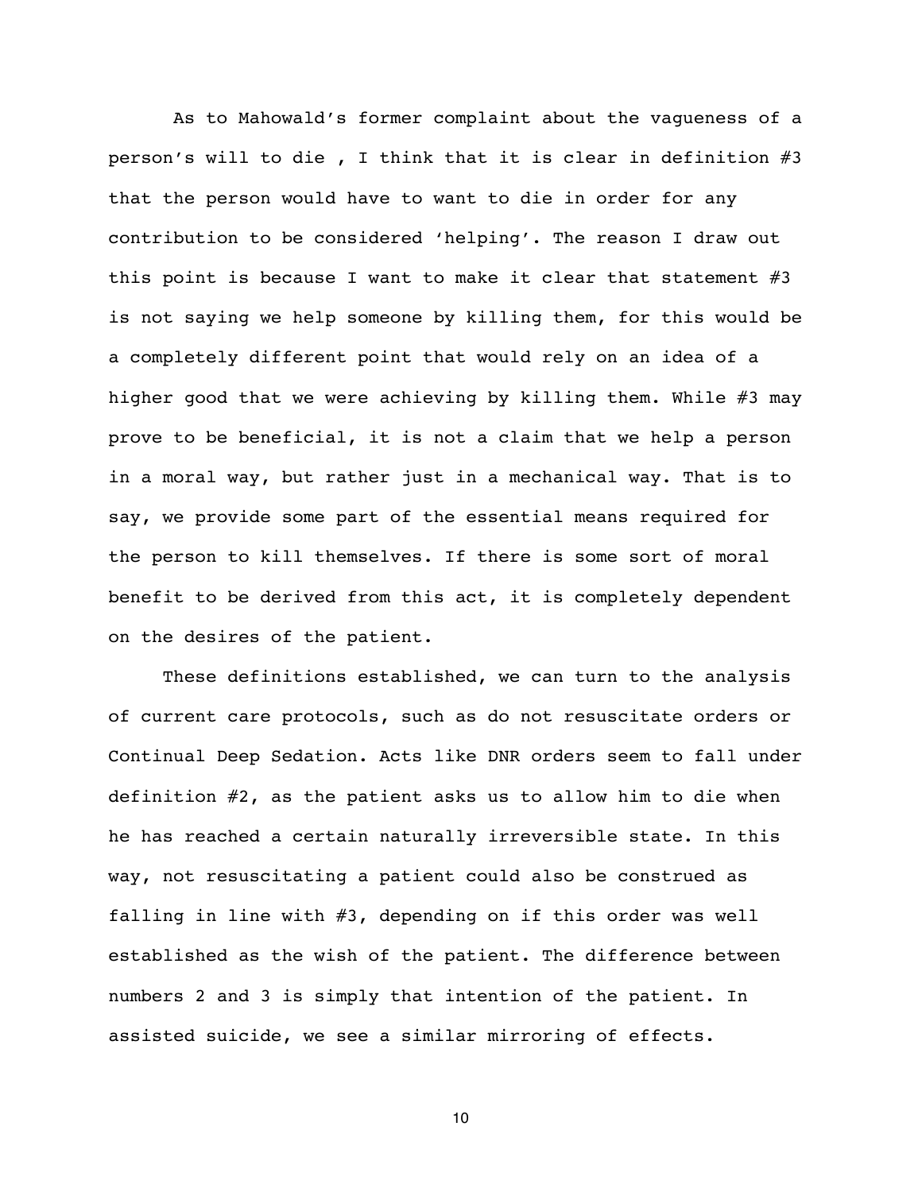As to Mahowald's former complaint about the vagueness of a person's will to die , I think that it is clear in definition #3 that the person would have to want to die in order for any contribution to be considered 'helping'. The reason I draw out this point is because I want to make it clear that statement #3 is not saying we help someone by killing them, for this would be a completely different point that would rely on an idea of a higher good that we were achieving by killing them. While #3 may prove to be beneficial, it is not a claim that we help a person in a moral way, but rather just in a mechanical way. That is to say, we provide some part of the essential means required for the person to kill themselves. If there is some sort of moral benefit to be derived from this act, it is completely dependent on the desires of the patient.

These definitions established, we can turn to the analysis of current care protocols, such as do not resuscitate orders or Continual Deep Sedation. Acts like DNR orders seem to fall under definition #2, as the patient asks us to allow him to die when he has reached a certain naturally irreversible state. In this way, not resuscitating a patient could also be construed as falling in line with #3, depending on if this order was well established as the wish of the patient. The difference between numbers 2 and 3 is simply that intention of the patient. In assisted suicide, we see a similar mirroring of effects.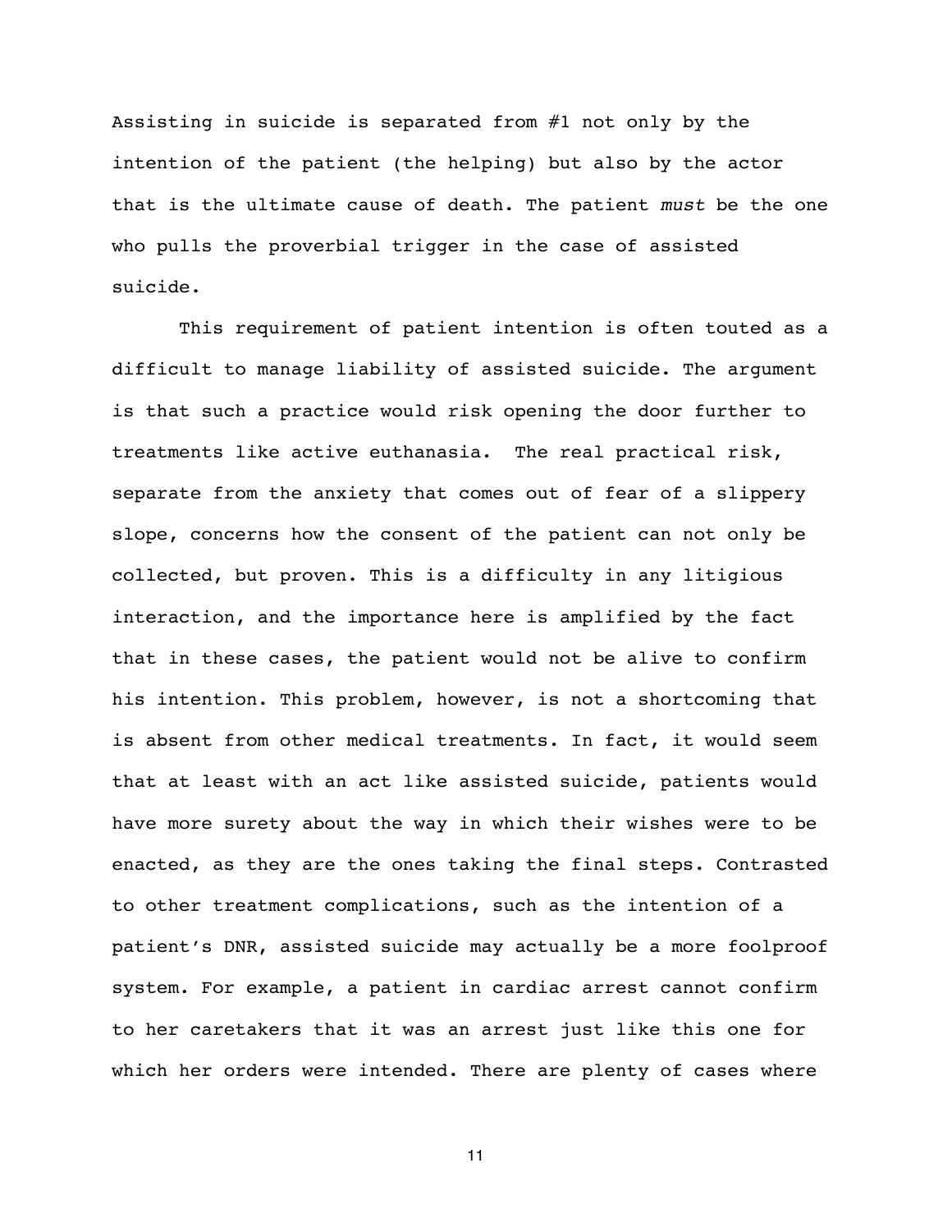Assisting in suicide is separated from #1 not only by the intention of the patient (the helping) but also by the actor that is the ultimate cause of death. The patient *must* be the one who pulls the proverbial trigger in the case of assisted suicide.

This requirement of patient intention is often touted as a difficult to manage liability of assisted suicide. The argument is that such a practice would risk opening the door further to treatments like active euthanasia.  The real practical risk, separate from the anxiety that comes out of fear of a slippery slope, concerns how the consent of the patient can not only be collected, but proven. This is a difficulty in any litigious interaction, and the importance here is amplified by the fact that in these cases, the patient would not be alive to confirm his intention. This problem, however, is not a shortcoming that is absent from other medical treatments. In fact, it would seem that at least with an act like assisted suicide, patients would have more surety about the way in which their wishes were to be enacted, as they are the ones taking the final steps. Contrasted to other treatment complications, such as the intention of a patient's DNR, assisted suicide may actually be a more foolproof system. For example, a patient in cardiac arrest cannot confirm to her caretakers that it was an arrest just like this one for which her orders were intended. There are plenty of cases where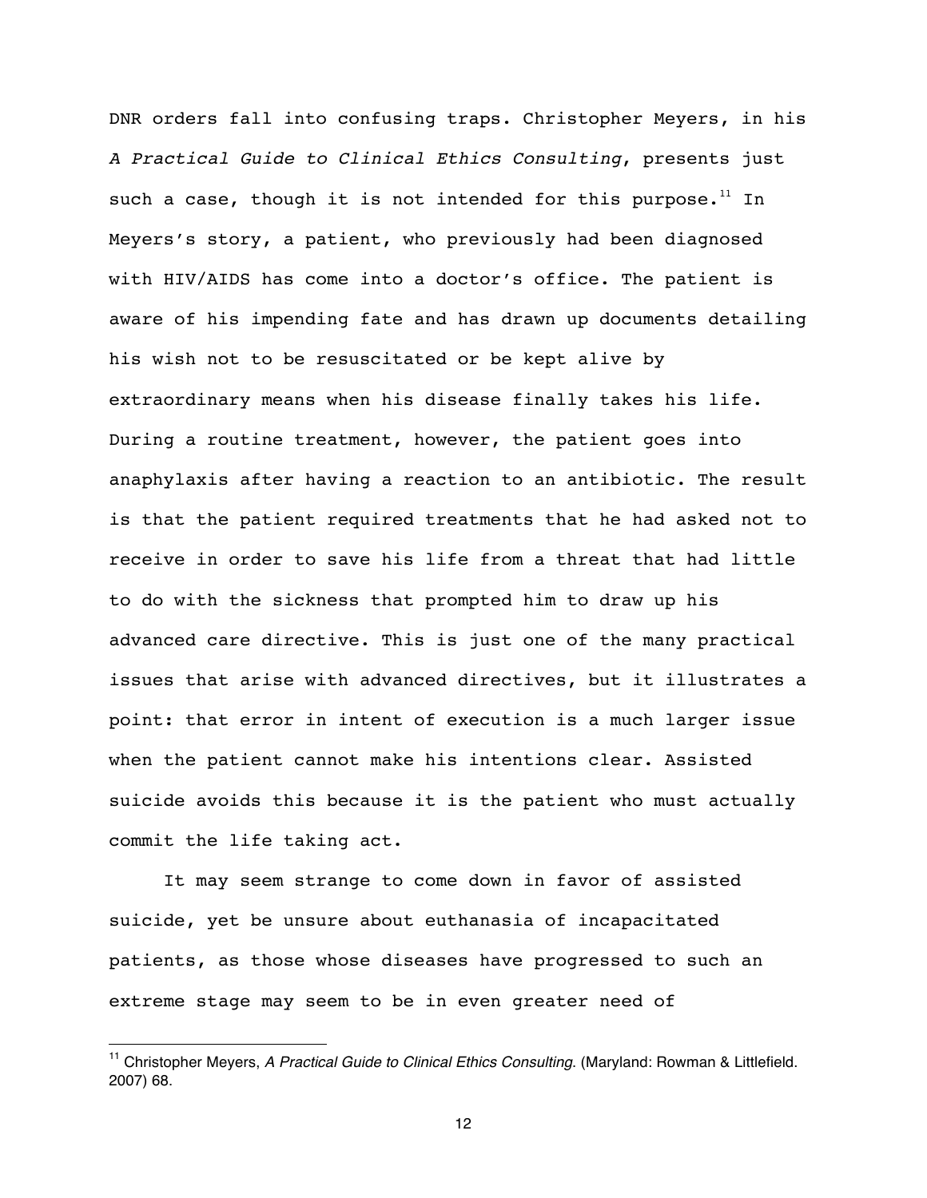DNR orders fall into confusing traps. Christopher Meyers, in his *A Practical Guide to Clinical Ethics Consulting*, presents just such a case, though it is not intended for this purpose.[11] In Meyers's story, a patient, who previously had been diagnosed with HIV/AIDS has come into a doctor's office. The patient is aware of his impending fate and has drawn up documents detailing his wish not to be resuscitated or be kept alive by extraordinary means when his disease finally takes his life. During a routine treatment, however, the patient goes into anaphylaxis after having a reaction to an antibiotic. The result is that the patient required treatments that he had asked not to receive in order to save his life from a threat that had little to do with the sickness that prompted him to draw up his advanced care directive. This is just one of the many practical issues that arise with advanced directives, but it illustrates a point: that error in intent of execution is a much larger issue when the patient cannot make his intentions clear. Assisted suicide avoids this because it is the patient who must actually commit the life taking act.

It may seem strange to come down in favor of assisted suicide, yet be unsure about euthanasia of incapacitated patients, as those whose diseases have progressed to such an extreme stage may seem to be in even greater need of

---

[11] Christopher Meyers, *A Practical Guide to Clinical Ethics Consulting*. (Maryland: Rowman & Littlefield. 2007) 68.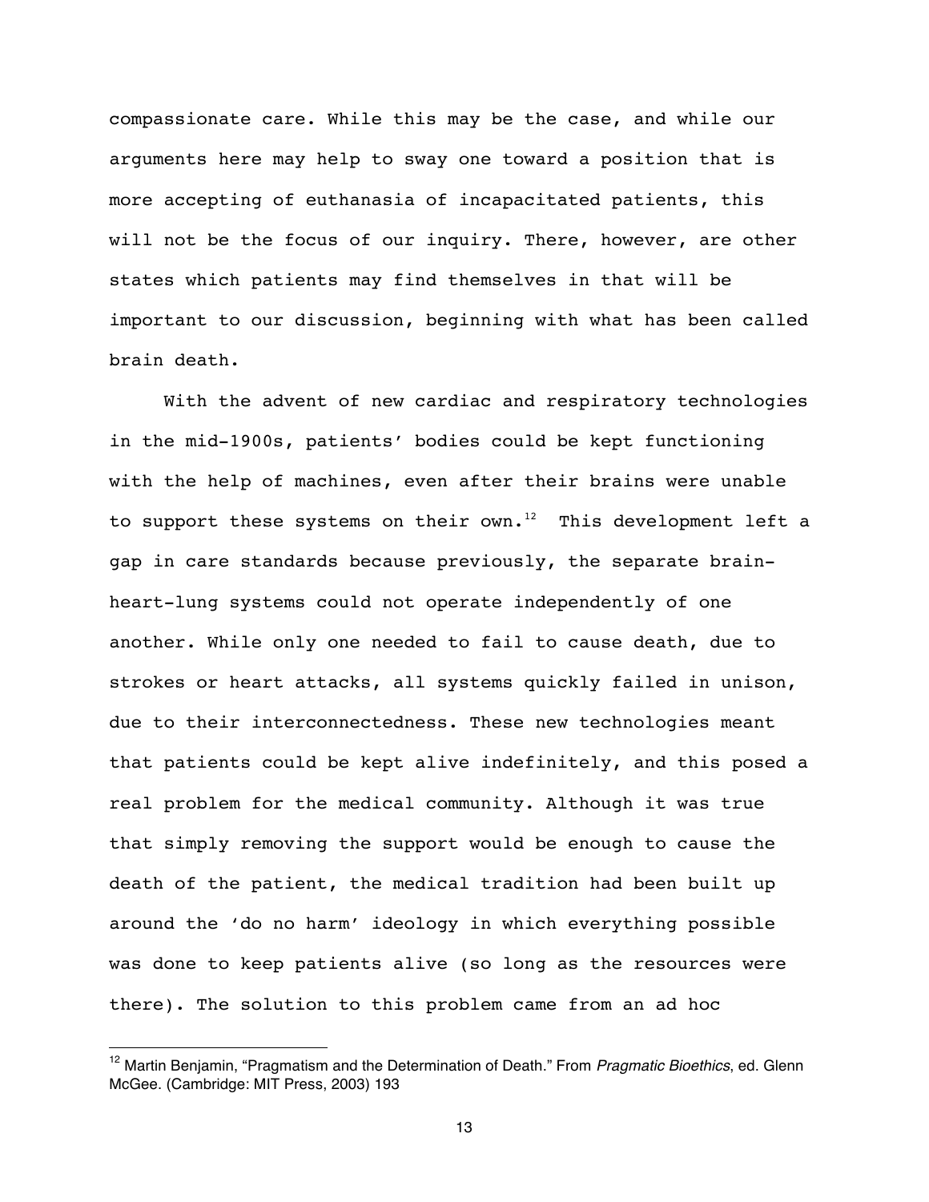compassionate care. While this may be the case, and while our arguments here may help to sway one toward a position that is more accepting of euthanasia of incapacitated patients, this will not be the focus of our inquiry. There, however, are other states which patients may find themselves in that will be important to our discussion, beginning with what has been called brain death.

With the advent of new cardiac and respiratory technologies in the mid-1900s, patients' bodies could be kept functioning with the help of machines, even after their brains were unable to support these systems on their own.[12] This development left a gap in care standards because previously, the separate brain-heart-lung systems could not operate independently of one another. While only one needed to fail to cause death, due to strokes or heart attacks, all systems quickly failed in unison, due to their interconnectedness. These new technologies meant that patients could be kept alive indefinitely, and this posed a real problem for the medical community. Although it was true that simply removing the support would be enough to cause the death of the patient, the medical tradition had been built up around the 'do no harm' ideology in which everything possible was done to keep patients alive (so long as the resources were there). The solution to this problem came from an ad hoc

[12] Martin Benjamin, "Pragmatism and the Determination of Death." From *Pragmatic Bioethics*, ed. Glenn McGee. (Cambridge: MIT Press, 2003) 193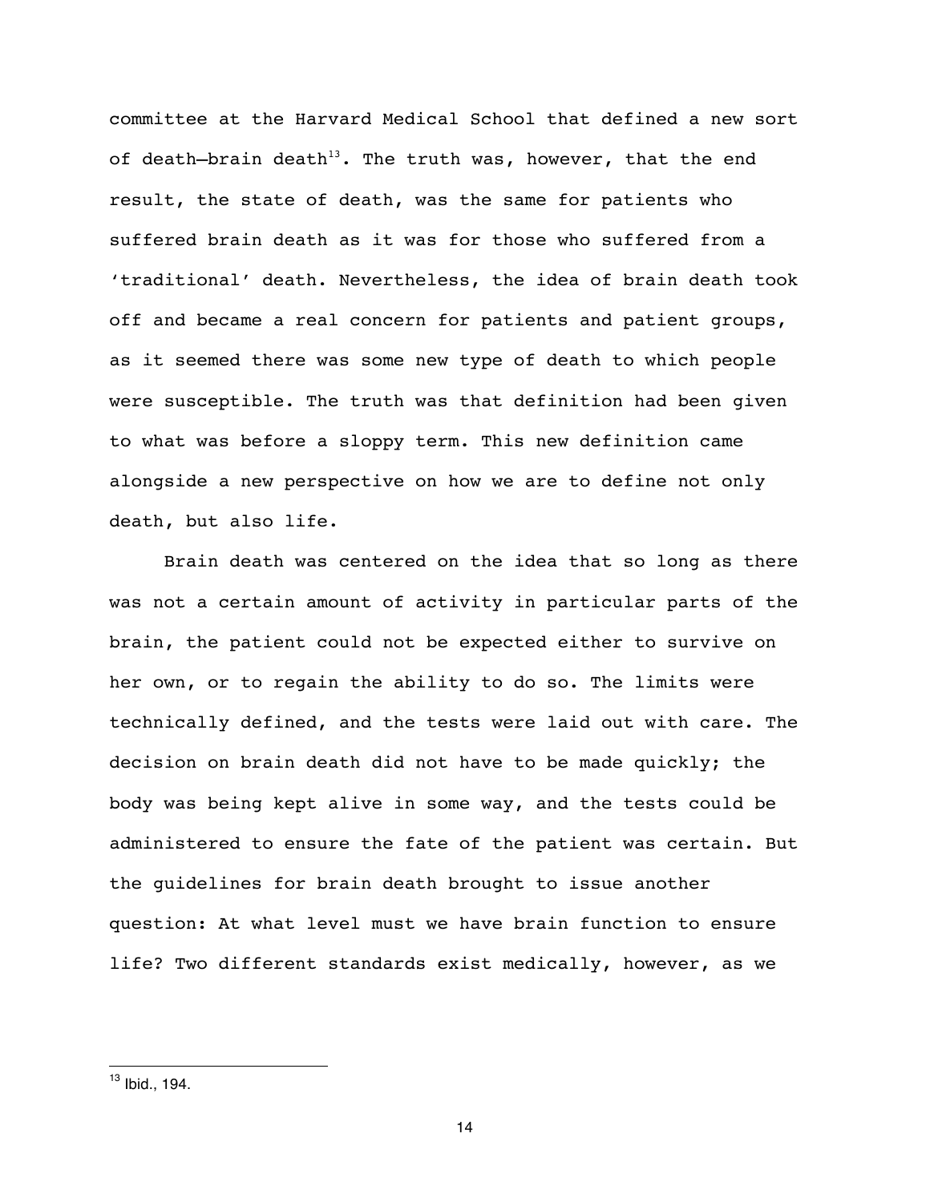committee at the Harvard Medical School that defined a new sort of death—brain death[13]. The truth was, however, that the end result, the state of death, was the same for patients who suffered brain death as it was for those who suffered from a 'traditional' death. Nevertheless, the idea of brain death took off and became a real concern for patients and patient groups, as it seemed there was some new type of death to which people were susceptible. The truth was that definition had been given to what was before a sloppy term. This new definition came alongside a new perspective on how we are to define not only death, but also life.

Brain death was centered on the idea that so long as there was not a certain amount of activity in particular parts of the brain, the patient could not be expected either to survive on her own, or to regain the ability to do so. The limits were technically defined, and the tests were laid out with care. The decision on brain death did not have to be made quickly; the body was being kept alive in some way, and the tests could be administered to ensure the fate of the patient was certain. But the guidelines for brain death brought to issue another question: At what level must we have brain function to ensure life? Two different standards exist medically, however, as we

---

[13] Ibid., 194.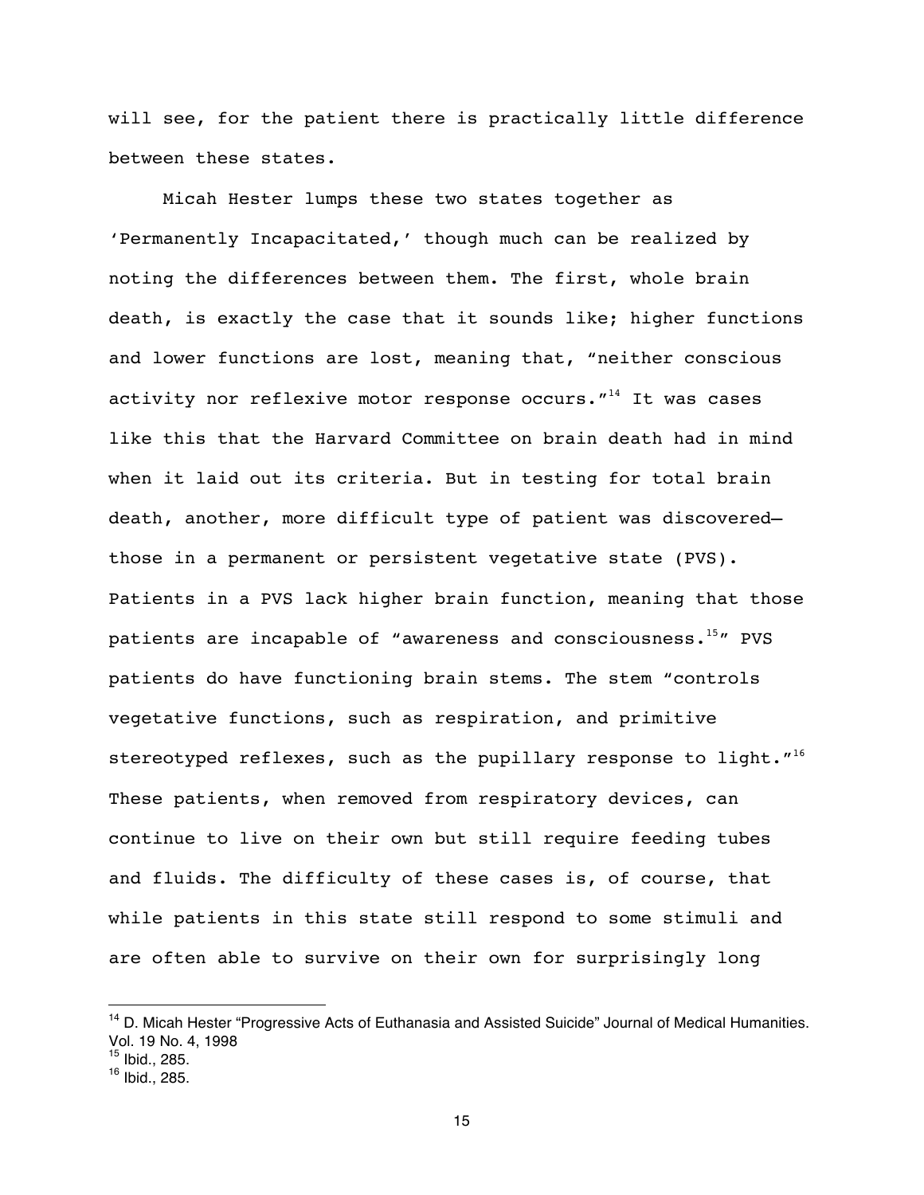will see, for the patient there is practically little difference between these states.

Micah Hester lumps these two states together as 'Permanently Incapacitated,' though much can be realized by noting the differences between them. The first, whole brain death, is exactly the case that it sounds like; higher functions and lower functions are lost, meaning that, "neither conscious activity nor reflexive motor response occurs."[14] It was cases like this that the Harvard Committee on brain death had in mind when it laid out its criteria. But in testing for total brain death, another, more difficult type of patient was discovered—those in a permanent or persistent vegetative state (PVS). Patients in a PVS lack higher brain function, meaning that those patients are incapable of "awareness and consciousness.[15]" PVS patients do have functioning brain stems. The stem "controls vegetative functions, such as respiration, and primitive stereotyped reflexes, such as the pupillary response to light."[16] These patients, when removed from respiratory devices, can continue to live on their own but still require feeding tubes and fluids. The difficulty of these cases is, of course, that while patients in this state still respond to some stimuli and are often able to survive on their own for surprisingly long

---

[14] D. Micah Hester "Progressive Acts of Euthanasia and Assisted Suicide" Journal of Medical Humanities. Vol. 19 No. 4, 1998

[15] Ibid., 285.

[16] Ibid., 285.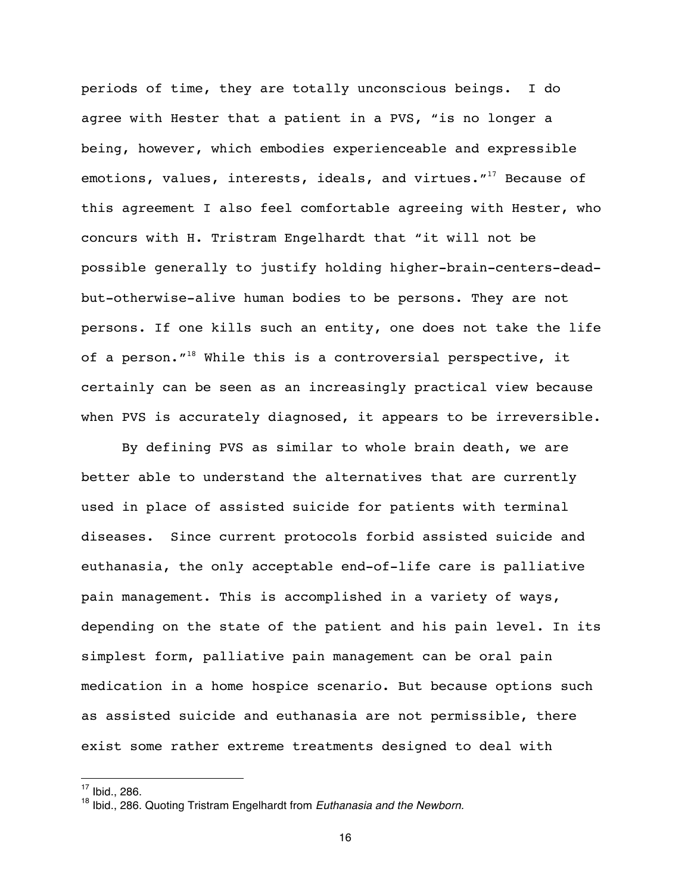periods of time, they are totally unconscious beings. I do agree with Hester that a patient in a PVS, "is no longer a being, however, which embodies experienceable and expressible emotions, values, interests, ideals, and virtues."[17] Because of this agreement I also feel comfortable agreeing with Hester, who concurs with H. Tristram Engelhardt that "it will not be possible generally to justify holding higher-brain-centers-dead-but-otherwise-alive human bodies to be persons. They are not persons. If one kills such an entity, one does not take the life of a person."[18] While this is a controversial perspective, it certainly can be seen as an increasingly practical view because when PVS is accurately diagnosed, it appears to be irreversible.

By defining PVS as similar to whole brain death, we are better able to understand the alternatives that are currently used in place of assisted suicide for patients with terminal diseases. Since current protocols forbid assisted suicide and euthanasia, the only acceptable end-of-life care is palliative pain management. This is accomplished in a variety of ways, depending on the state of the patient and his pain level. In its simplest form, palliative pain management can be oral pain medication in a home hospice scenario. But because options such as assisted suicide and euthanasia are not permissible, there exist some rather extreme treatments designed to deal with

---

[17] Ibid., 286.

[18] Ibid., 286. Quoting Tristram Engelhardt from *Euthanasia and the Newborn.*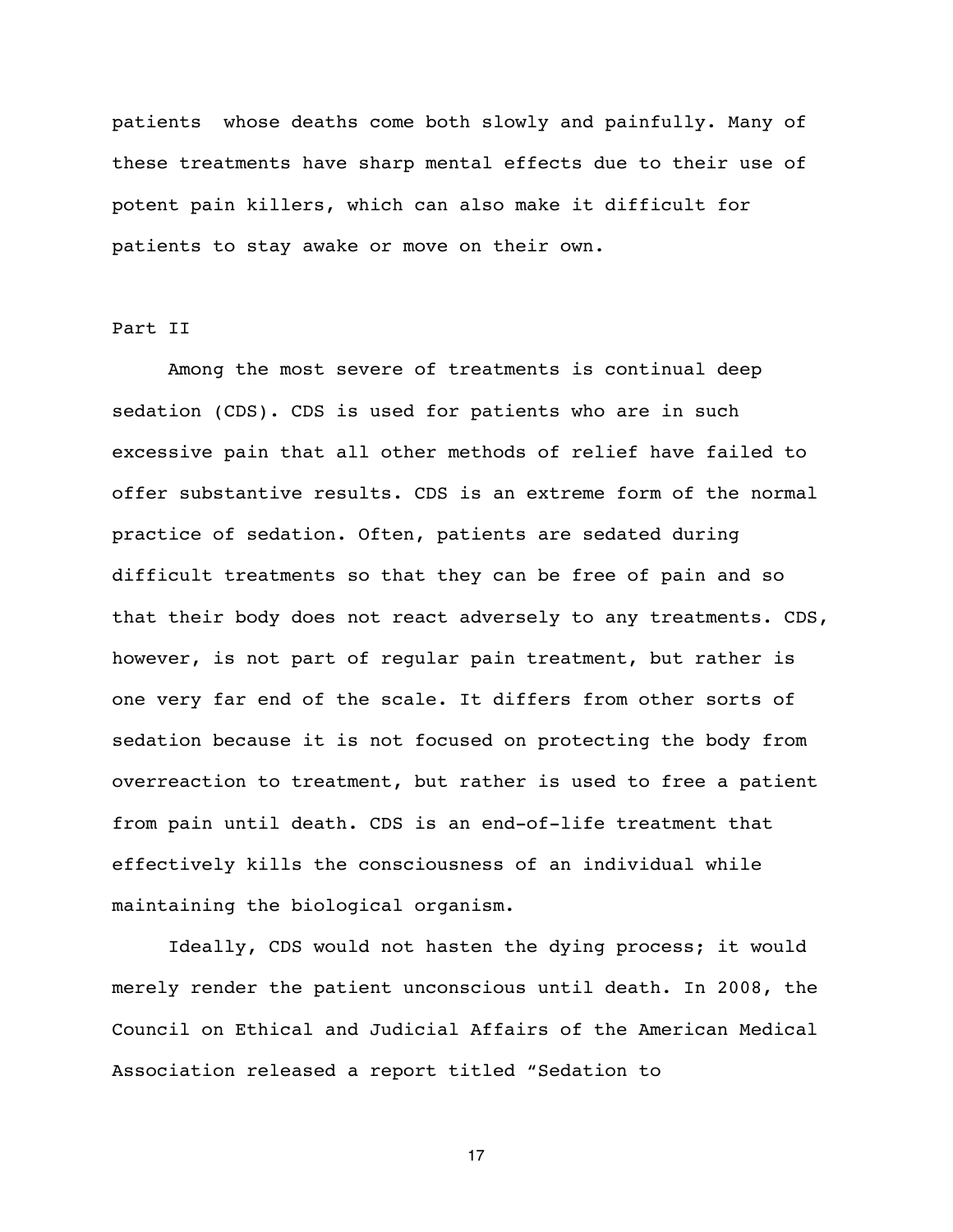patients whose deaths come both slowly and painfully. Many of these treatments have sharp mental effects due to their use of potent pain killers, which can also make it difficult for patients to stay awake or move on their own.

## Part II

Among the most severe of treatments is continual deep sedation (CDS). CDS is used for patients who are in such excessive pain that all other methods of relief have failed to offer substantive results. CDS is an extreme form of the normal practice of sedation. Often, patients are sedated during difficult treatments so that they can be free of pain and so that their body does not react adversely to any treatments. CDS, however, is not part of regular pain treatment, but rather is one very far end of the scale. It differs from other sorts of sedation because it is not focused on protecting the body from overreaction to treatment, but rather is used to free a patient from pain until death. CDS is an end-of-life treatment that effectively kills the consciousness of an individual while maintaining the biological organism.

Ideally, CDS would not hasten the dying process; it would merely render the patient unconscious until death. In 2008, the Council on Ethical and Judicial Affairs of the American Medical Association released a report titled "Sedation to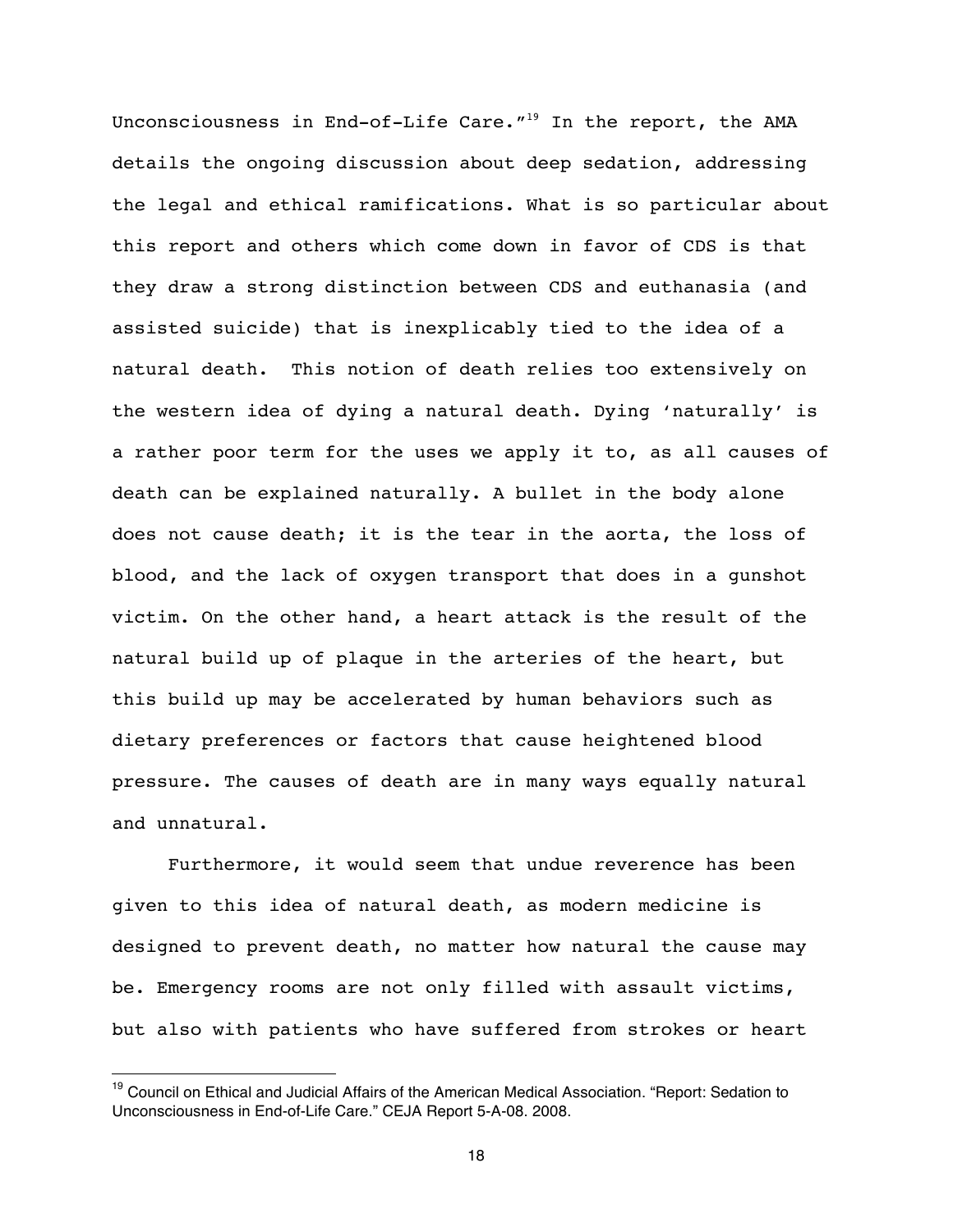Unconsciousness in End-of-Life Care."[19] In the report, the AMA details the ongoing discussion about deep sedation, addressing the legal and ethical ramifications. What is so particular about this report and others which come down in favor of CDS is that they draw a strong distinction between CDS and euthanasia (and assisted suicide) that is inexplicably tied to the idea of a natural death. This notion of death relies too extensively on the western idea of dying a natural death. Dying 'naturally' is a rather poor term for the uses we apply it to, as all causes of death can be explained naturally. A bullet in the body alone does not cause death; it is the tear in the aorta, the loss of blood, and the lack of oxygen transport that does in a gunshot victim. On the other hand, a heart attack is the result of the natural build up of plaque in the arteries of the heart, but this build up may be accelerated by human behaviors such as dietary preferences or factors that cause heightened blood pressure. The causes of death are in many ways equally natural and unnatural.

Furthermore, it would seem that undue reverence has been given to this idea of natural death, as modern medicine is designed to prevent death, no matter how natural the cause may be. Emergency rooms are not only filled with assault victims, but also with patients who have suffered from strokes or heart

[19] Council on Ethical and Judicial Affairs of the American Medical Association. "Report: Sedation to Unconsciousness in End-of-Life Care." CEJA Report 5-A-08. 2008.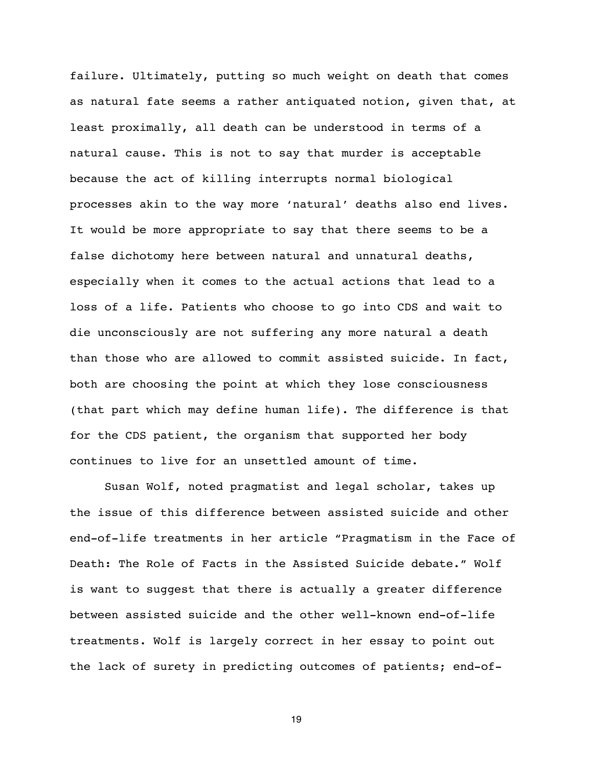failure. Ultimately, putting so much weight on death that comes as natural fate seems a rather antiquated notion, given that, at least proximally, all death can be understood in terms of a natural cause. This is not to say that murder is acceptable because the act of killing interrupts normal biological processes akin to the way more 'natural' deaths also end lives. It would be more appropriate to say that there seems to be a false dichotomy here between natural and unnatural deaths, especially when it comes to the actual actions that lead to a loss of a life. Patients who choose to go into CDS and wait to die unconsciously are not suffering any more natural a death than those who are allowed to commit assisted suicide. In fact, both are choosing the point at which they lose consciousness (that part which may define human life). The difference is that for the CDS patient, the organism that supported her body continues to live for an unsettled amount of time.

Susan Wolf, noted pragmatist and legal scholar, takes up the issue of this difference between assisted suicide and other end-of-life treatments in her article "Pragmatism in the Face of Death: The Role of Facts in the Assisted Suicide debate." Wolf is want to suggest that there is actually a greater difference between assisted suicide and the other well-known end-of-life treatments. Wolf is largely correct in her essay to point out the lack of surety in predicting outcomes of patients; end-of-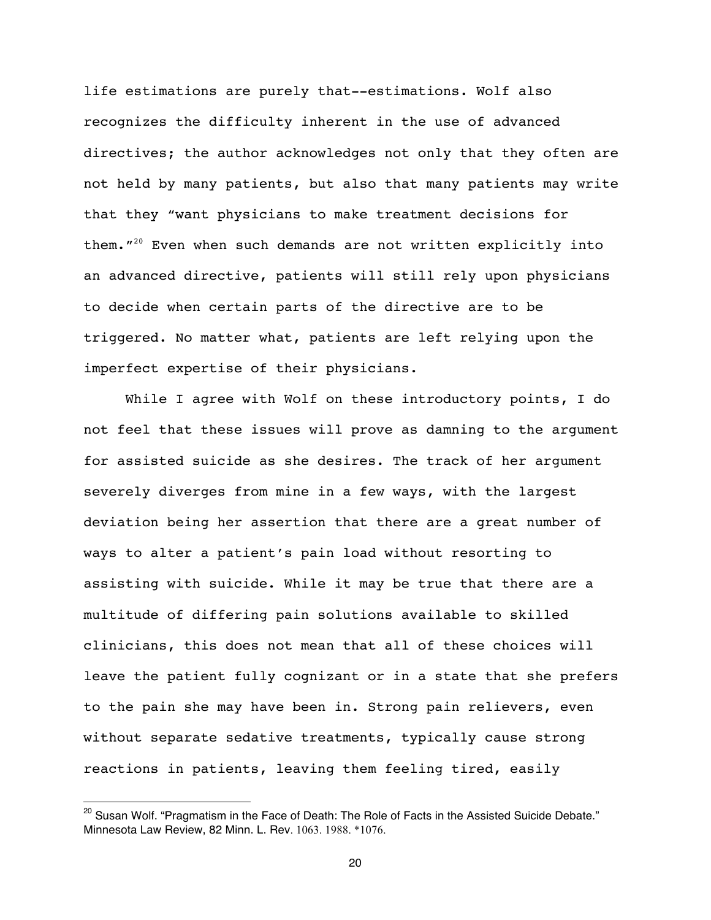life estimations are purely that--estimations. Wolf also recognizes the difficulty inherent in the use of advanced directives; the author acknowledges not only that they often are not held by many patients, but also that many patients may write that they "want physicians to make treatment decisions for them."[20] Even when such demands are not written explicitly into an advanced directive, patients will still rely upon physicians to decide when certain parts of the directive are to be triggered. No matter what, patients are left relying upon the imperfect expertise of their physicians.

While I agree with Wolf on these introductory points, I do not feel that these issues will prove as damning to the argument for assisted suicide as she desires. The track of her argument severely diverges from mine in a few ways, with the largest deviation being her assertion that there are a great number of ways to alter a patient's pain load without resorting to assisting with suicide. While it may be true that there are a multitude of differing pain solutions available to skilled clinicians, this does not mean that all of these choices will leave the patient fully cognizant or in a state that she prefers to the pain she may have been in. Strong pain relievers, even without separate sedative treatments, typically cause strong reactions in patients, leaving them feeling tired, easily

[20] Susan Wolf. "Pragmatism in the Face of Death: The Role of Facts in the Assisted Suicide Debate." Minnesota Law Review, 82 Minn. L. Rev. 1063. 1988. *1076.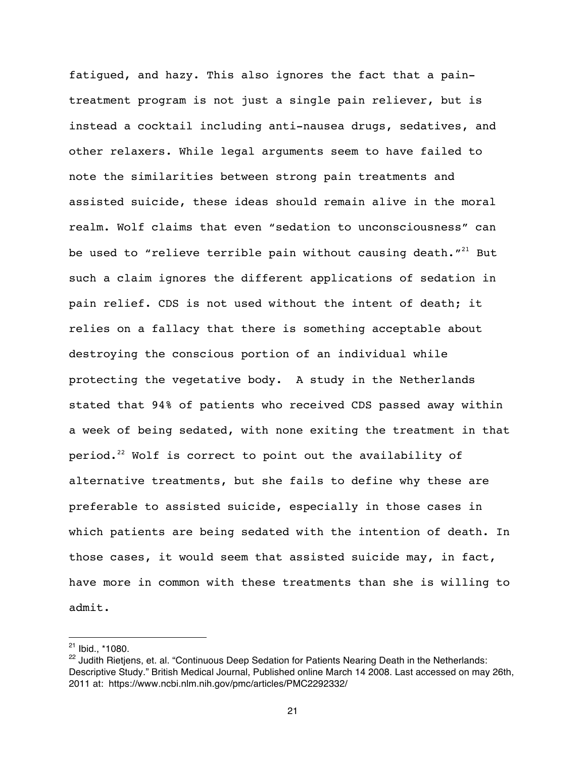fatigued, and hazy. This also ignores the fact that a pain-treatment program is not just a single pain reliever, but is instead a cocktail including anti-nausea drugs, sedatives, and other relaxers. While legal arguments seem to have failed to note the similarities between strong pain treatments and assisted suicide, these ideas should remain alive in the moral realm. Wolf claims that even "sedation to unconsciousness" can be used to "relieve terrible pain without causing death."[21] But such a claim ignores the different applications of sedation in pain relief. CDS is not used without the intent of death; it relies on a fallacy that there is something acceptable about destroying the conscious portion of an individual while protecting the vegetative body. A study in the Netherlands stated that 94% of patients who received CDS passed away within a week of being sedated, with none exiting the treatment in that period.[22] Wolf is correct to point out the availability of alternative treatments, but she fails to define why these are preferable to assisted suicide, especially in those cases in which patients are being sedated with the intention of death. In those cases, it would seem that assisted suicide may, in fact, have more in common with these treatments than she is willing to admit.

---

[21] Ibid., *1080.

[22] Judith Rietjens, et. al. "Continuous Deep Sedation for Patients Nearing Death in the Netherlands: Descriptive Study." British Medical Journal, Published online March 14 2008. Last accessed on may 26th, 2011 at: https://www.ncbi.nlm.nih.gov/pmc/articles/PMC2292332/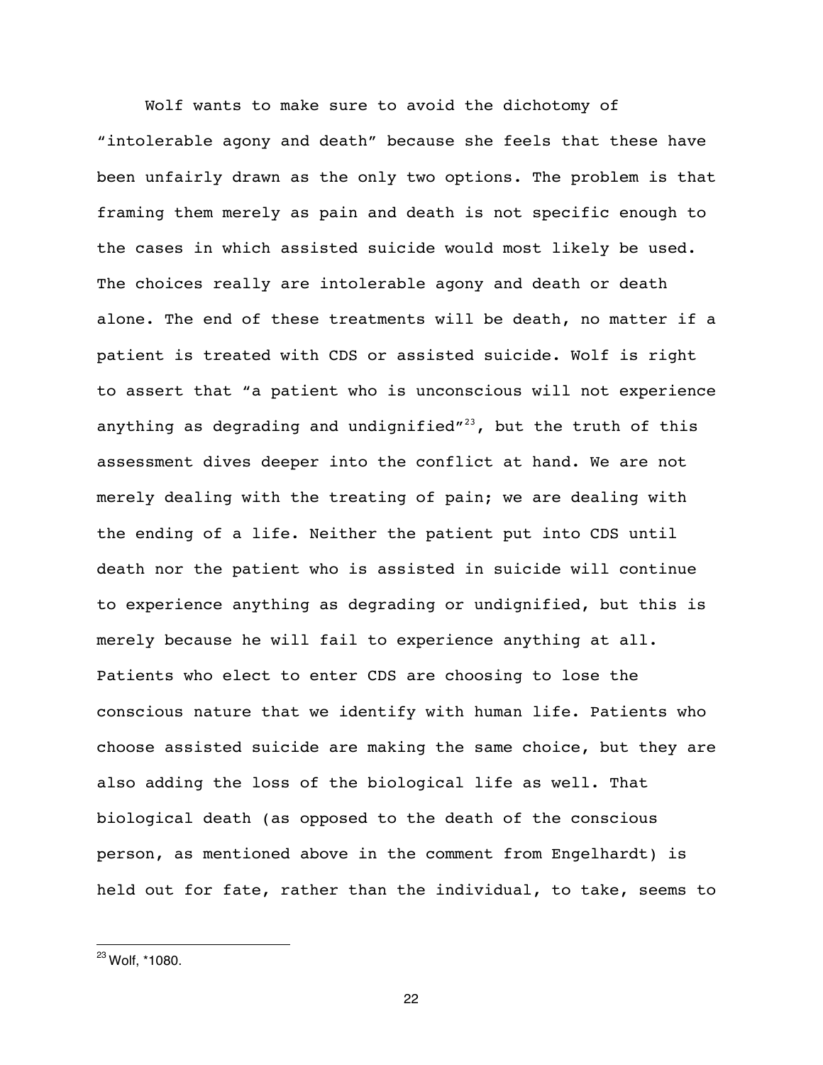Wolf wants to make sure to avoid the dichotomy of "intolerable agony and death" because she feels that these have been unfairly drawn as the only two options. The problem is that framing them merely as pain and death is not specific enough to the cases in which assisted suicide would most likely be used. The choices really are intolerable agony and death or death alone. The end of these treatments will be death, no matter if a patient is treated with CDS or assisted suicide. Wolf is right to assert that "a patient who is unconscious will not experience anything as degrading and undignified"[23], but the truth of this assessment dives deeper into the conflict at hand. We are not merely dealing with the treating of pain; we are dealing with the ending of a life. Neither the patient put into CDS until death nor the patient who is assisted in suicide will continue to experience anything as degrading or undignified, but this is merely because he will fail to experience anything at all. Patients who elect to enter CDS are choosing to lose the conscious nature that we identify with human life. Patients who choose assisted suicide are making the same choice, but they are also adding the loss of the biological life as well. That biological death (as opposed to the death of the conscious person, as mentioned above in the comment from Engelhardt) is held out for fate, rather than the individual, to take, seems to

---

[23] Wolf, *1080.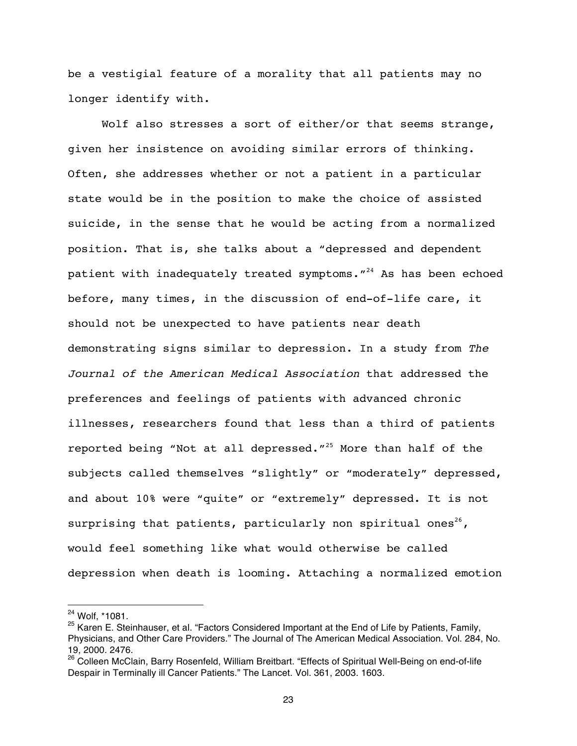be a vestigial feature of a morality that all patients may no longer identify with.

Wolf also stresses a sort of either/or that seems strange, given her insistence on avoiding similar errors of thinking. Often, she addresses whether or not a patient in a particular state would be in the position to make the choice of assisted suicide, in the sense that he would be acting from a normalized position. That is, she talks about a "depressed and dependent patient with inadequately treated symptoms."[24] As has been echoed before, many times, in the discussion of end-of-life care, it should not be unexpected to have patients near death demonstrating signs similar to depression. In a study from *The Journal of the American Medical Association* that addressed the preferences and feelings of patients with advanced chronic illnesses, researchers found that less than a third of patients reported being "Not at all depressed."[25] More than half of the subjects called themselves "slightly" or "moderately" depressed, and about 10% were "quite" or "extremely" depressed. It is not surprising that patients, particularly non spiritual ones[26], would feel something like what would otherwise be called depression when death is looming. Attaching a normalized emotion

---

[24] Wolf, *1081.

[25] Karen E. Steinhauser, et al. "Factors Considered Important at the End of Life by Patients, Family, Physicians, and Other Care Providers." The Journal of The American Medical Association. Vol. 284, No. 19, 2000. 2476.

[26] Colleen McClain, Barry Rosenfeld, William Breitbart. "Effects of Spiritual Well-Being on end-of-life Despair in Terminally ill Cancer Patients." The Lancet. Vol. 361, 2003. 1603.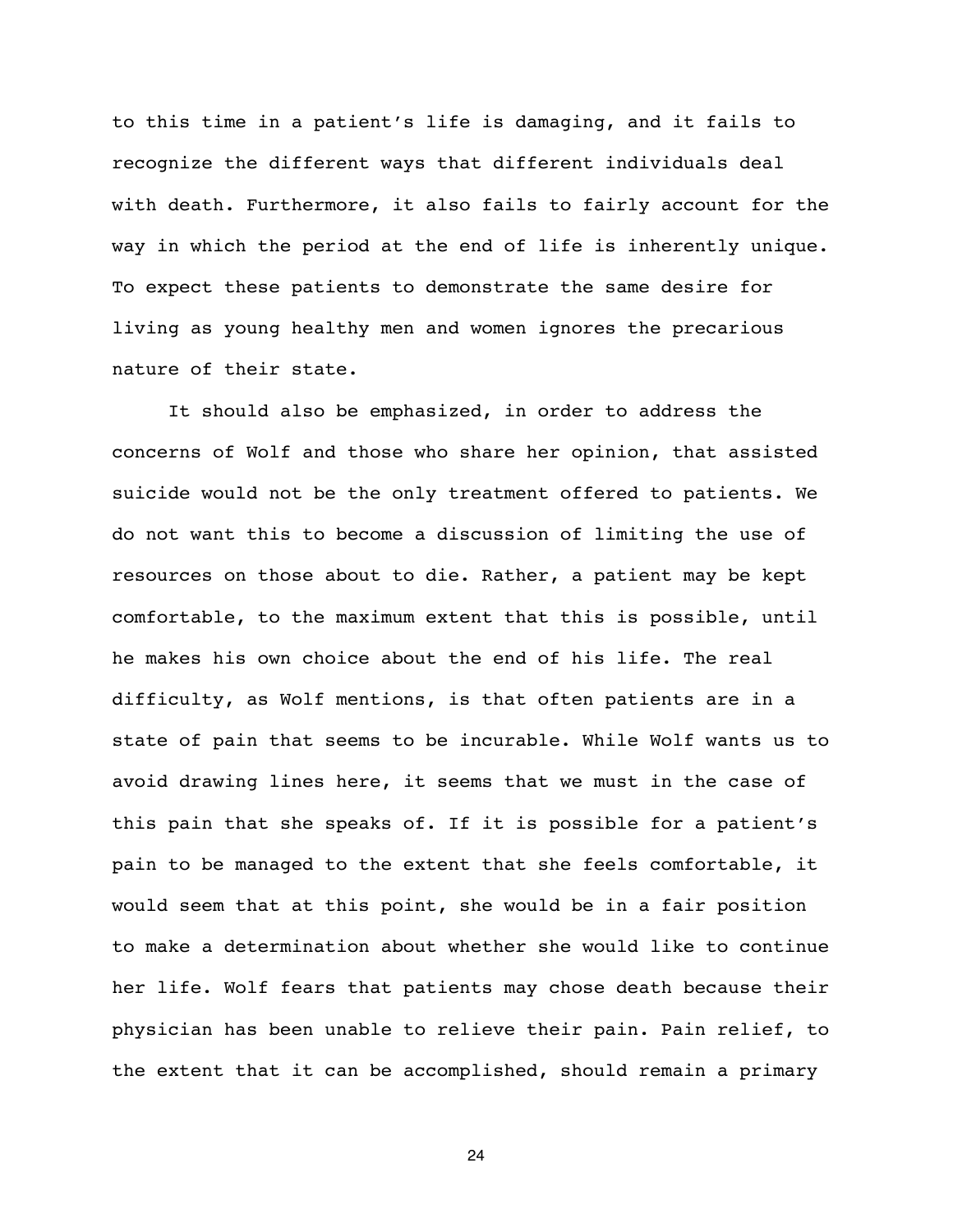to this time in a patient's life is damaging, and it fails to recognize the different ways that different individuals deal with death. Furthermore, it also fails to fairly account for the way in which the period at the end of life is inherently unique. To expect these patients to demonstrate the same desire for living as young healthy men and women ignores the precarious nature of their state.

It should also be emphasized, in order to address the concerns of Wolf and those who share her opinion, that assisted suicide would not be the only treatment offered to patients. We do not want this to become a discussion of limiting the use of resources on those about to die. Rather, a patient may be kept comfortable, to the maximum extent that this is possible, until he makes his own choice about the end of his life. The real difficulty, as Wolf mentions, is that often patients are in a state of pain that seems to be incurable. While Wolf wants us to avoid drawing lines here, it seems that we must in the case of this pain that she speaks of. If it is possible for a patient's pain to be managed to the extent that she feels comfortable, it would seem that at this point, she would be in a fair position to make a determination about whether she would like to continue her life. Wolf fears that patients may chose death because their physician has been unable to relieve their pain. Pain relief, to the extent that it can be accomplished, should remain a primary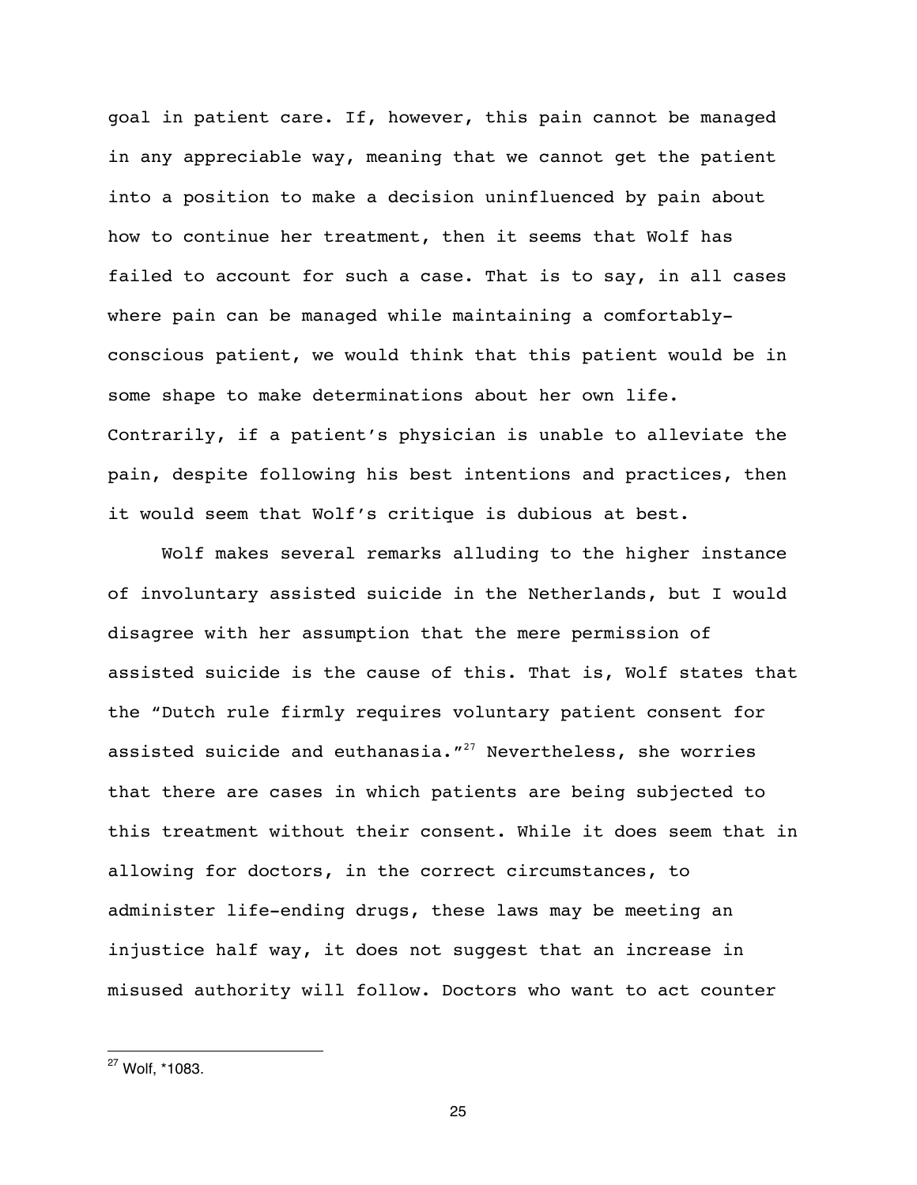goal in patient care. If, however, this pain cannot be managed in any appreciable way, meaning that we cannot get the patient into a position to make a decision uninfluenced by pain about how to continue her treatment, then it seems that Wolf has failed to account for such a case. That is to say, in all cases where pain can be managed while maintaining a comfortably-conscious patient, we would think that this patient would be in some shape to make determinations about her own life. Contrarily, if a patient's physician is unable to alleviate the pain, despite following his best intentions and practices, then it would seem that Wolf's critique is dubious at best.

Wolf makes several remarks alluding to the higher instance of involuntary assisted suicide in the Netherlands, but I would disagree with her assumption that the mere permission of assisted suicide is the cause of this. That is, Wolf states that the "Dutch rule firmly requires voluntary patient consent for assisted suicide and euthanasia."[27] Nevertheless, she worries that there are cases in which patients are being subjected to this treatment without their consent. While it does seem that in allowing for doctors, in the correct circumstances, to administer life-ending drugs, these laws may be meeting an injustice half way, it does not suggest that an increase in misused authority will follow. Doctors who want to act counter

---

[27] Wolf, *1083.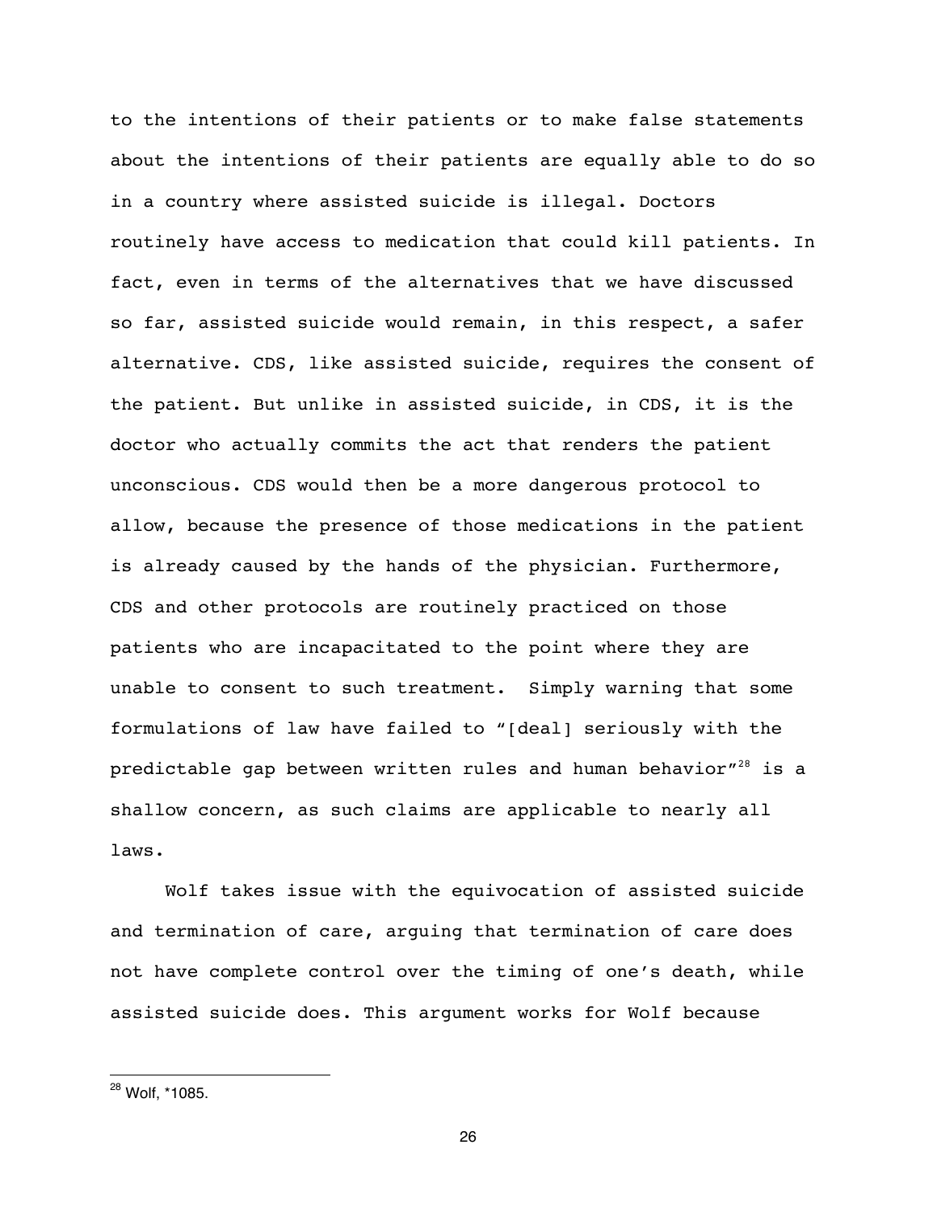to the intentions of their patients or to make false statements about the intentions of their patients are equally able to do so in a country where assisted suicide is illegal. Doctors routinely have access to medication that could kill patients. In fact, even in terms of the alternatives that we have discussed so far, assisted suicide would remain, in this respect, a safer alternative. CDS, like assisted suicide, requires the consent of the patient. But unlike in assisted suicide, in CDS, it is the doctor who actually commits the act that renders the patient unconscious. CDS would then be a more dangerous protocol to allow, because the presence of those medications in the patient is already caused by the hands of the physician. Furthermore, CDS and other protocols are routinely practiced on those patients who are incapacitated to the point where they are unable to consent to such treatment. Simply warning that some formulations of law have failed to "[deal] seriously with the predictable gap between written rules and human behavior"[28] is a shallow concern, as such claims are applicable to nearly all laws.

Wolf takes issue with the equivocation of assisted suicide and termination of care, arguing that termination of care does not have complete control over the timing of one's death, while assisted suicide does. This argument works for Wolf because

[28] Wolf, *1085.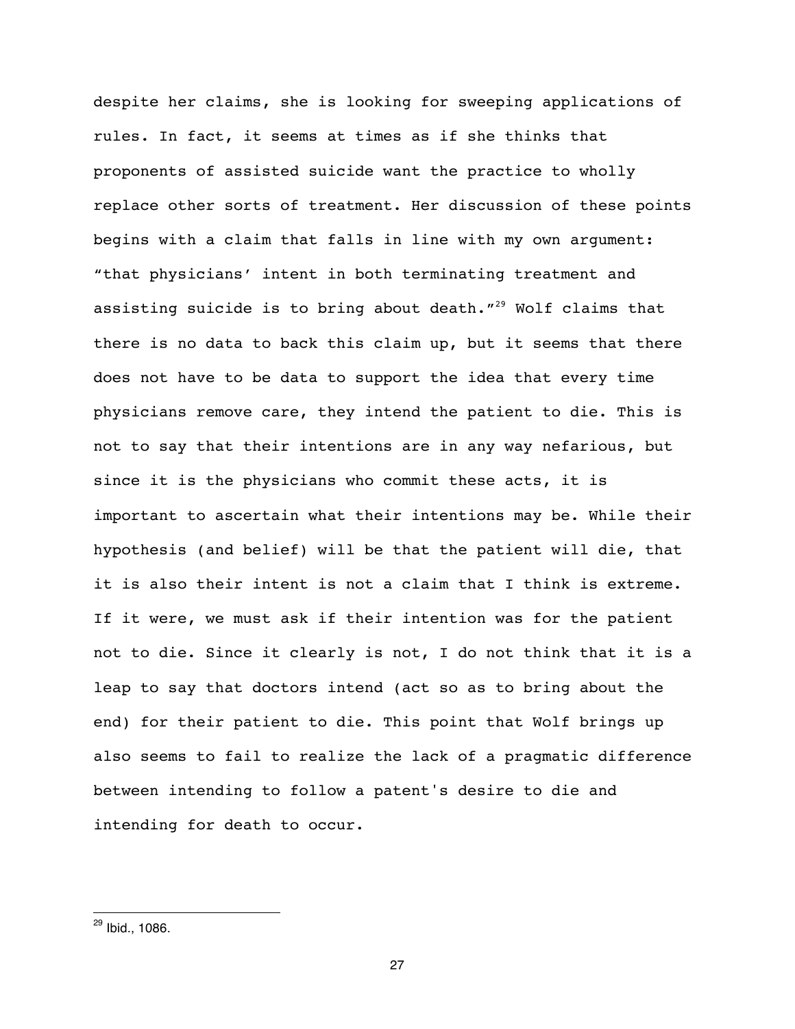despite her claims, she is looking for sweeping applications of rules. In fact, it seems at times as if she thinks that proponents of assisted suicide want the practice to wholly replace other sorts of treatment. Her discussion of these points begins with a claim that falls in line with my own argument: "that physicians' intent in both terminating treatment and assisting suicide is to bring about death."[29] Wolf claims that there is no data to back this claim up, but it seems that there does not have to be data to support the idea that every time physicians remove care, they intend the patient to die. This is not to say that their intentions are in any way nefarious, but since it is the physicians who commit these acts, it is important to ascertain what their intentions may be. While their hypothesis (and belief) will be that the patient will die, that it is also their intent is not a claim that I think is extreme. If it were, we must ask if their intention was for the patient not to die. Since it clearly is not, I do not think that it is a leap to say that doctors intend (act so as to bring about the end) for their patient to die. This point that Wolf brings up also seems to fail to realize the lack of a pragmatic difference between intending to follow a patent's desire to die and intending for death to occur.

[29] Ibid., 1086.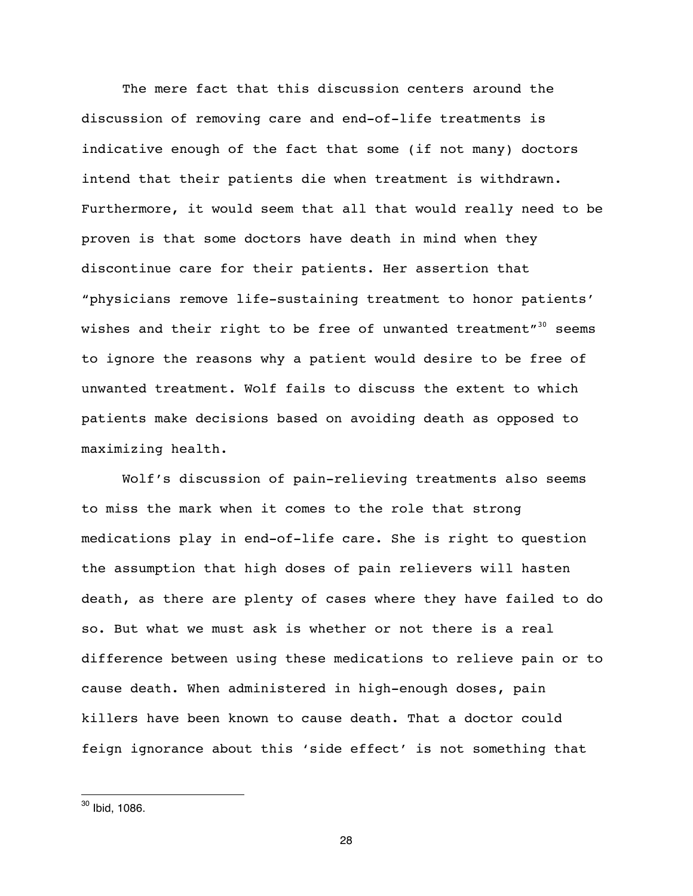The mere fact that this discussion centers around the discussion of removing care and end-of-life treatments is indicative enough of the fact that some (if not many) doctors intend that their patients die when treatment is withdrawn. Furthermore, it would seem that all that would really need to be proven is that some doctors have death in mind when they discontinue care for their patients. Her assertion that "physicians remove life-sustaining treatment to honor patients' wishes and their right to be free of unwanted treatment"[30] seems to ignore the reasons why a patient would desire to be free of unwanted treatment. Wolf fails to discuss the extent to which patients make decisions based on avoiding death as opposed to maximizing health.

Wolf's discussion of pain-relieving treatments also seems to miss the mark when it comes to the role that strong medications play in end-of-life care. She is right to question the assumption that high doses of pain relievers will hasten death, as there are plenty of cases where they have failed to do so. But what we must ask is whether or not there is a real difference between using these medications to relieve pain or to cause death. When administered in high-enough doses, pain killers have been known to cause death. That a doctor could feign ignorance about this 'side effect' is not something that

[30] Ibid, 1086.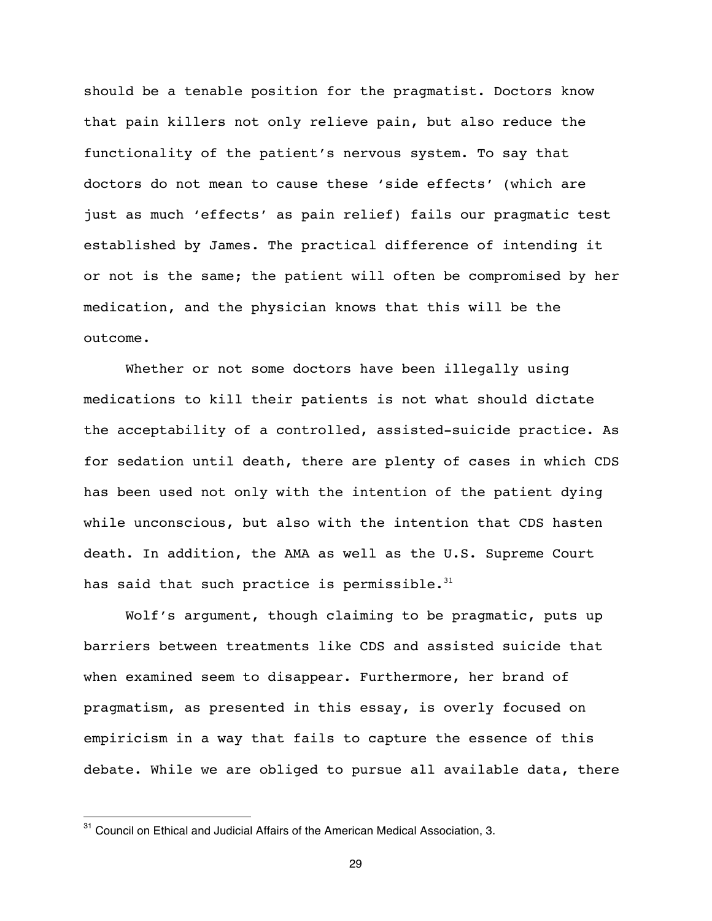should be a tenable position for the pragmatist. Doctors know that pain killers not only relieve pain, but also reduce the functionality of the patient's nervous system. To say that doctors do not mean to cause these 'side effects' (which are just as much 'effects' as pain relief) fails our pragmatic test established by James. The practical difference of intending it or not is the same; the patient will often be compromised by her medication, and the physician knows that this will be the outcome.

Whether or not some doctors have been illegally using medications to kill their patients is not what should dictate the acceptability of a controlled, assisted-suicide practice. As for sedation until death, there are plenty of cases in which CDS has been used not only with the intention of the patient dying while unconscious, but also with the intention that CDS hasten death. In addition, the AMA as well as the U.S. Supreme Court has said that such practice is permissible.[31]

Wolf's argument, though claiming to be pragmatic, puts up barriers between treatments like CDS and assisted suicide that when examined seem to disappear. Furthermore, her brand of pragmatism, as presented in this essay, is overly focused on empiricism in a way that fails to capture the essence of this debate. While we are obliged to pursue all available data, there

[31] Council on Ethical and Judicial Affairs of the American Medical Association, 3.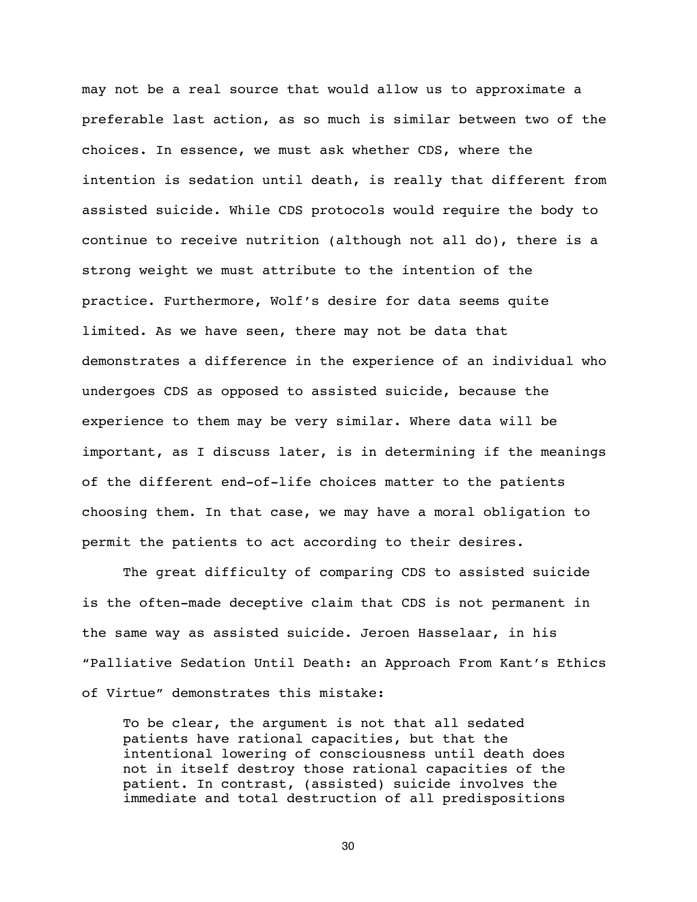may not be a real source that would allow us to approximate a preferable last action, as so much is similar between two of the choices. In essence, we must ask whether CDS, where the intention is sedation until death, is really that different from assisted suicide. While CDS protocols would require the body to continue to receive nutrition (although not all do), there is a strong weight we must attribute to the intention of the practice. Furthermore, Wolf's desire for data seems quite limited. As we have seen, there may not be data that demonstrates a difference in the experience of an individual who undergoes CDS as opposed to assisted suicide, because the experience to them may be very similar. Where data will be important, as I discuss later, is in determining if the meanings of the different end-of-life choices matter to the patients choosing them. In that case, we may have a moral obligation to permit the patients to act according to their desires.

The great difficulty of comparing CDS to assisted suicide is the often-made deceptive claim that CDS is not permanent in the same way as assisted suicide. Jeroen Hasselaar, in his "Palliative Sedation Until Death: an Approach From Kant's Ethics of Virtue" demonstrates this mistake:

> To be clear, the argument is not that all sedated patients have rational capacities, but that the intentional lowering of consciousness until death does not in itself destroy those rational capacities of the patient. In contrast, (assisted) suicide involves the immediate and total destruction of all predispositions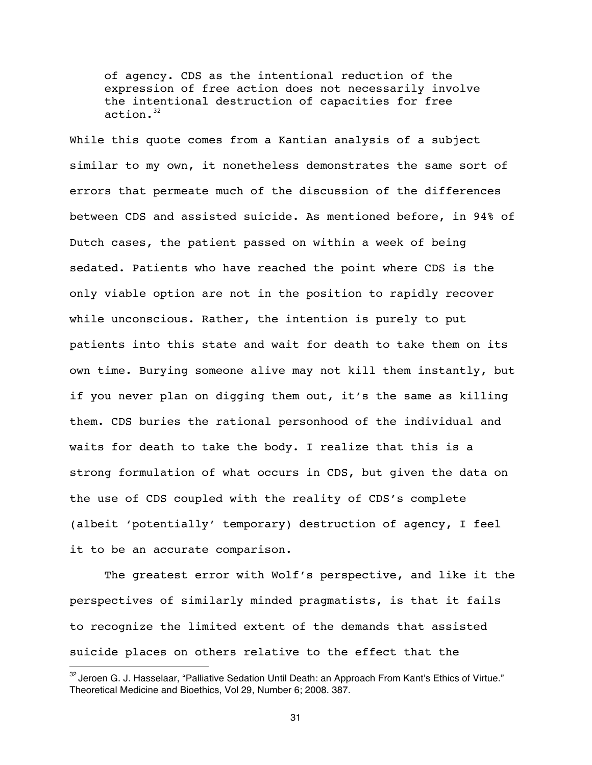> of agency. CDS as the intentional reduction of the expression of free action does not necessarily involve the intentional destruction of capacities for free action.[32]

While this quote comes from a Kantian analysis of a subject similar to my own, it nonetheless demonstrates the same sort of errors that permeate much of the discussion of the differences between CDS and assisted suicide. As mentioned before, in 94% of Dutch cases, the patient passed on within a week of being sedated. Patients who have reached the point where CDS is the only viable option are not in the position to rapidly recover while unconscious. Rather, the intention is purely to put patients into this state and wait for death to take them on its own time. Burying someone alive may not kill them instantly, but if you never plan on digging them out, it's the same as killing them. CDS buries the rational personhood of the individual and waits for death to take the body. I realize that this is a strong formulation of what occurs in CDS, but given the data on the use of CDS coupled with the reality of CDS's complete (albeit 'potentially' temporary) destruction of agency, I feel it to be an accurate comparison.

The greatest error with Wolf's perspective, and like it the perspectives of similarly minded pragmatists, is that it fails to recognize the limited extent of the demands that assisted suicide places on others relative to the effect that the

---

[32] Jeroen G. J. Hasselaar, "Palliative Sedation Until Death: an Approach From Kant's Ethics of Virtue." Theoretical Medicine and Bioethics, Vol 29, Number 6; 2008. 387.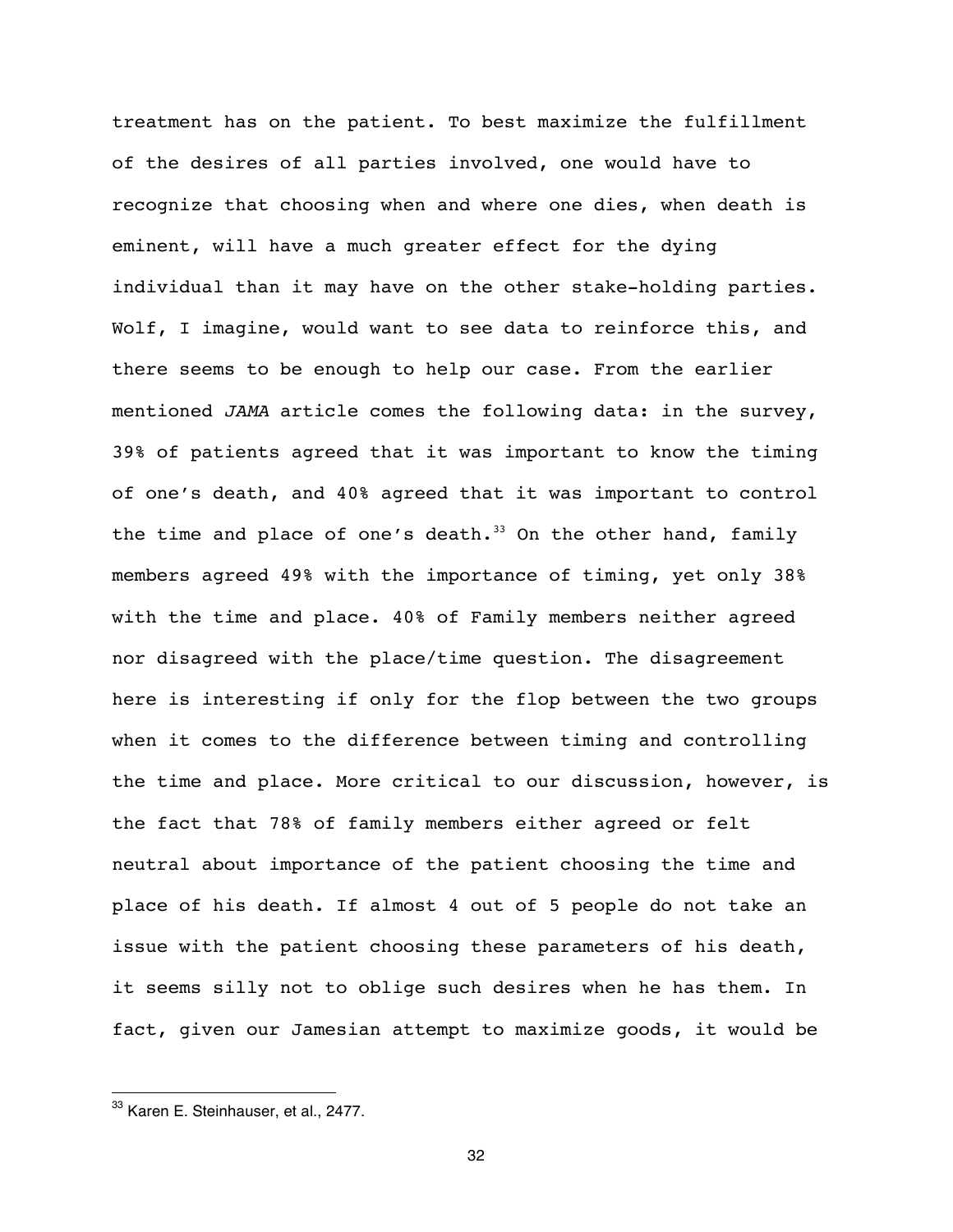treatment has on the patient. To best maximize the fulfillment of the desires of all parties involved, one would have to recognize that choosing when and where one dies, when death is eminent, will have a much greater effect for the dying individual than it may have on the other stake-holding parties. Wolf, I imagine, would want to see data to reinforce this, and there seems to be enough to help our case. From the earlier mentioned *JAMA* article comes the following data: in the survey, 39% of patients agreed that it was important to know the timing of one's death, and 40% agreed that it was important to control the time and place of one's death.[33] On the other hand, family members agreed 49% with the importance of timing, yet only 38% with the time and place. 40% of Family members neither agreed nor disagreed with the place/time question. The disagreement here is interesting if only for the flop between the two groups when it comes to the difference between timing and controlling the time and place. More critical to our discussion, however, is the fact that 78% of family members either agreed or felt neutral about importance of the patient choosing the time and place of his death. If almost 4 out of 5 people do not take an issue with the patient choosing these parameters of his death, it seems silly not to oblige such desires when he has them. In fact, given our Jamesian attempt to maximize goods, it would be

---

[33] Karen E. Steinhauser, et al., 2477.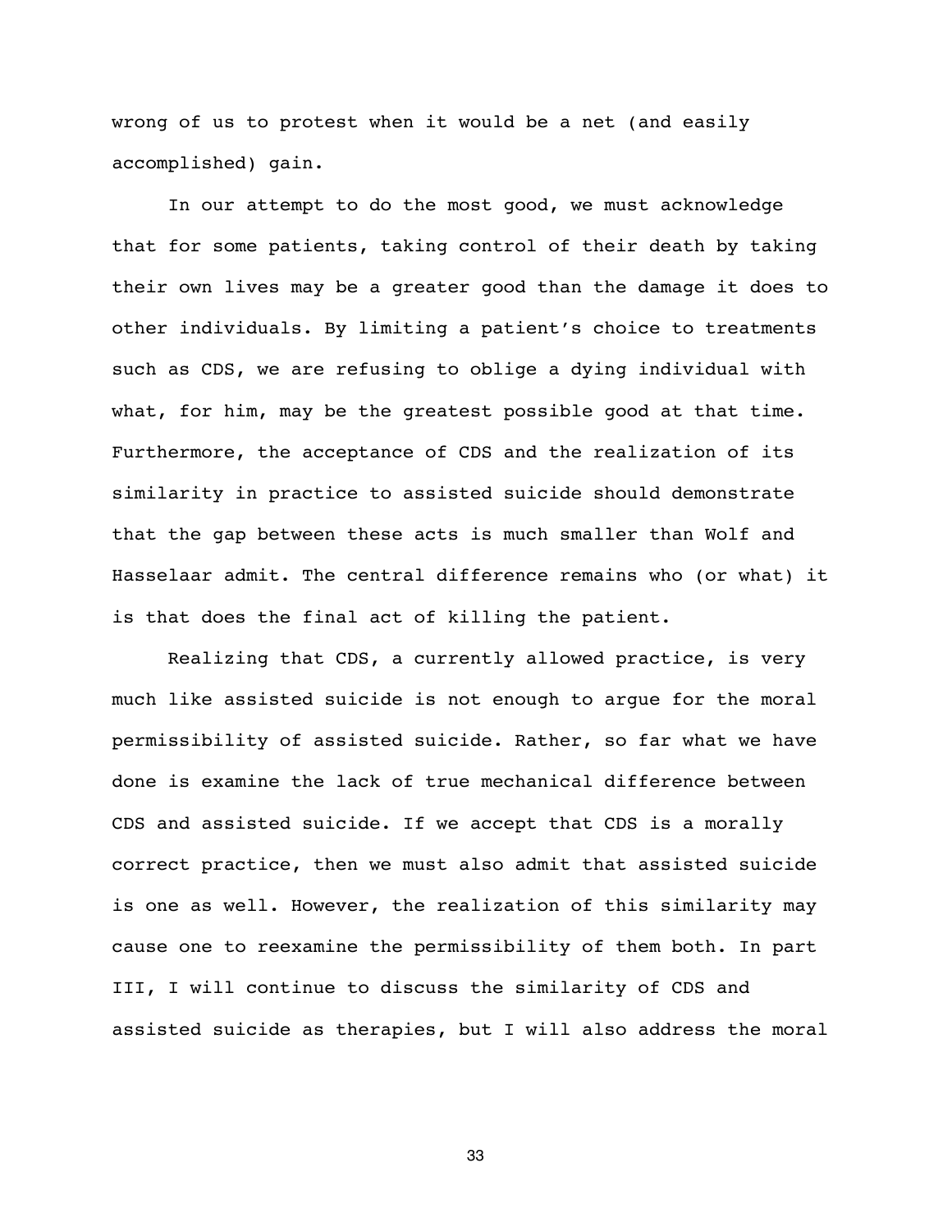wrong of us to protest when it would be a net (and easily accomplished) gain.

In our attempt to do the most good, we must acknowledge that for some patients, taking control of their death by taking their own lives may be a greater good than the damage it does to other individuals. By limiting a patient's choice to treatments such as CDS, we are refusing to oblige a dying individual with what, for him, may be the greatest possible good at that time. Furthermore, the acceptance of CDS and the realization of its similarity in practice to assisted suicide should demonstrate that the gap between these acts is much smaller than Wolf and Hasselaar admit. The central difference remains who (or what) it is that does the final act of killing the patient.

Realizing that CDS, a currently allowed practice, is very much like assisted suicide is not enough to argue for the moral permissibility of assisted suicide. Rather, so far what we have done is examine the lack of true mechanical difference between CDS and assisted suicide. If we accept that CDS is a morally correct practice, then we must also admit that assisted suicide is one as well. However, the realization of this similarity may cause one to reexamine the permissibility of them both. In part III, I will continue to discuss the similarity of CDS and assisted suicide as therapies, but I will also address the moral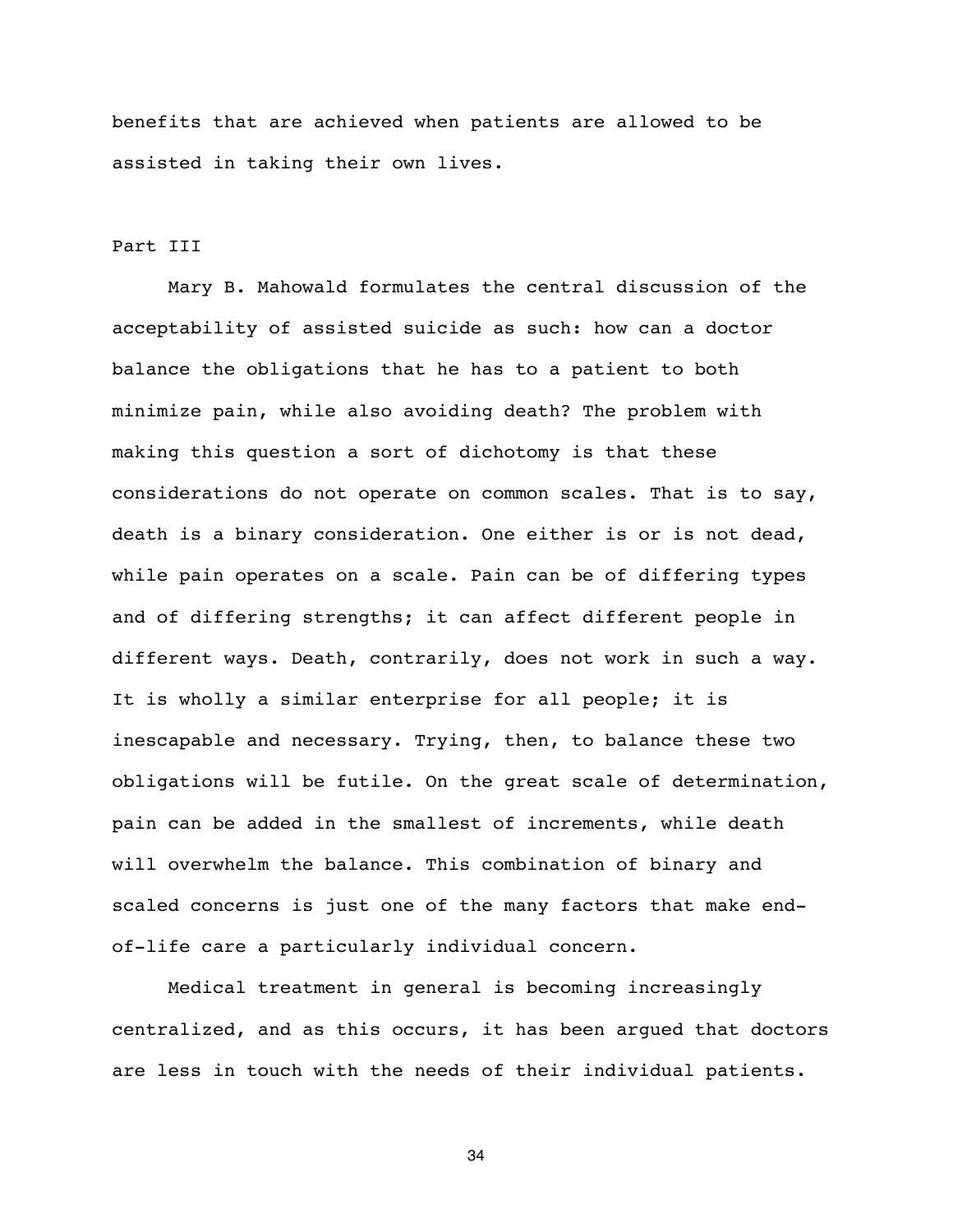benefits that are achieved when patients are allowed to be assisted in taking their own lives.

Part III

Mary B. Mahowald formulates the central discussion of the acceptability of assisted suicide as such: how can a doctor balance the obligations that he has to a patient to both minimize pain, while also avoiding death? The problem with making this question a sort of dichotomy is that these considerations do not operate on common scales. That is to say, death is a binary consideration. One either is or is not dead, while pain operates on a scale. Pain can be of differing types and of differing strengths; it can affect different people in different ways. Death, contrarily, does not work in such a way. It is wholly a similar enterprise for all people; it is inescapable and necessary. Trying, then, to balance these two obligations will be futile. On the great scale of determination, pain can be added in the smallest of increments, while death will overwhelm the balance. This combination of binary and scaled concerns is just one of the many factors that make end-of-life care a particularly individual concern.

Medical treatment in general is becoming increasingly centralized, and as this occurs, it has been argued that doctors are less in touch with the needs of their individual patients.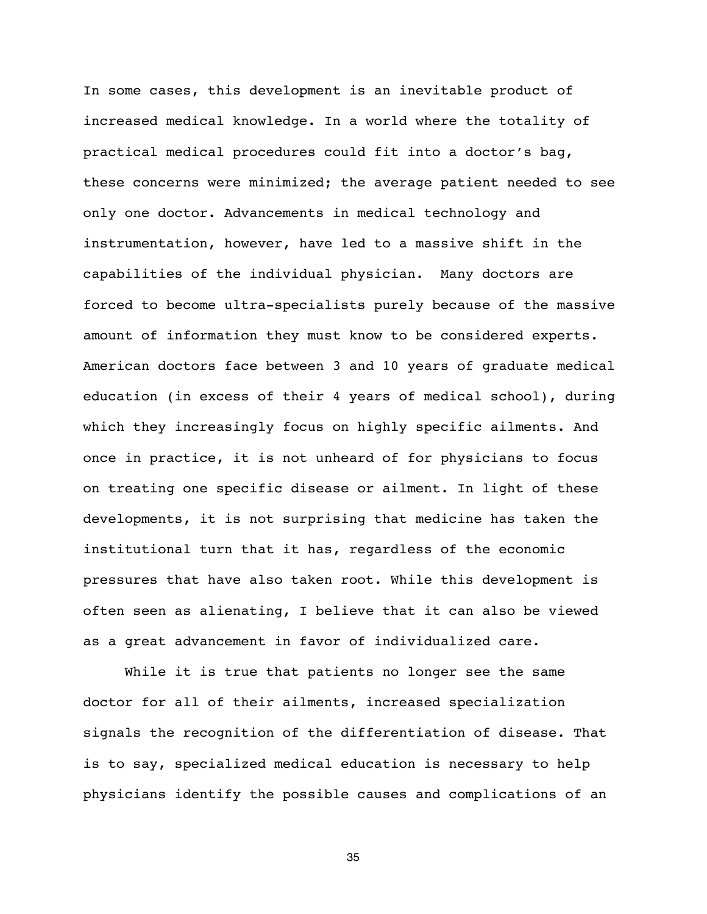In some cases, this development is an inevitable product of increased medical knowledge. In a world where the totality of practical medical procedures could fit into a doctor's bag, these concerns were minimized; the average patient needed to see only one doctor. Advancements in medical technology and instrumentation, however, have led to a massive shift in the capabilities of the individual physician. Many doctors are forced to become ultra-specialists purely because of the massive amount of information they must know to be considered experts. American doctors face between 3 and 10 years of graduate medical education (in excess of their 4 years of medical school), during which they increasingly focus on highly specific ailments. And once in practice, it is not unheard of for physicians to focus on treating one specific disease or ailment. In light of these developments, it is not surprising that medicine has taken the institutional turn that it has, regardless of the economic pressures that have also taken root. While this development is often seen as alienating, I believe that it can also be viewed as a great advancement in favor of individualized care.

While it is true that patients no longer see the same doctor for all of their ailments, increased specialization signals the recognition of the differentiation of disease. That is to say, specialized medical education is necessary to help physicians identify the possible causes and complications of an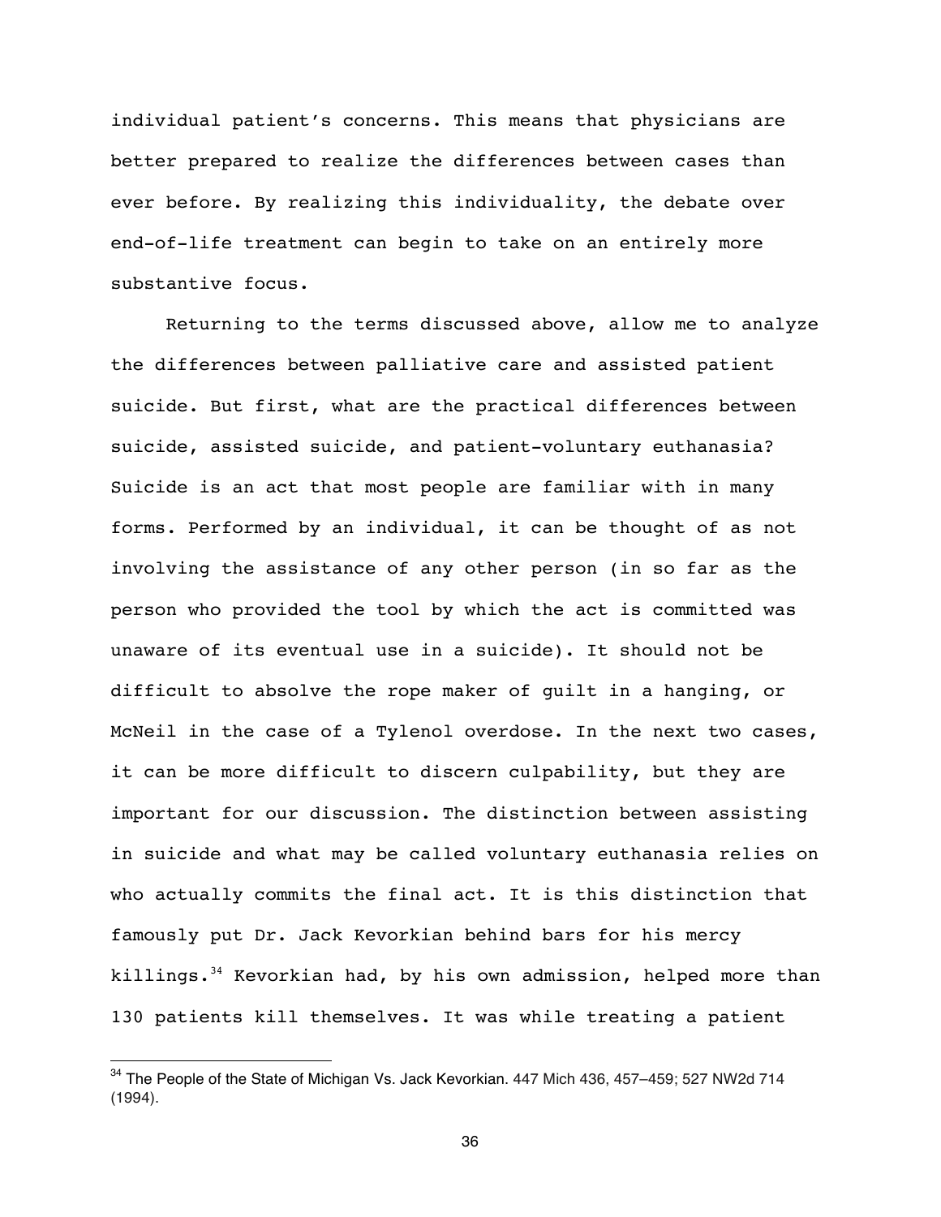individual patient's concerns. This means that physicians are better prepared to realize the differences between cases than ever before. By realizing this individuality, the debate over end-of-life treatment can begin to take on an entirely more substantive focus.

Returning to the terms discussed above, allow me to analyze the differences between palliative care and assisted patient suicide. But first, what are the practical differences between suicide, assisted suicide, and patient-voluntary euthanasia? Suicide is an act that most people are familiar with in many forms. Performed by an individual, it can be thought of as not involving the assistance of any other person (in so far as the person who provided the tool by which the act is committed was unaware of its eventual use in a suicide). It should not be difficult to absolve the rope maker of guilt in a hanging, or McNeil in the case of a Tylenol overdose. In the next two cases, it can be more difficult to discern culpability, but they are important for our discussion. The distinction between assisting in suicide and what may be called voluntary euthanasia relies on who actually commits the final act. It is this distinction that famously put Dr. Jack Kevorkian behind bars for his mercy killings.[34] Kevorkian had, by his own admission, helped more than 130 patients kill themselves. It was while treating a patient

[34] The People of the State of Michigan Vs. Jack Kevorkian. 447 Mich 436, 457–459; 527 NW2d 714 (1994).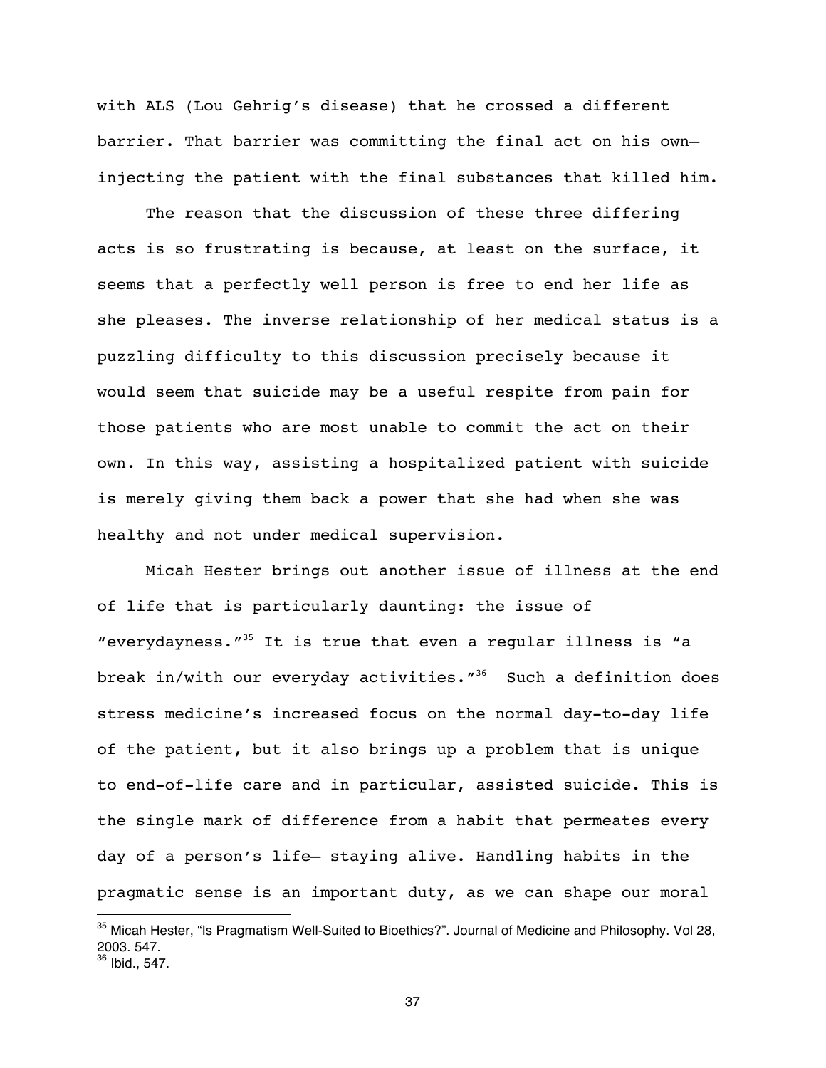with ALS (Lou Gehrig's disease) that he crossed a different barrier. That barrier was committing the final act on his own— injecting the patient with the final substances that killed him.

The reason that the discussion of these three differing acts is so frustrating is because, at least on the surface, it seems that a perfectly well person is free to end her life as she pleases. The inverse relationship of her medical status is a puzzling difficulty to this discussion precisely because it would seem that suicide may be a useful respite from pain for those patients who are most unable to commit the act on their own. In this way, assisting a hospitalized patient with suicide is merely giving them back a power that she had when she was healthy and not under medical supervision.

Micah Hester brings out another issue of illness at the end of life that is particularly daunting: the issue of "everydayness."[35] It is true that even a regular illness is "a break in/with our everyday activities."[36] Such a definition does stress medicine's increased focus on the normal day-to-day life of the patient, but it also brings up a problem that is unique to end-of-life care and in particular, assisted suicide. This is the single mark of difference from a habit that permeates every day of a person's life— staying alive. Handling habits in the pragmatic sense is an important duty, as we can shape our moral

---

[35] Micah Hester, "Is Pragmatism Well-Suited to Bioethics?". Journal of Medicine and Philosophy. Vol 28, 2003. 547.

[36] Ibid., 547.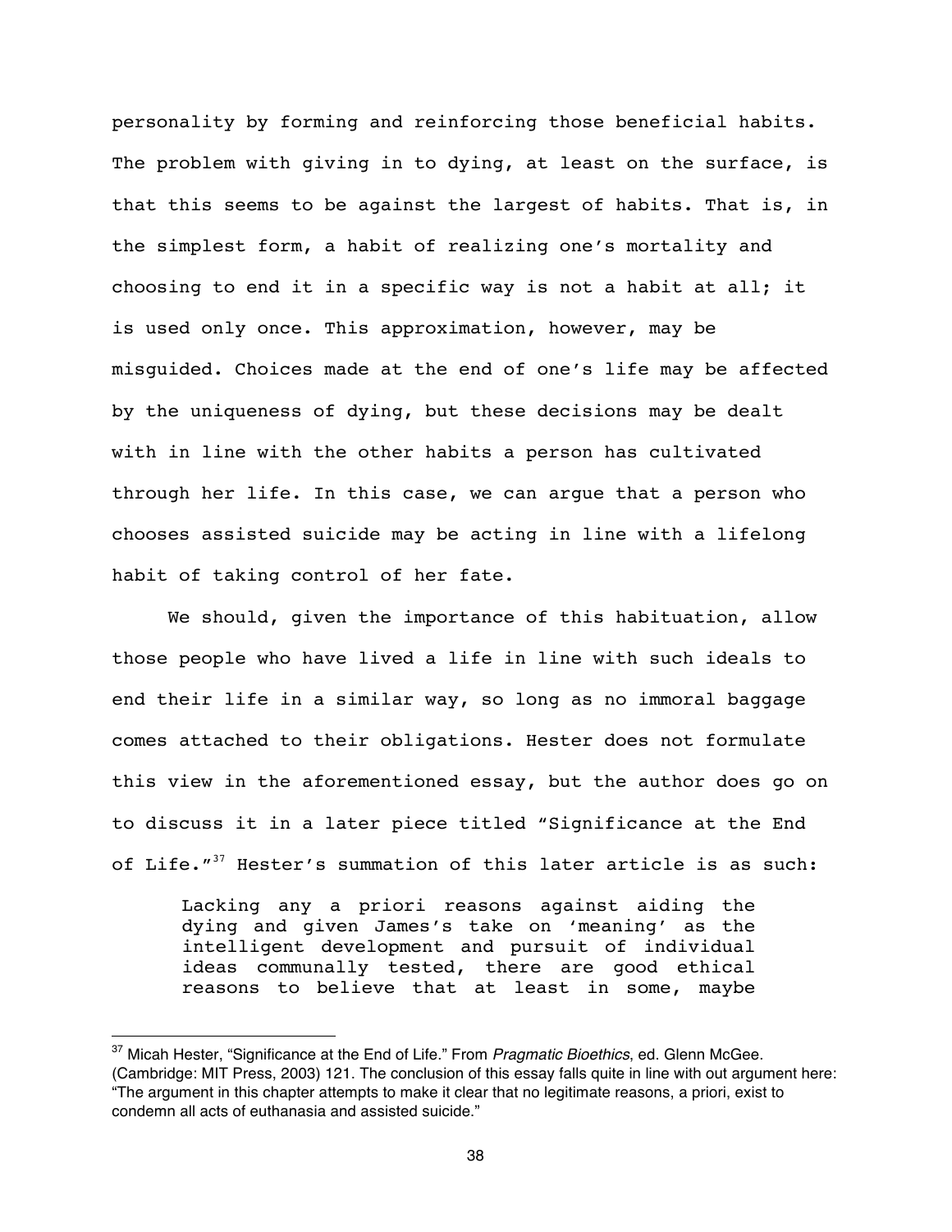personality by forming and reinforcing those beneficial habits. The problem with giving in to dying, at least on the surface, is that this seems to be against the largest of habits. That is, in the simplest form, a habit of realizing one's mortality and choosing to end it in a specific way is not a habit at all; it is used only once. This approximation, however, may be misguided. Choices made at the end of one's life may be affected by the uniqueness of dying, but these decisions may be dealt with in line with the other habits a person has cultivated through her life. In this case, we can argue that a person who chooses assisted suicide may be acting in line with a lifelong habit of taking control of her fate.

We should, given the importance of this habituation, allow those people who have lived a life in line with such ideals to end their life in a similar way, so long as no immoral baggage comes attached to their obligations. Hester does not formulate this view in the aforementioned essay, but the author does go on to discuss it in a later piece titled "Significance at the End of Life."[37] Hester's summation of this later article is as such:

> Lacking any a priori reasons against aiding the dying and given James's take on 'meaning' as the intelligent development and pursuit of individual ideas communally tested, there are good ethical reasons to believe that at least in some, maybe

---

[37] Micah Hester, "Significance at the End of Life." From *Pragmatic Bioethics*, ed. Glenn McGee. (Cambridge: MIT Press, 2003) 121. The conclusion of this essay falls quite in line with out argument here: "The argument in this chapter attempts to make it clear that no legitimate reasons, a priori, exist to condemn all acts of euthanasia and assisted suicide."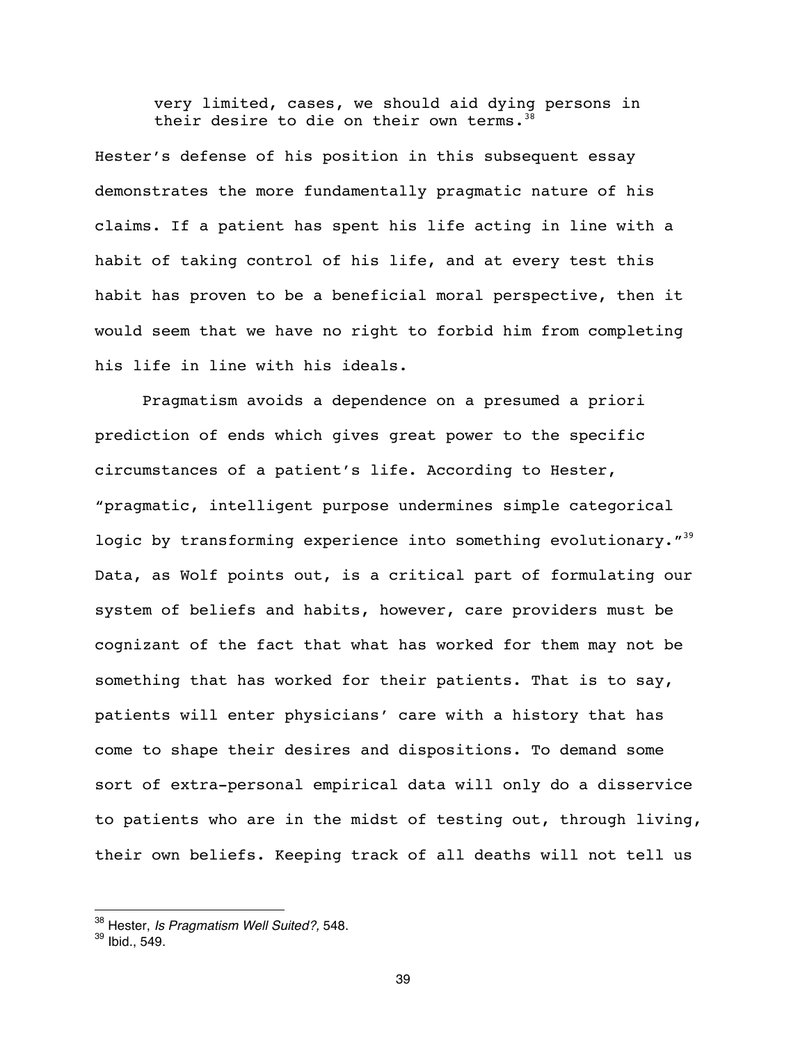> very limited, cases, we should aid dying persons in their desire to die on their own terms.[38]

Hester's defense of his position in this subsequent essay demonstrates the more fundamentally pragmatic nature of his claims. If a patient has spent his life acting in line with a habit of taking control of his life, and at every test this habit has proven to be a beneficial moral perspective, then it would seem that we have no right to forbid him from completing his life in line with his ideals.

Pragmatism avoids a dependence on a presumed a priori prediction of ends which gives great power to the specific circumstances of a patient's life. According to Hester, "pragmatic, intelligent purpose undermines simple categorical logic by transforming experience into something evolutionary."[39] Data, as Wolf points out, is a critical part of formulating our system of beliefs and habits, however, care providers must be cognizant of the fact that what has worked for them may not be something that has worked for their patients. That is to say, patients will enter physicians' care with a history that has come to shape their desires and dispositions. To demand some sort of extra-personal empirical data will only do a disservice to patients who are in the midst of testing out, through living, their own beliefs. Keeping track of all deaths will not tell us

---

[38] Hester, *Is Pragmatism Well Suited?,* 548.
[39] Ibid., 549.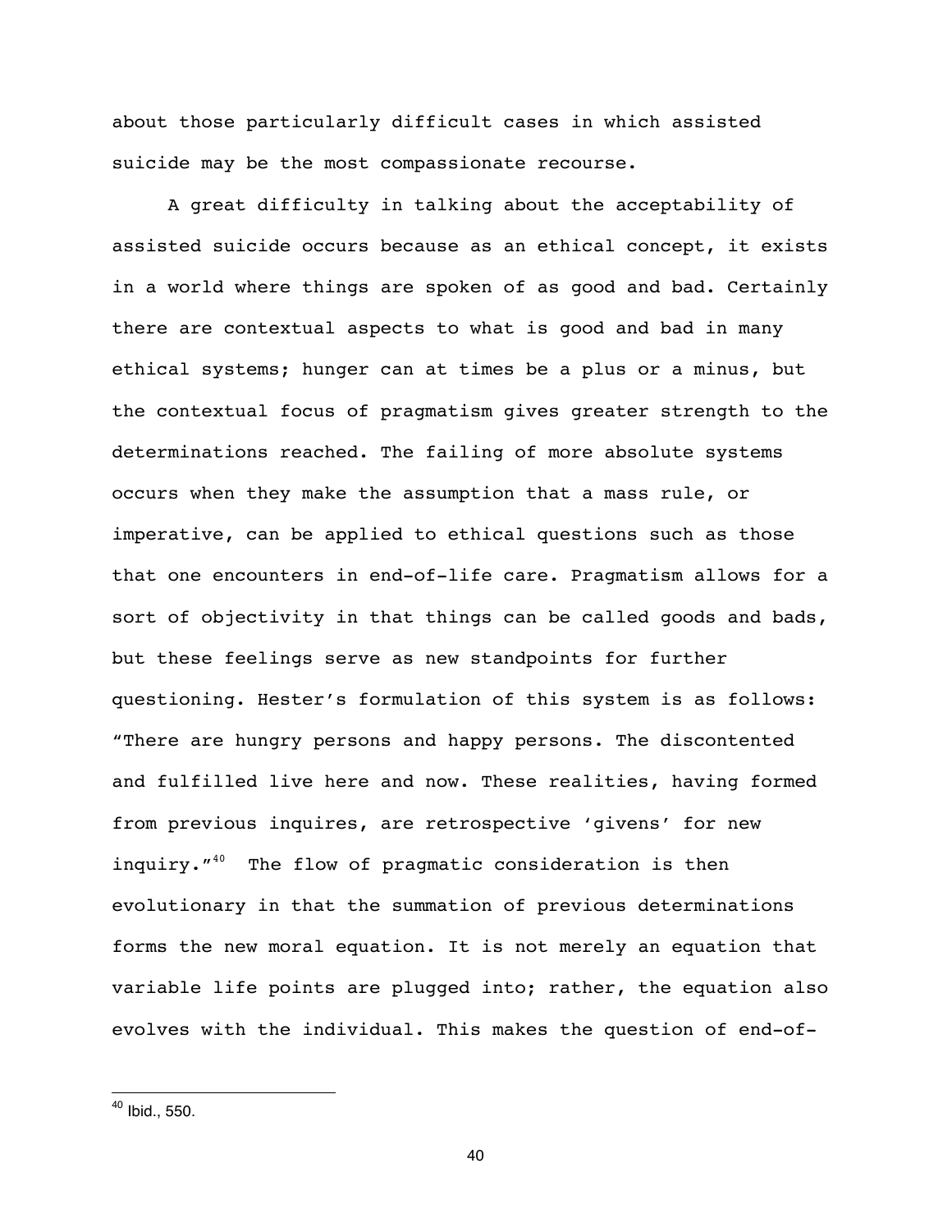about those particularly difficult cases in which assisted suicide may be the most compassionate recourse.

A great difficulty in talking about the acceptability of assisted suicide occurs because as an ethical concept, it exists in a world where things are spoken of as good and bad. Certainly there are contextual aspects to what is good and bad in many ethical systems; hunger can at times be a plus or a minus, but the contextual focus of pragmatism gives greater strength to the determinations reached. The failing of more absolute systems occurs when they make the assumption that a mass rule, or imperative, can be applied to ethical questions such as those that one encounters in end-of-life care. Pragmatism allows for a sort of objectivity in that things can be called goods and bads, but these feelings serve as new standpoints for further questioning. Hester's formulation of this system is as follows: "There are hungry persons and happy persons. The discontented and fulfilled live here and now. These realities, having formed from previous inquires, are retrospective 'givens' for new inquiry."[40] The flow of pragmatic consideration is then evolutionary in that the summation of previous determinations forms the new moral equation. It is not merely an equation that variable life points are plugged into; rather, the equation also evolves with the individual. This makes the question of end-of-

[40] Ibid., 550.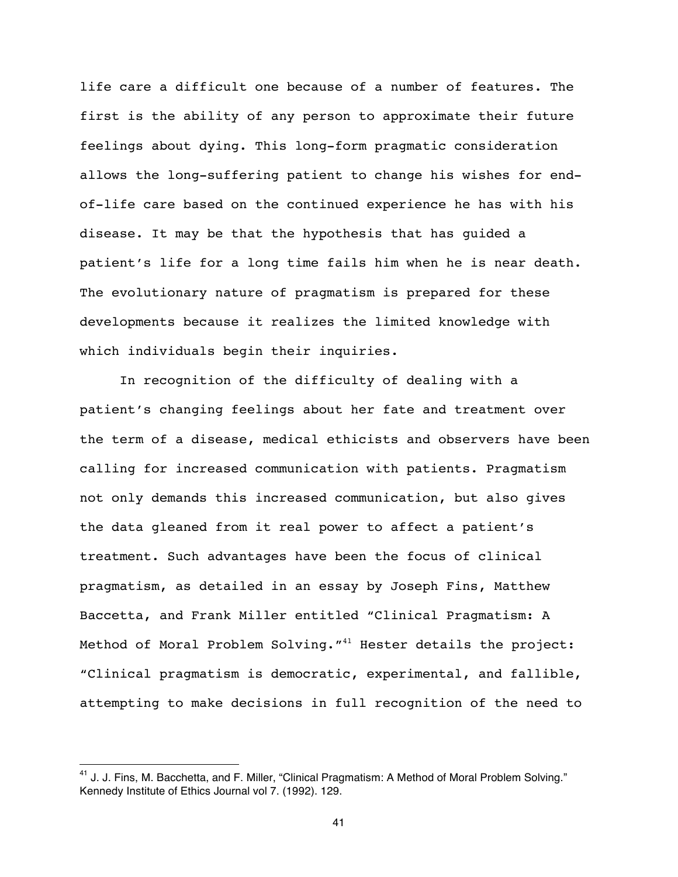life care a difficult one because of a number of features. The first is the ability of any person to approximate their future feelings about dying. This long-form pragmatic consideration allows the long-suffering patient to change his wishes for end-of-life care based on the continued experience he has with his disease. It may be that the hypothesis that has guided a patient's life for a long time fails him when he is near death. The evolutionary nature of pragmatism is prepared for these developments because it realizes the limited knowledge with which individuals begin their inquiries.

In recognition of the difficulty of dealing with a patient's changing feelings about her fate and treatment over the term of a disease, medical ethicists and observers have been calling for increased communication with patients. Pragmatism not only demands this increased communication, but also gives the data gleaned from it real power to affect a patient's treatment. Such advantages have been the focus of clinical pragmatism, as detailed in an essay by Joseph Fins, Matthew Baccetta, and Frank Miller entitled "Clinical Pragmatism: A Method of Moral Problem Solving."[41] Hester details the project: "Clinical pragmatism is democratic, experimental, and fallible, attempting to make decisions in full recognition of the need to

---

[41] J. J. Fins, M. Bacchetta, and F. Miller, "Clinical Pragmatism: A Method of Moral Problem Solving." Kennedy Institute of Ethics Journal vol 7. (1992). 129.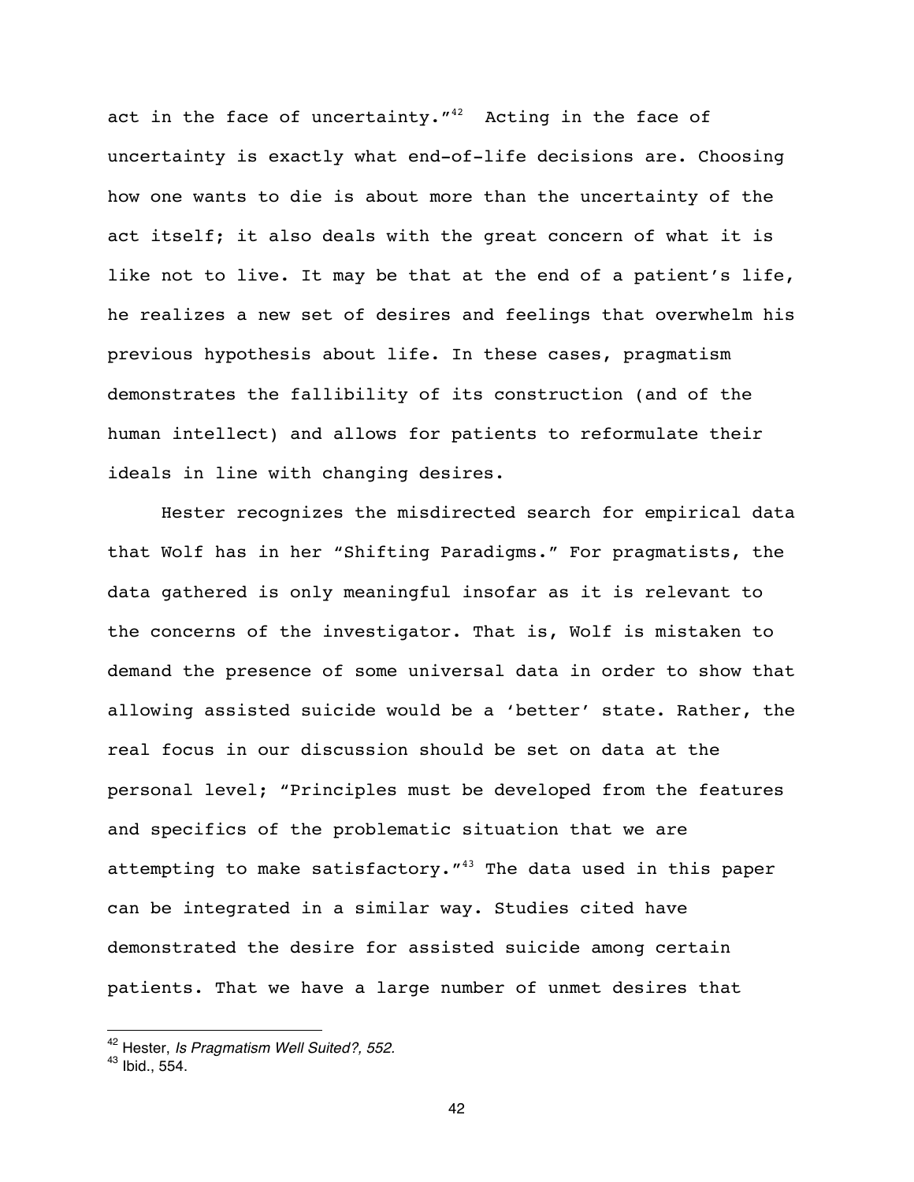act in the face of uncertainty."[42] Acting in the face of uncertainty is exactly what end-of-life decisions are. Choosing how one wants to die is about more than the uncertainty of the act itself; it also deals with the great concern of what it is like not to live. It may be that at the end of a patient's life, he realizes a new set of desires and feelings that overwhelm his previous hypothesis about life. In these cases, pragmatism demonstrates the fallibility of its construction (and of the human intellect) and allows for patients to reformulate their ideals in line with changing desires.

Hester recognizes the misdirected search for empirical data that Wolf has in her "Shifting Paradigms." For pragmatists, the data gathered is only meaningful insofar as it is relevant to the concerns of the investigator. That is, Wolf is mistaken to demand the presence of some universal data in order to show that allowing assisted suicide would be a 'better' state. Rather, the real focus in our discussion should be set on data at the personal level; "Principles must be developed from the features and specifics of the problematic situation that we are attempting to make satisfactory."[43] The data used in this paper can be integrated in a similar way. Studies cited have demonstrated the desire for assisted suicide among certain patients. That we have a large number of unmet desires that

---

[42] Hester, *Is Pragmatism Well Suited?, 552.*

[43] Ibid., 554.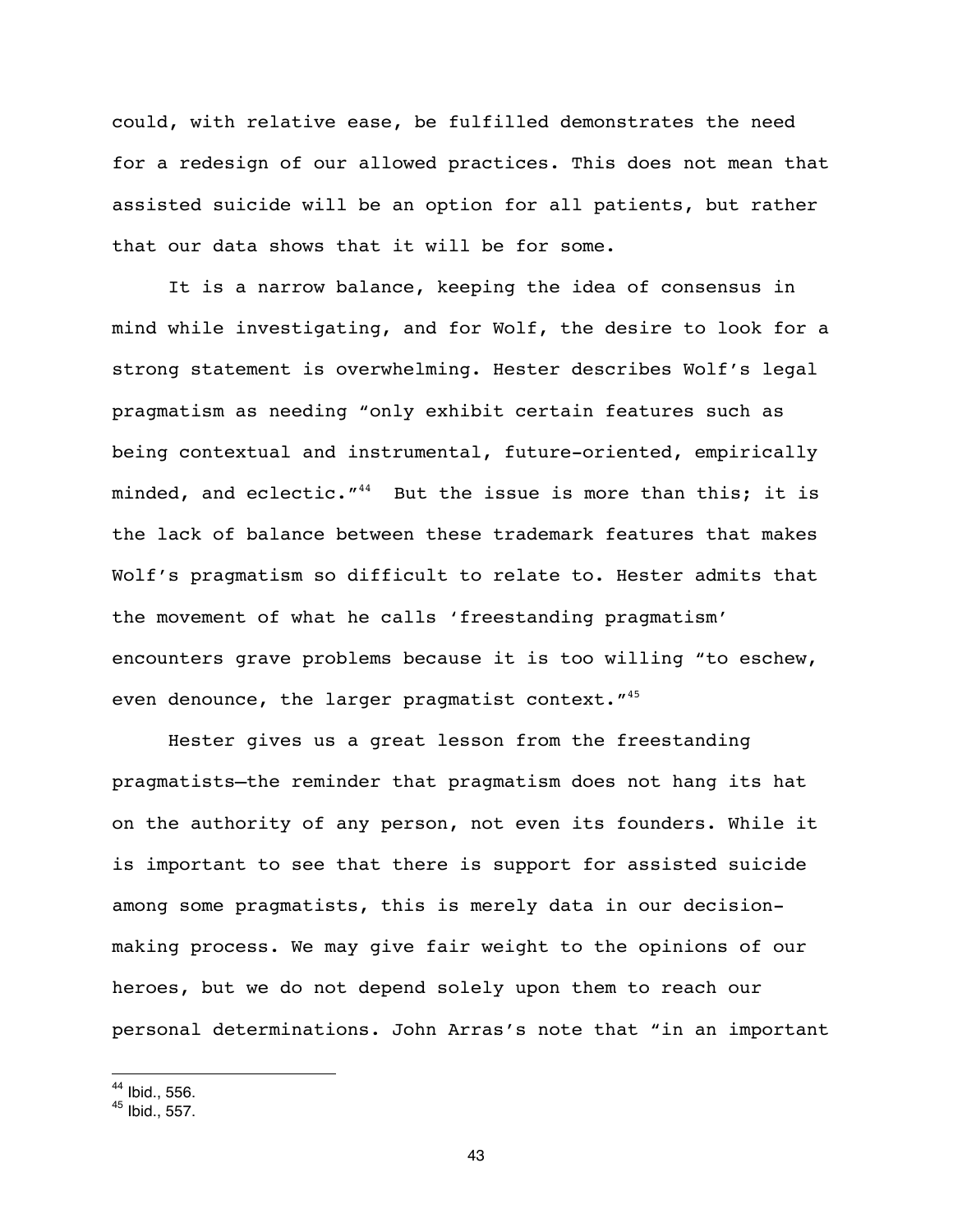could, with relative ease, be fulfilled demonstrates the need for a redesign of our allowed practices. This does not mean that assisted suicide will be an option for all patients, but rather that our data shows that it will be for some.

It is a narrow balance, keeping the idea of consensus in mind while investigating, and for Wolf, the desire to look for a strong statement is overwhelming. Hester describes Wolf's legal pragmatism as needing "only exhibit certain features such as being contextual and instrumental, future-oriented, empirically minded, and eclectic."[44] But the issue is more than this; it is the lack of balance between these trademark features that makes Wolf's pragmatism so difficult to relate to. Hester admits that the movement of what he calls 'freestanding pragmatism' encounters grave problems because it is too willing "to eschew, even denounce, the larger pragmatist context."[45]

Hester gives us a great lesson from the freestanding pragmatists—the reminder that pragmatism does not hang its hat on the authority of any person, not even its founders. While it is important to see that there is support for assisted suicide among some pragmatists, this is merely data in our decision-making process. We may give fair weight to the opinions of our heroes, but we do not depend solely upon them to reach our personal determinations. John Arras's note that "in an important

---

[44] Ibid., 556.
[45] Ibid., 557.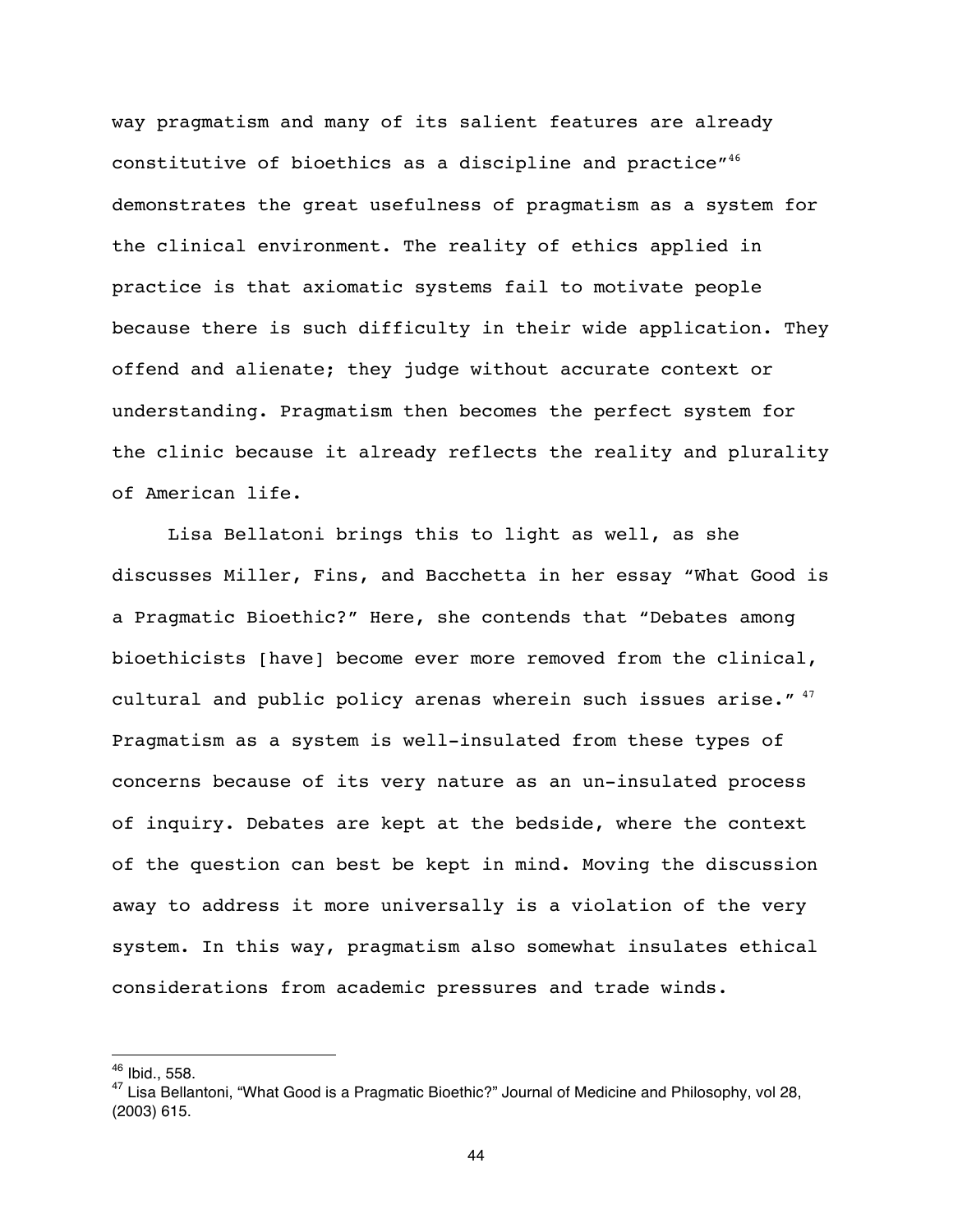way pragmatism and many of its salient features are already constitutive of bioethics as a discipline and practice"[46] demonstrates the great usefulness of pragmatism as a system for the clinical environment. The reality of ethics applied in practice is that axiomatic systems fail to motivate people because there is such difficulty in their wide application. They offend and alienate; they judge without accurate context or understanding. Pragmatism then becomes the perfect system for the clinic because it already reflects the reality and plurality of American life.

Lisa Bellatoni brings this to light as well, as she discusses Miller, Fins, and Bacchetta in her essay "What Good is a Pragmatic Bioethic?" Here, she contends that "Debates among bioethicists [have] become ever more removed from the clinical, cultural and public policy arenas wherein such issues arise." [47] Pragmatism as a system is well-insulated from these types of concerns because of its very nature as an un-insulated process of inquiry. Debates are kept at the bedside, where the context of the question can best be kept in mind. Moving the discussion away to address it more universally is a violation of the very system. In this way, pragmatism also somewhat insulates ethical considerations from academic pressures and trade winds.

---

[46] Ibid., 558.

[47] Lisa Bellantoni, "What Good is a Pragmatic Bioethic?" Journal of Medicine and Philosophy, vol 28, (2003) 615.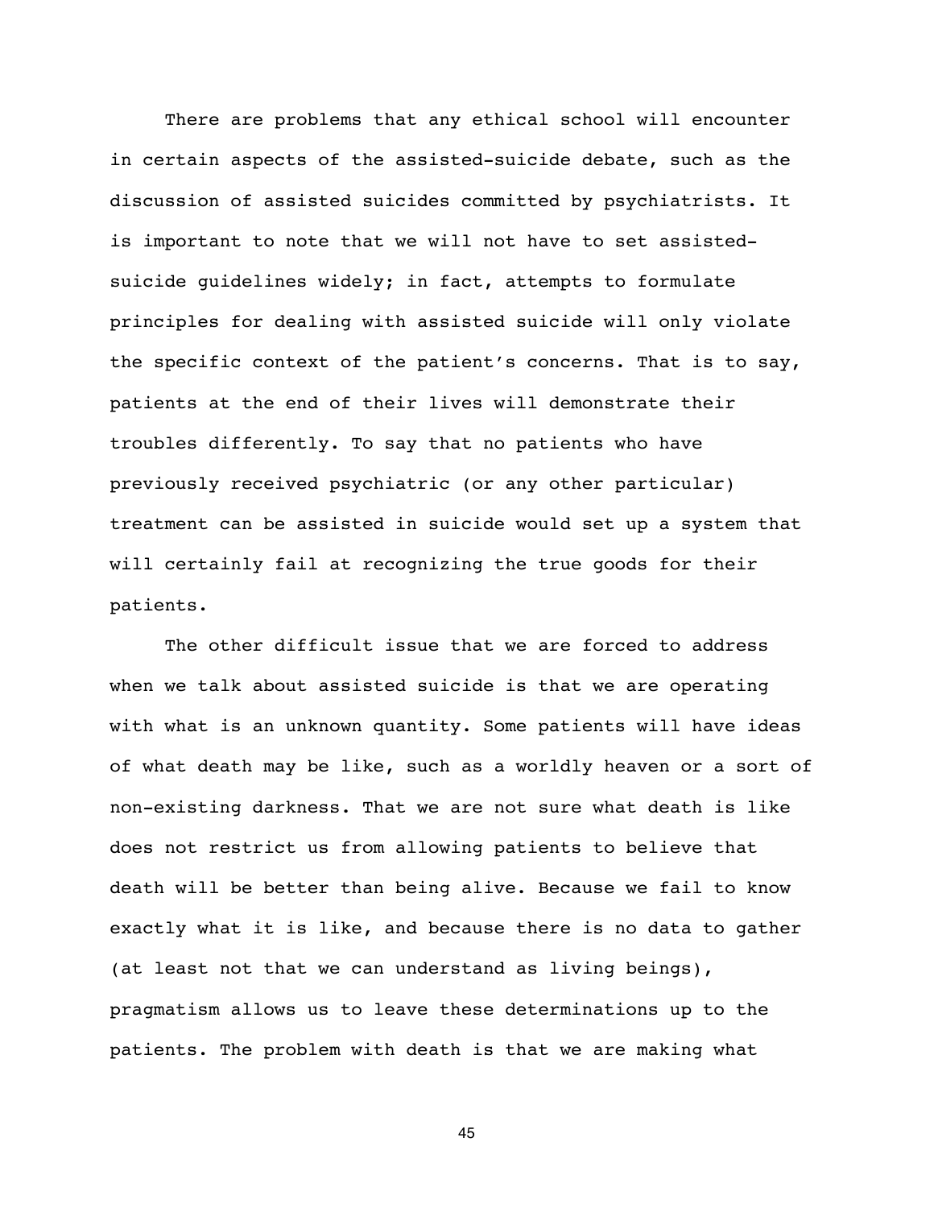There are problems that any ethical school will encounter in certain aspects of the assisted-suicide debate, such as the discussion of assisted suicides committed by psychiatrists. It is important to note that we will not have to set assisted-suicide guidelines widely; in fact, attempts to formulate principles for dealing with assisted suicide will only violate the specific context of the patient's concerns. That is to say, patients at the end of their lives will demonstrate their troubles differently. To say that no patients who have previously received psychiatric (or any other particular) treatment can be assisted in suicide would set up a system that will certainly fail at recognizing the true goods for their patients.

The other difficult issue that we are forced to address when we talk about assisted suicide is that we are operating with what is an unknown quantity. Some patients will have ideas of what death may be like, such as a worldly heaven or a sort of non-existing darkness. That we are not sure what death is like does not restrict us from allowing patients to believe that death will be better than being alive. Because we fail to know exactly what it is like, and because there is no data to gather (at least not that we can understand as living beings), pragmatism allows us to leave these determinations up to the patients. The problem with death is that we are making what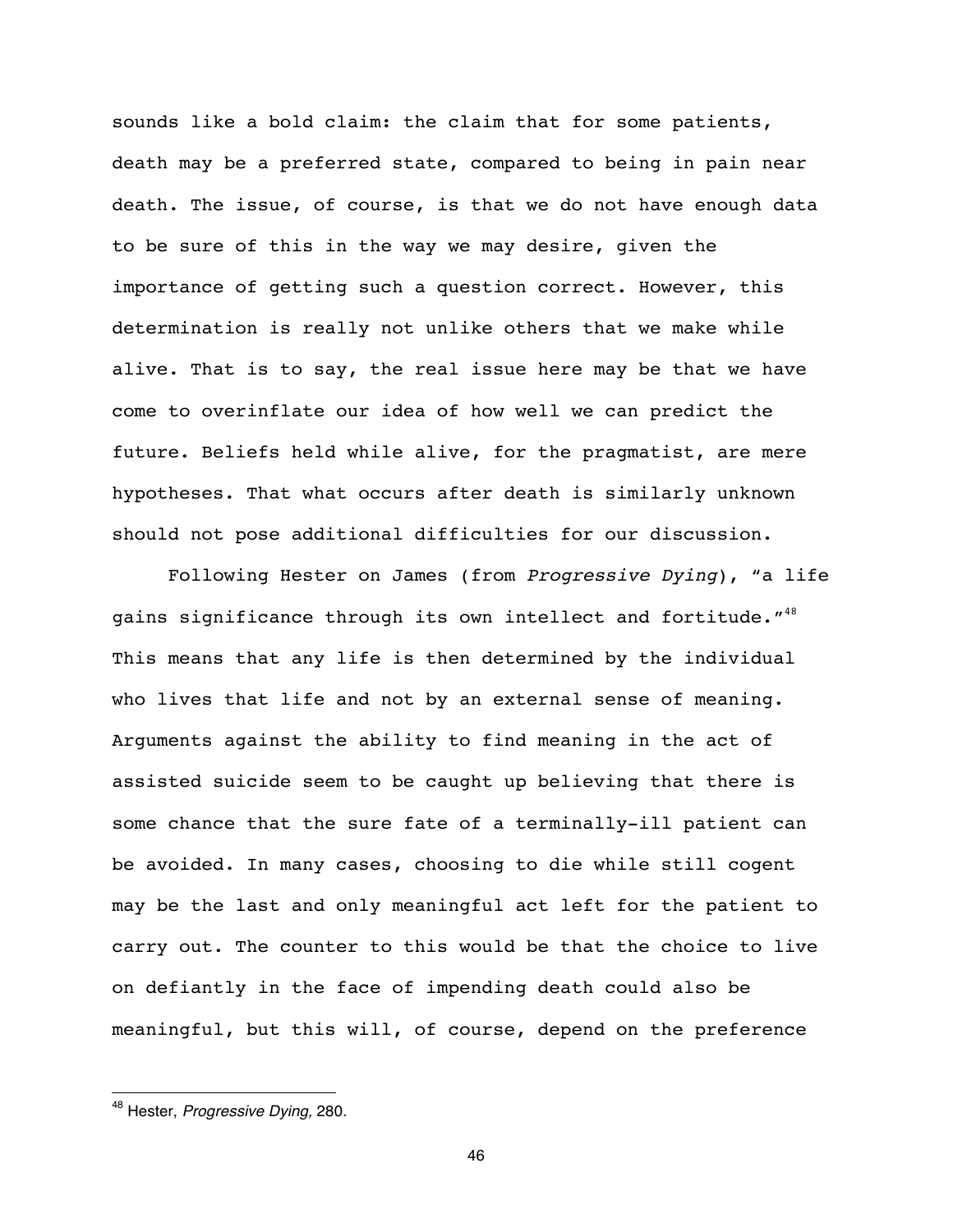sounds like a bold claim: the claim that for some patients, death may be a preferred state, compared to being in pain near death. The issue, of course, is that we do not have enough data to be sure of this in the way we may desire, given the importance of getting such a question correct. However, this determination is really not unlike others that we make while alive. That is to say, the real issue here may be that we have come to overinflate our idea of how well we can predict the future. Beliefs held while alive, for the pragmatist, are mere hypotheses. That what occurs after death is similarly unknown should not pose additional difficulties for our discussion.

Following Hester on James (from *Progressive Dying*), "a life gains significance through its own intellect and fortitude."[48] This means that any life is then determined by the individual who lives that life and not by an external sense of meaning. Arguments against the ability to find meaning in the act of assisted suicide seem to be caught up believing that there is some chance that the sure fate of a terminally-ill patient can be avoided. In many cases, choosing to die while still cogent may be the last and only meaningful act left for the patient to carry out. The counter to this would be that the choice to live on defiantly in the face of impending death could also be meaningful, but this will, of course, depend on the preference

[48] Hester, *Progressive Dying,* 280.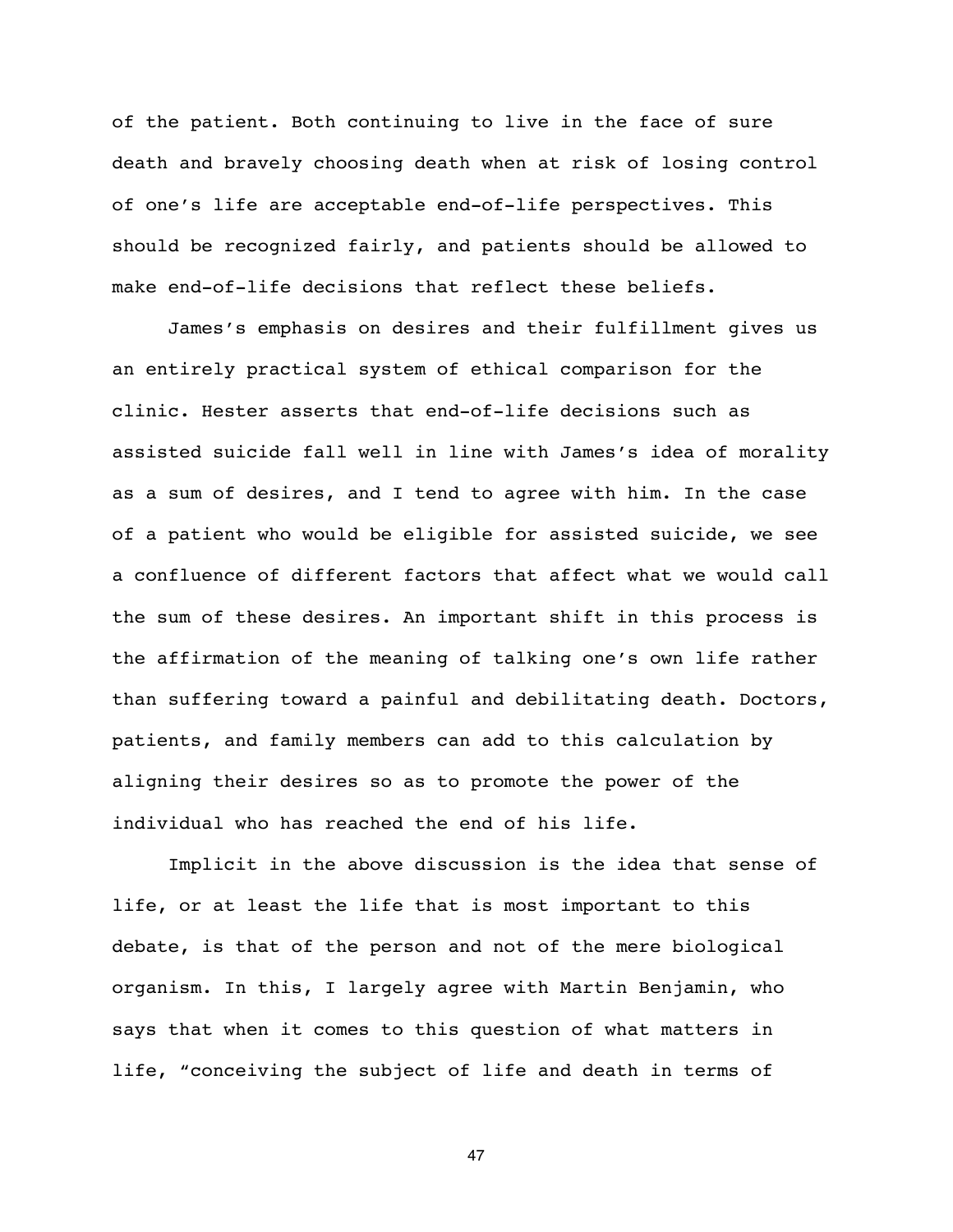of the patient. Both continuing to live in the face of sure death and bravely choosing death when at risk of losing control of one's life are acceptable end-of-life perspectives. This should be recognized fairly, and patients should be allowed to make end-of-life decisions that reflect these beliefs.

James's emphasis on desires and their fulfillment gives us an entirely practical system of ethical comparison for the clinic. Hester asserts that end-of-life decisions such as assisted suicide fall well in line with James's idea of morality as a sum of desires, and I tend to agree with him. In the case of a patient who would be eligible for assisted suicide, we see a confluence of different factors that affect what we would call the sum of these desires. An important shift in this process is the affirmation of the meaning of talking one's own life rather than suffering toward a painful and debilitating death. Doctors, patients, and family members can add to this calculation by aligning their desires so as to promote the power of the individual who has reached the end of his life.

Implicit in the above discussion is the idea that sense of life, or at least the life that is most important to this debate, is that of the person and not of the mere biological organism. In this, I largely agree with Martin Benjamin, who says that when it comes to this question of what matters in life, "conceiving the subject of life and death in terms of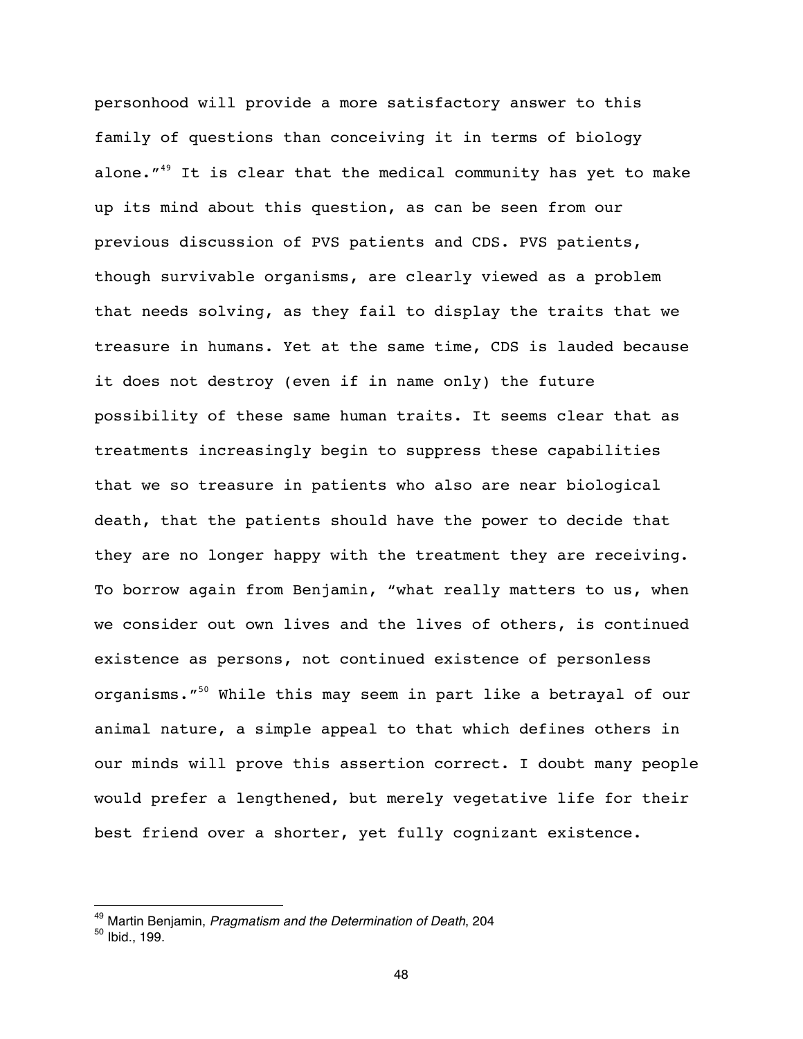personhood will provide a more satisfactory answer to this family of questions than conceiving it in terms of biology alone."[49] It is clear that the medical community has yet to make up its mind about this question, as can be seen from our previous discussion of PVS patients and CDS. PVS patients, though survivable organisms, are clearly viewed as a problem that needs solving, as they fail to display the traits that we treasure in humans. Yet at the same time, CDS is lauded because it does not destroy (even if in name only) the future possibility of these same human traits. It seems clear that as treatments increasingly begin to suppress these capabilities that we so treasure in patients who also are near biological death, that the patients should have the power to decide that they are no longer happy with the treatment they are receiving. To borrow again from Benjamin, "what really matters to us, when we consider out own lives and the lives of others, is continued existence as persons, not continued existence of personless organisms."[50] While this may seem in part like a betrayal of our animal nature, a simple appeal to that which defines others in our minds will prove this assertion correct. I doubt many people would prefer a lengthened, but merely vegetative life for their best friend over a shorter, yet fully cognizant existence.

---

[49] Martin Benjamin, *Pragmatism and the Determination of Death*, 204

[50] Ibid., 199.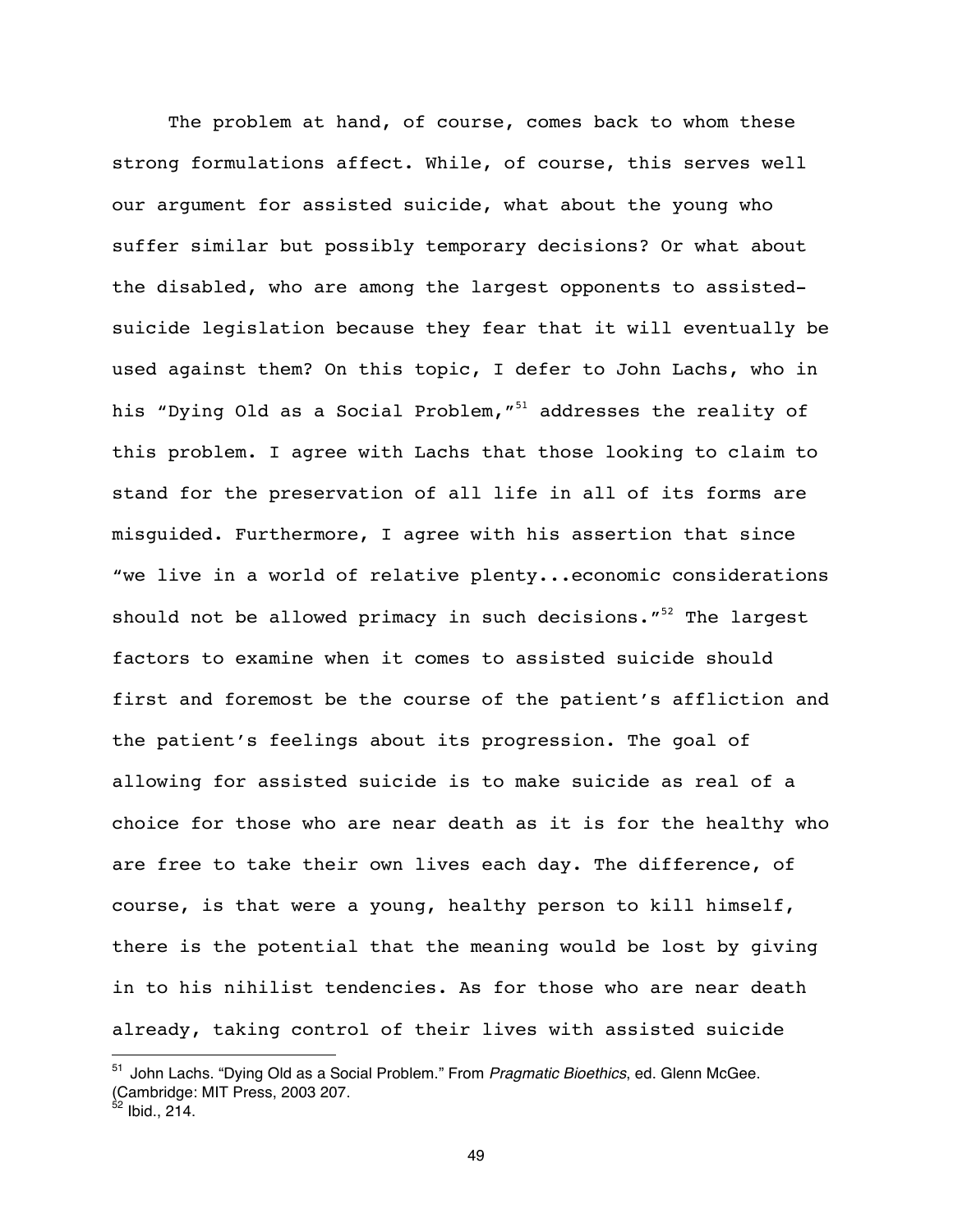The problem at hand, of course, comes back to whom these strong formulations affect. While, of course, this serves well our argument for assisted suicide, what about the young who suffer similar but possibly temporary decisions? Or what about the disabled, who are among the largest opponents to assisted-suicide legislation because they fear that it will eventually be used against them? On this topic, I defer to John Lachs, who in his "Dying Old as a Social Problem,"[51] addresses the reality of this problem. I agree with Lachs that those looking to claim to stand for the preservation of all life in all of its forms are misguided. Furthermore, I agree with his assertion that since "we live in a world of relative plenty...economic considerations should not be allowed primacy in such decisions."[52] The largest factors to examine when it comes to assisted suicide should first and foremost be the course of the patient's affliction and the patient's feelings about its progression. The goal of allowing for assisted suicide is to make suicide as real of a choice for those who are near death as it is for the healthy who are free to take their own lives each day. The difference, of course, is that were a young, healthy person to kill himself, there is the potential that the meaning would be lost by giving in to his nihilist tendencies. As for those who are near death already, taking control of their lives with assisted suicide

---

[51] John Lachs. "Dying Old as a Social Problem." From *Pragmatic Bioethics*, ed. Glenn McGee. (Cambridge: MIT Press, 2003 207.

[52] Ibid., 214.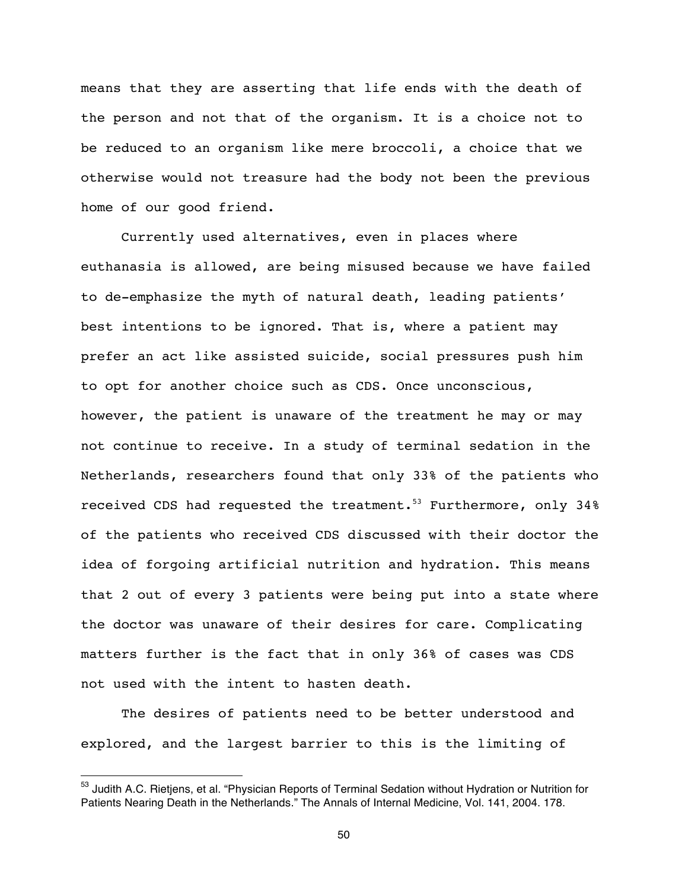means that they are asserting that life ends with the death of the person and not that of the organism. It is a choice not to be reduced to an organism like mere broccoli, a choice that we otherwise would not treasure had the body not been the previous home of our good friend.

Currently used alternatives, even in places where euthanasia is allowed, are being misused because we have failed to de-emphasize the myth of natural death, leading patients' best intentions to be ignored. That is, where a patient may prefer an act like assisted suicide, social pressures push him to opt for another choice such as CDS. Once unconscious, however, the patient is unaware of the treatment he may or may not continue to receive. In a study of terminal sedation in the Netherlands, researchers found that only 33% of the patients who received CDS had requested the treatment.[53] Furthermore, only 34% of the patients who received CDS discussed with their doctor the idea of forgoing artificial nutrition and hydration. This means that 2 out of every 3 patients were being put into a state where the doctor was unaware of their desires for care. Complicating matters further is the fact that in only 36% of cases was CDS not used with the intent to hasten death.

The desires of patients need to be better understood and explored, and the largest barrier to this is the limiting of

---

[53] Judith A.C. Rietjens, et al. "Physician Reports of Terminal Sedation without Hydration or Nutrition for Patients Nearing Death in the Netherlands." The Annals of Internal Medicine, Vol. 141, 2004. 178.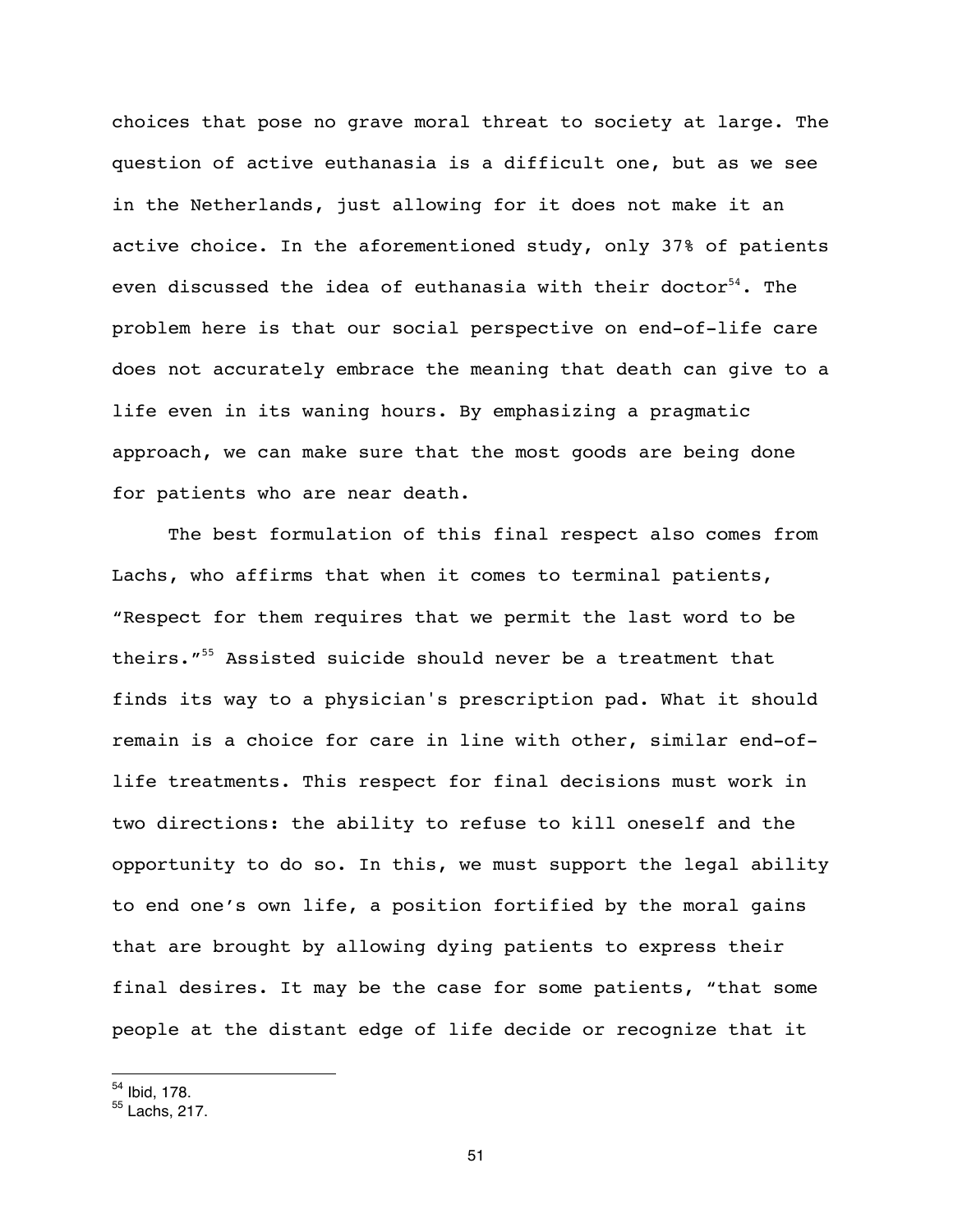choices that pose no grave moral threat to society at large. The question of active euthanasia is a difficult one, but as we see in the Netherlands, just allowing for it does not make it an active choice. In the aforementioned study, only 37% of patients even discussed the idea of euthanasia with their doctor[54]. The problem here is that our social perspective on end-of-life care does not accurately embrace the meaning that death can give to a life even in its waning hours. By emphasizing a pragmatic approach, we can make sure that the most goods are being done for patients who are near death.

The best formulation of this final respect also comes from Lachs, who affirms that when it comes to terminal patients, "Respect for them requires that we permit the last word to be theirs."[55] Assisted suicide should never be a treatment that finds its way to a physician's prescription pad. What it should remain is a choice for care in line with other, similar end-of-life treatments. This respect for final decisions must work in two directions: the ability to refuse to kill oneself and the opportunity to do so. In this, we must support the legal ability to end one's own life, a position fortified by the moral gains that are brought by allowing dying patients to express their final desires. It may be the case for some patients, "that some people at the distant edge of life decide or recognize that it

---

[54] Ibid, 178.

[55] Lachs, 217.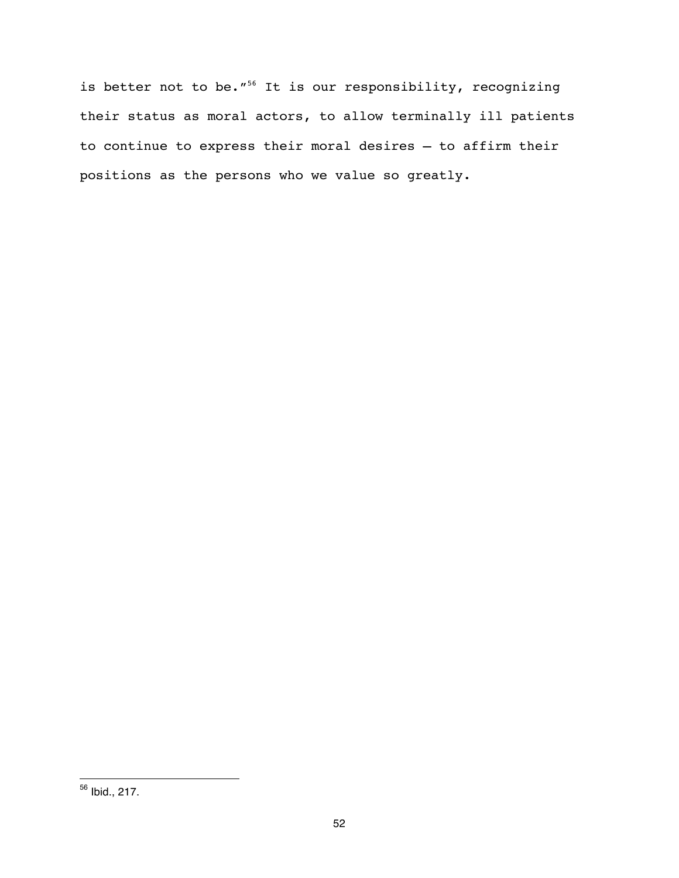is better not to be."[56] It is our responsibility, recognizing their status as moral actors, to allow terminally ill patients to continue to express their moral desires – to affirm their positions as the persons who we value so greatly.

---

[56] Ibid., 217.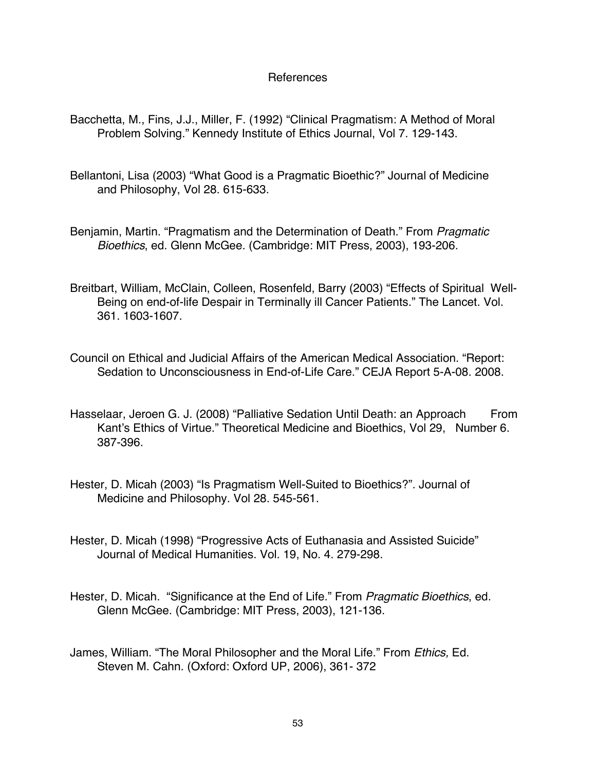# References

Bacchetta, M., Fins, J.J., Miller, F. (1992) “Clinical Pragmatism: A Method of Moral Problem Solving.” Kennedy Institute of Ethics Journal, Vol 7. 129-143.

Bellantoni, Lisa (2003) “What Good is a Pragmatic Bioethic?” Journal of Medicine and Philosophy, Vol 28. 615-633.

Benjamin, Martin. “Pragmatism and the Determination of Death.” From *Pragmatic Bioethics*, ed. Glenn McGee. (Cambridge: MIT Press, 2003), 193-206.

Breitbart, William, McClain, Colleen, Rosenfeld, Barry (2003) “Effects of Spiritual Well-Being on end-of-life Despair in Terminally ill Cancer Patients.” The Lancet. Vol. 361. 1603-1607.

Council on Ethical and Judicial Affairs of the American Medical Association. “Report: Sedation to Unconsciousness in End-of-Life Care.” CEJA Report 5-A-08. 2008.

Hasselaar, Jeroen G. J. (2008) “Palliative Sedation Until Death: an Approach From Kant’s Ethics of Virtue.” Theoretical Medicine and Bioethics, Vol 29, Number 6. 387-396.

Hester, D. Micah (2003) “Is Pragmatism Well-Suited to Bioethics?”. Journal of Medicine and Philosophy. Vol 28. 545-561.

Hester, D. Micah (1998) “Progressive Acts of Euthanasia and Assisted Suicide” Journal of Medical Humanities. Vol. 19, No. 4. 279-298.

Hester, D. Micah. “Significance at the End of Life.” From *Pragmatic Bioethics*, ed. Glenn McGee. (Cambridge: MIT Press, 2003), 121-136.

James, William. “The Moral Philosopher and the Moral Life.” From *Ethics,* Ed. Steven M. Cahn. (Oxford: Oxford UP, 2006), 361- 372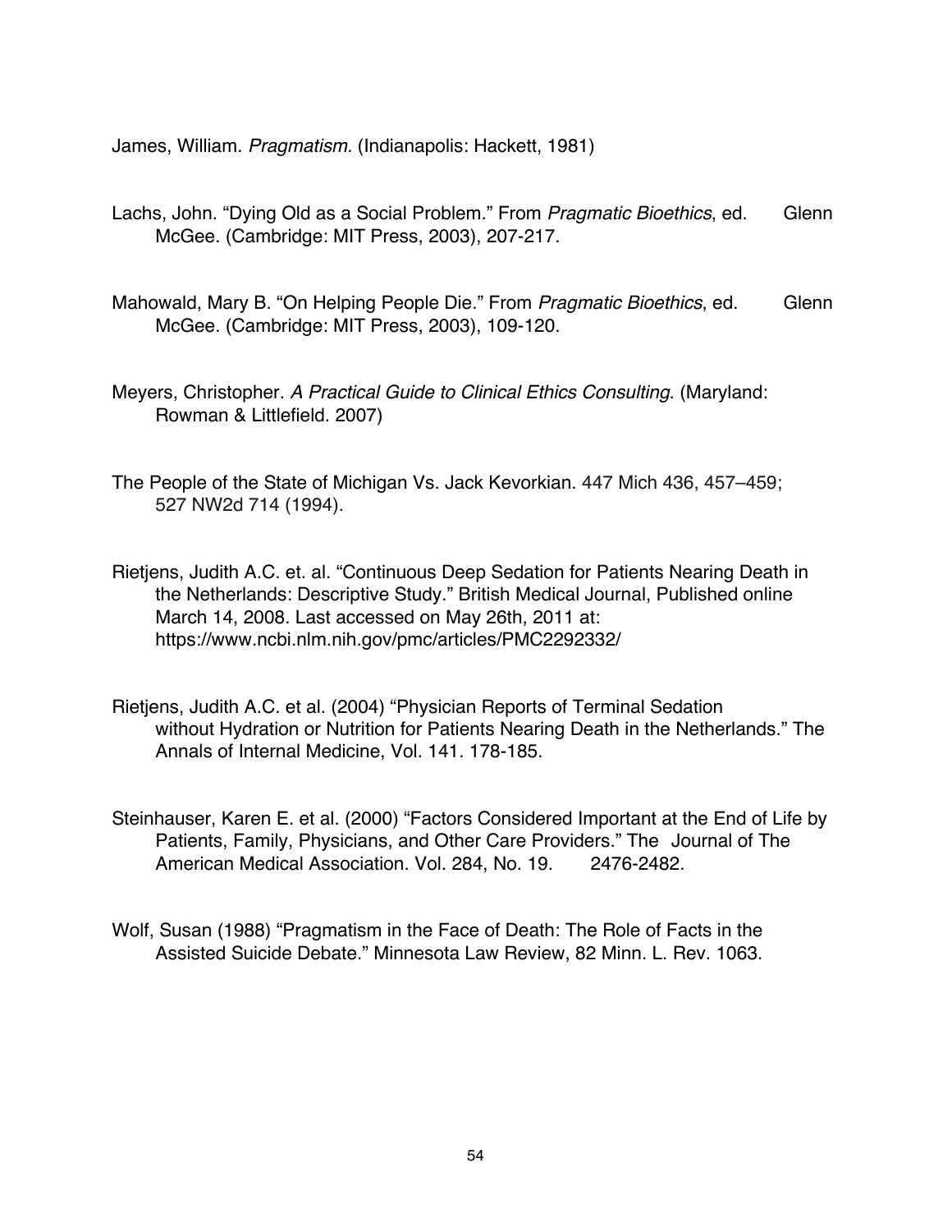James, William. *Pragmatism*. (Indianapolis: Hackett, 1981)

Lachs, John. "Dying Old as a Social Problem." From *Pragmatic Bioethics*, ed. Glenn McGee. (Cambridge: MIT Press, 2003), 207-217.

Mahowald, Mary B. "On Helping People Die." From *Pragmatic Bioethics*, ed. Glenn McGee. (Cambridge: MIT Press, 2003), 109-120.

Meyers, Christopher. *A Practical Guide to Clinical Ethics Consulting*. (Maryland: Rowman & Littlefield. 2007)

The People of the State of Michigan Vs. Jack Kevorkian. 447 Mich 436, 457–459; 527 NW2d 714 (1994).

Rietjens, Judith A.C. et. al. "Continuous Deep Sedation for Patients Nearing Death in the Netherlands: Descriptive Study." British Medical Journal, Published online March 14, 2008. Last accessed on May 26th, 2011 at: https://www.ncbi.nlm.nih.gov/pmc/articles/PMC2292332/

Rietjens, Judith A.C. et al. (2004) "Physician Reports of Terminal Sedation without Hydration or Nutrition for Patients Nearing Death in the Netherlands." The Annals of Internal Medicine, Vol. 141. 178-185.

Steinhauser, Karen E. et al. (2000) "Factors Considered Important at the End of Life by Patients, Family, Physicians, and Other Care Providers." The Journal of The American Medical Association. Vol. 284, No. 19. 2476-2482.

Wolf, Susan (1988) "Pragmatism in the Face of Death: The Role of Facts in the Assisted Suicide Debate." Minnesota Law Review, 82 Minn. L. Rev. 1063.